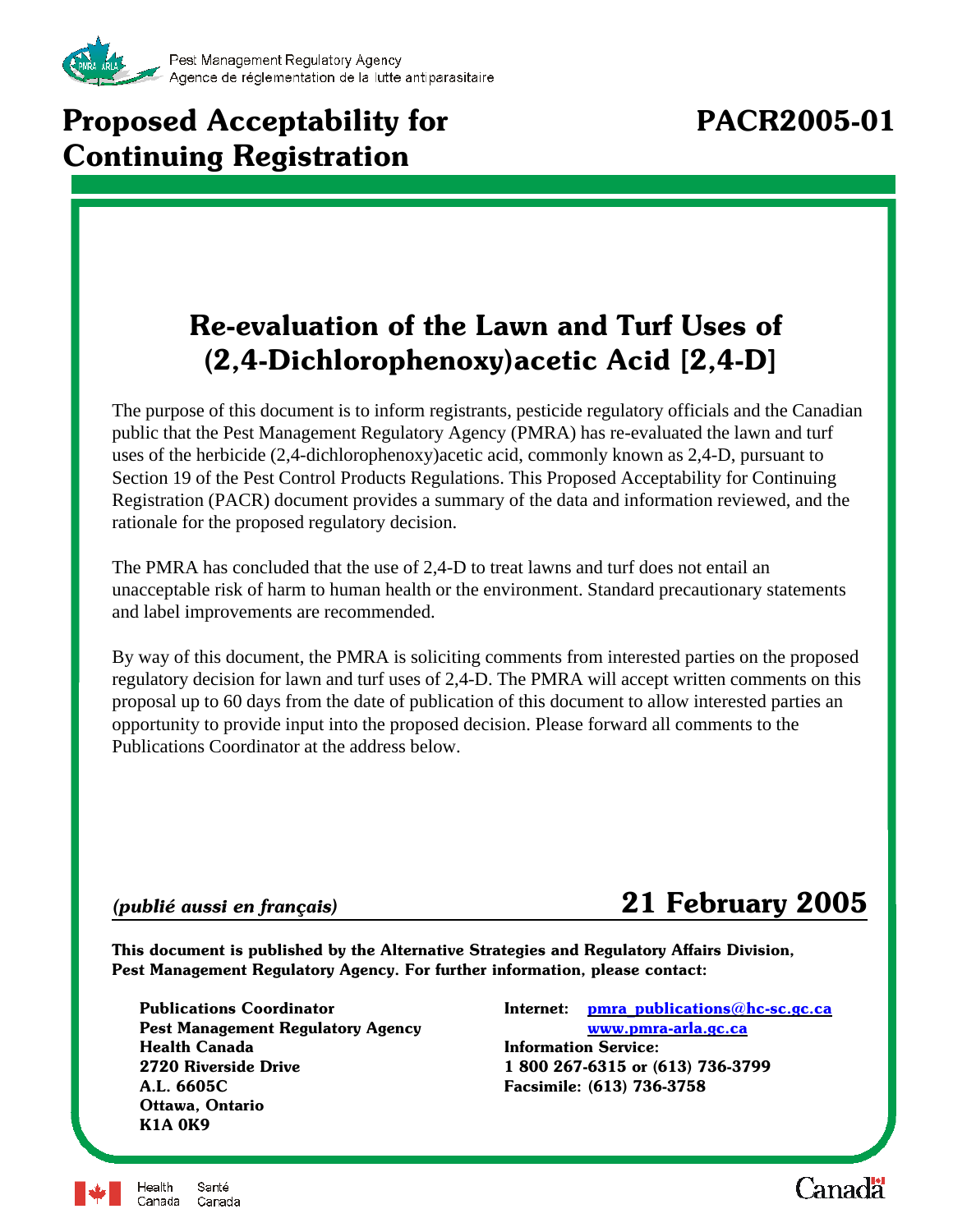Pest Management Regulatory Agency
Agence de réglementation de la lutte antiparasitaire

# Proposed Acceptability for Continuing Registration

# PACR2005-01

## Re-evaluation of the Lawn and Turf Uses of (2,4-Dichlorophenoxy)acetic Acid [2,4-D]

The purpose of this document is to inform registrants, pesticide regulatory officials and the Canadian public that the Pest Management Regulatory Agency (PMRA) has re-evaluated the lawn and turf uses of the herbicide (2,4-dichlorophenoxy)acetic acid, commonly known as 2,4-D, pursuant to Section 19 of the Pest Control Products Regulations. This Proposed Acceptability for Continuing Registration (PACR) document provides a summary of the data and information reviewed, and the rationale for the proposed regulatory decision.

The PMRA has concluded that the use of 2,4-D to treat lawns and turf does not entail an unacceptable risk of harm to human health or the environment. Standard precautionary statements and label improvements are recommended.

By way of this document, the PMRA is soliciting comments from interested parties on the proposed regulatory decision for lawn and turf uses of 2,4-D. The PMRA will accept written comments on this proposal up to 60 days from the date of publication of this document to allow interested parties an opportunity to provide input into the proposed decision. Please forward all comments to the Publications Coordinator at the address below.

*(publié aussi en français)*

**21 February 2005**

**This document is published by the Alternative Strategies and Regulatory Affairs Division, Pest Management Regulatory Agency. For further information, please contact:**

**Publications Coordinator**
**Pest Management Regulatory Agency**
**Health Canada**
**2720 Riverside Drive**
**A.L. 6605C**
**Ottawa, Ontario**
**K1A 0K9**

**Internet:** pmra_publications@hc-sc.gc.ca
www.pmra-arla.gc.ca
**Information Service:**
**1 800 267-6315 or (613) 736-3799**
**Facsimile: (613) 736-3758**

Health Canada Santé Canada

Canada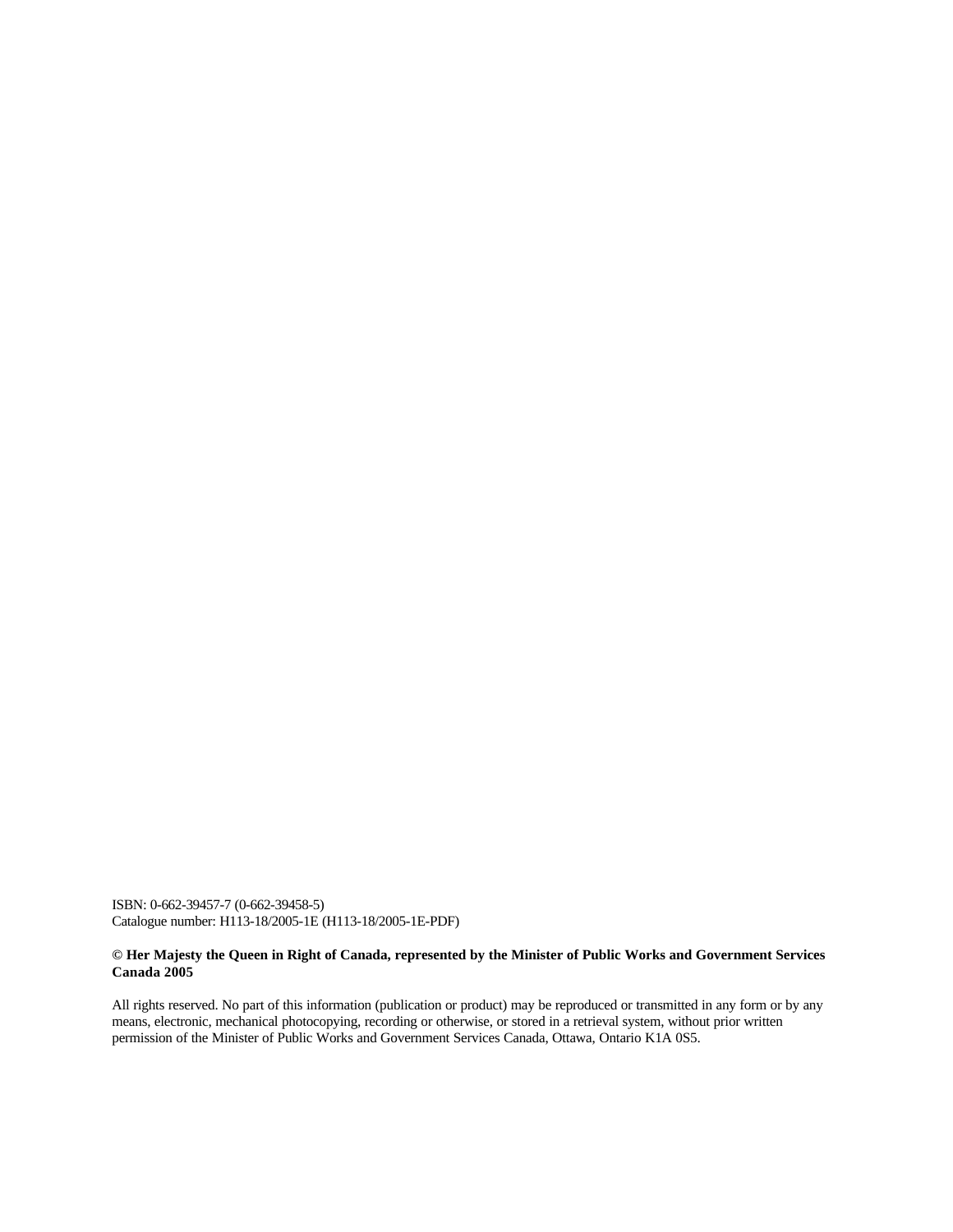ISBN: 0-662-39457-7 (0-662-39458-5)
Catalogue number: H113-18/2005-1E (H113-18/2005-1E-PDF)

**© Her Majesty the Queen in Right of Canada, represented by the Minister of Public Works and Government Services Canada 2005**

All rights reserved. No part of this information (publication or product) may be reproduced or transmitted in any form or by any means, electronic, mechanical photocopying, recording or otherwise, or stored in a retrieval system, without prior written permission of the Minister of Public Works and Government Services Canada, Ottawa, Ontario K1A 0S5.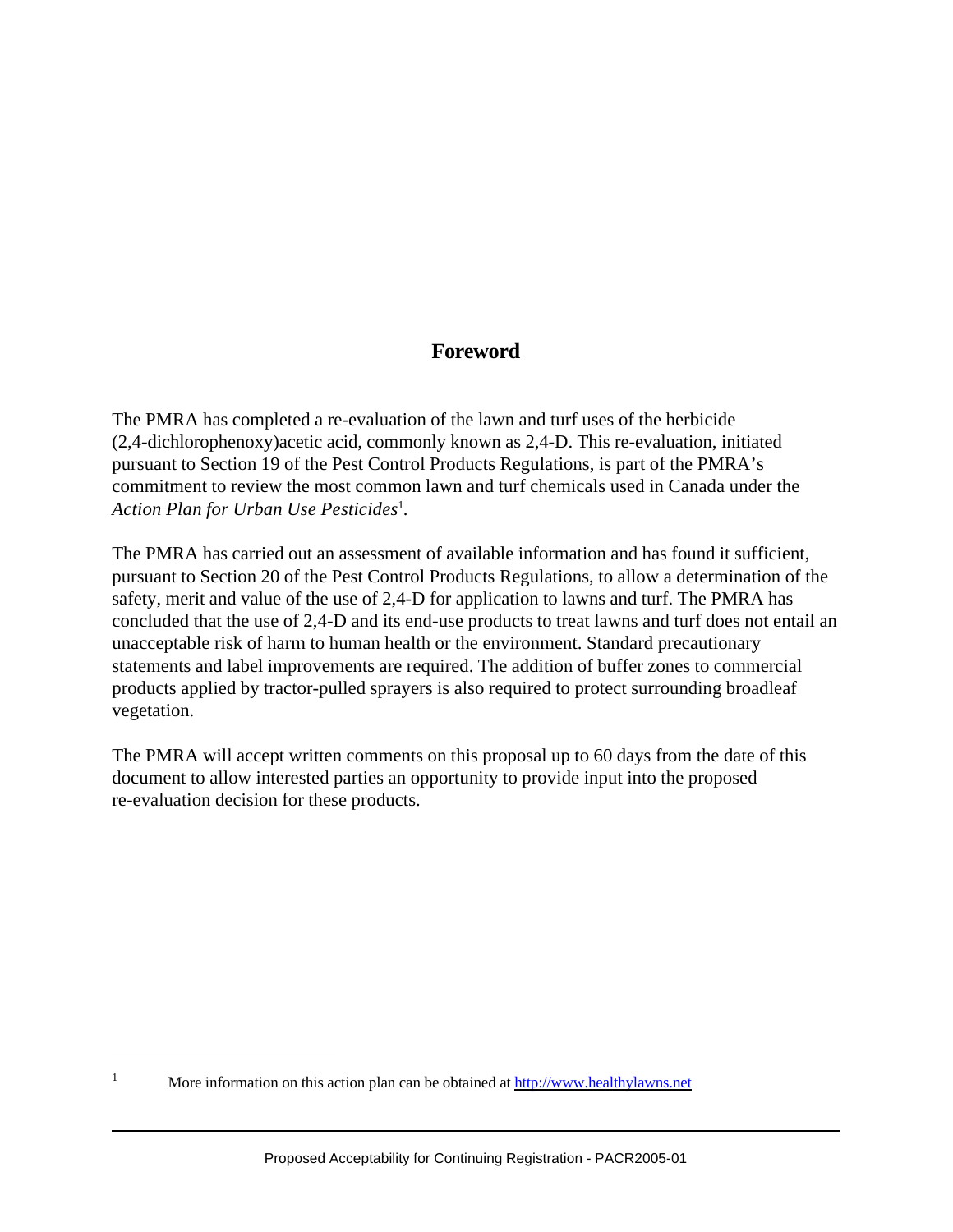# Foreword

The PMRA has completed a re-evaluation of the lawn and turf uses of the herbicide (2,4-dichlorophenoxy)acetic acid, commonly known as 2,4-D. This re-evaluation, initiated pursuant to Section 19 of the Pest Control Products Regulations, is part of the PMRA's commitment to review the most common lawn and turf chemicals used in Canada under the *Action Plan for Urban Use Pesticides*[1].

The PMRA has carried out an assessment of available information and has found it sufficient, pursuant to Section 20 of the Pest Control Products Regulations, to allow a determination of the safety, merit and value of the use of 2,4-D for application to lawns and turf. The PMRA has concluded that the use of 2,4-D and its end-use products to treat lawns and turf does not entail an unacceptable risk of harm to human health or the environment. Standard precautionary statements and label improvements are required. The addition of buffer zones to commercial products applied by tractor-pulled sprayers is also required to protect surrounding broadleaf vegetation.

The PMRA will accept written comments on this proposal up to 60 days from the date of this document to allow interested parties an opportunity to provide input into the proposed re-evaluation decision for these products.

---

[1] More information on this action plan can be obtained at http://www.healthylawns.net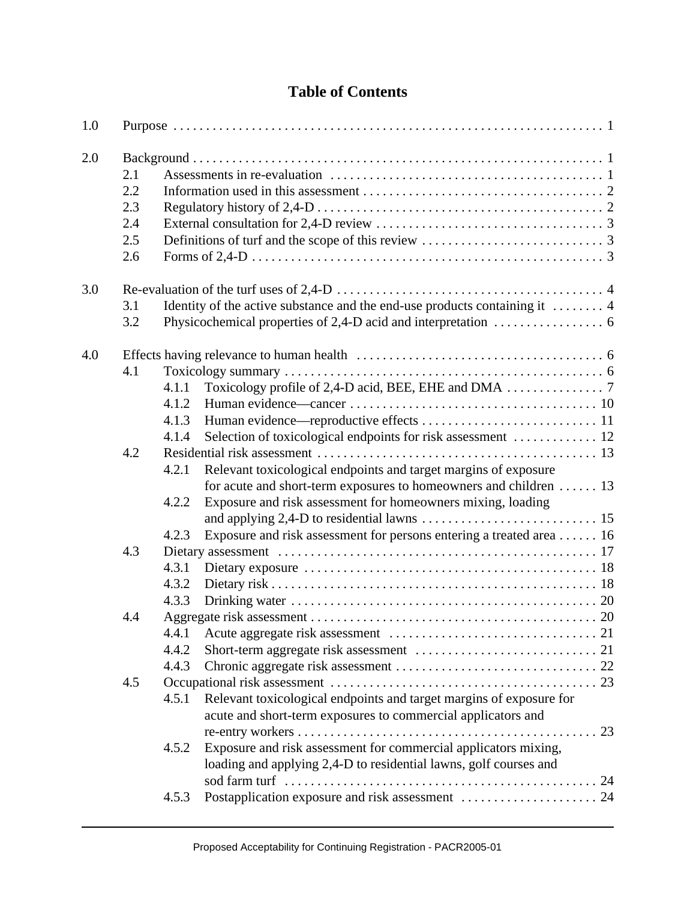# Table of Contents

1.0 Purpose . . . . . . . . . . . . . . . . . . . . . . . . . . . . . . . . . . . . . . . . . . . . . . . . . . . . . . . . . . . . . . . . 1

2.0 Background . . . . . . . . . . . . . . . . . . . . . . . . . . . . . . . . . . . . . . . . . . . . . . . . . . . . . . . . . . . . . 1
- 2.1 Assessments in re-evaluation . . . . . . . . . . . . . . . . . . . . . . . . . . . . . . . . . . . . . . . . . 1
- 2.2 Information used in this assessment . . . . . . . . . . . . . . . . . . . . . . . . . . . . . . . . . . . . 2
- 2.3 Regulatory history of 2,4-D . . . . . . . . . . . . . . . . . . . . . . . . . . . . . . . . . . . . . . . . . . . 2
- 2.4 External consultation for 2,4-D review . . . . . . . . . . . . . . . . . . . . . . . . . . . . . . . . . . 3
- 2.5 Definitions of turf and the scope of this review . . . . . . . . . . . . . . . . . . . . . . . . . . . 3
- 2.6 Forms of 2,4-D . . . . . . . . . . . . . . . . . . . . . . . . . . . . . . . . . . . . . . . . . . . . . . . . . . . . . 3

3.0 Re-evaluation of the turf uses of 2,4-D . . . . . . . . . . . . . . . . . . . . . . . . . . . . . . . . . . . . . . . . 4
- 3.1 Identity of the active substance and the end-use products containing it . . . . . . . . 4
- 3.2 Physicochemical properties of 2,4-D acid and interpretation . . . . . . . . . . . . . . . . 6

4.0 Effects having relevance to human health . . . . . . . . . . . . . . . . . . . . . . . . . . . . . . . . . . . . . 6
- 4.1 Toxicology summary . . . . . . . . . . . . . . . . . . . . . . . . . . . . . . . . . . . . . . . . . . . . . . . . . 6
  - 4.1.1 Toxicology profile of 2,4-D acid, BEE, EHE and DMA . . . . . . . . . . . . . . . 7
  - 4.1.2 Human evidence—cancer . . . . . . . . . . . . . . . . . . . . . . . . . . . . . . . . . . . . . . 10
  - 4.1.3 Human evidence—reproductive effects . . . . . . . . . . . . . . . . . . . . . . . . . . . 11
  - 4.1.4 Selection of toxicological endpoints for risk assessment . . . . . . . . . . . . . 12
- 4.2 Residential risk assessment . . . . . . . . . . . . . . . . . . . . . . . . . . . . . . . . . . . . . . . . . . 13
  - 4.2.1 Relevant toxicological endpoints and target margins of exposure for acute and short-term exposures to homeowners and children . . . . . . 13
  - 4.2.2 Exposure and risk assessment for homeowners mixing, loading and applying 2,4-D to residential lawns . . . . . . . . . . . . . . . . . . . . . . . . . . . 15
  - 4.2.3 Exposure and risk assessment for persons entering a treated area . . . . . . 16
- 4.3 Dietary assessment . . . . . . . . . . . . . . . . . . . . . . . . . . . . . . . . . . . . . . . . . . . . . . . . . 17
  - 4.3.1 Dietary exposure . . . . . . . . . . . . . . . . . . . . . . . . . . . . . . . . . . . . . . . . . . . . . 18
  - 4.3.2 Dietary risk . . . . . . . . . . . . . . . . . . . . . . . . . . . . . . . . . . . . . . . . . . . . . . . . . 18
  - 4.3.3 Drinking water . . . . . . . . . . . . . . . . . . . . . . . . . . . . . . . . . . . . . . . . . . . . . . 20
- 4.4 Aggregate risk assessment . . . . . . . . . . . . . . . . . . . . . . . . . . . . . . . . . . . . . . . . . . . 20
  - 4.4.1 Acute aggregate risk assessment . . . . . . . . . . . . . . . . . . . . . . . . . . . . . . . . 21
  - 4.4.2 Short-term aggregate risk assessment . . . . . . . . . . . . . . . . . . . . . . . . . . . . 21
  - 4.4.3 Chronic aggregate risk assessment . . . . . . . . . . . . . . . . . . . . . . . . . . . . . . . 22
- 4.5 Occupational risk assessment . . . . . . . . . . . . . . . . . . . . . . . . . . . . . . . . . . . . . . . . . 23
  - 4.5.1 Relevant toxicological endpoints and target margins of exposure for acute and short-term exposures to commercial applicators and re-entry workers . . . . . . . . . . . . . . . . . . . . . . . . . . . . . . . . . . . . . . . . . . . . . 23
  - 4.5.2 Exposure and risk assessment for commercial applicators mixing, loading and applying 2,4-D to residential lawns, golf courses and sod farm turf . . . . . . . . . . . . . . . . . . . . . . . . . . . . . . . . . . . . . . . . . . . . . . . . 24
  - 4.5.3 Postapplication exposure and risk assessment . . . . . . . . . . . . . . . . . . . . . 24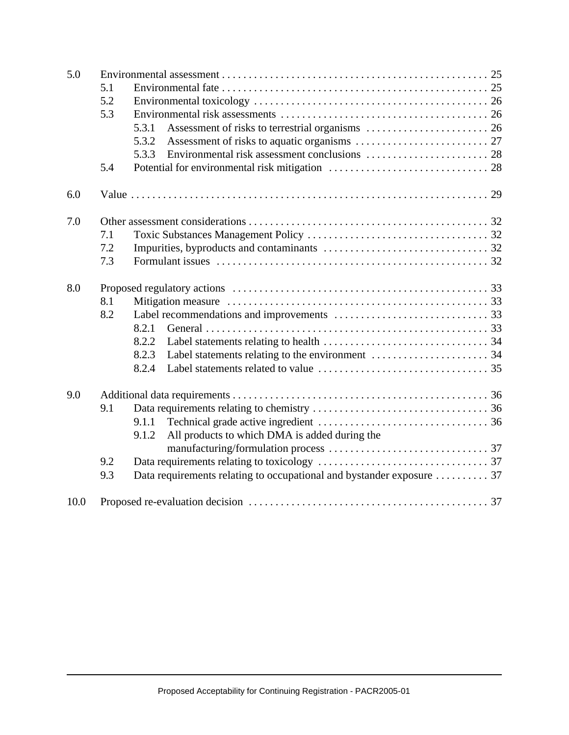5.0 Environmental assessment . . . . . . . . . . . . . . . . . . . . . . . . . . . . . . . . . . . . . . . . . . . . . . . . . 25
- 5.1 Environmental fate . . . . . . . . . . . . . . . . . . . . . . . . . . . . . . . . . . . . . . . . . . . . . . . . . . 25
- 5.2 Environmental toxicology . . . . . . . . . . . . . . . . . . . . . . . . . . . . . . . . . . . . . . . . . . . . 26
- 5.3 Environmental risk assessments . . . . . . . . . . . . . . . . . . . . . . . . . . . . . . . . . . . . . . . 26
  - 5.3.1 Assessment of risks to terrestrial organisms . . . . . . . . . . . . . . . . . . . . . . . 26
  - 5.3.2 Assessment of risks to aquatic organisms . . . . . . . . . . . . . . . . . . . . . . . . . 27
  - 5.3.3 Environmental risk assessment conclusions . . . . . . . . . . . . . . . . . . . . . . . 28
- 5.4 Potential for environmental risk mitigation . . . . . . . . . . . . . . . . . . . . . . . . . . . . . . 28

6.0 Value . . . . . . . . . . . . . . . . . . . . . . . . . . . . . . . . . . . . . . . . . . . . . . . . . . . . . . . . . . . . . . . . 29

7.0 Other assessment considerations . . . . . . . . . . . . . . . . . . . . . . . . . . . . . . . . . . . . . . . . . . . . 32
- 7.1 Toxic Substances Management Policy . . . . . . . . . . . . . . . . . . . . . . . . . . . . . . . . . . 32
- 7.2 Impurities, byproducts and contaminants . . . . . . . . . . . . . . . . . . . . . . . . . . . . . . . 32
- 7.3 Formulant issues . . . . . . . . . . . . . . . . . . . . . . . . . . . . . . . . . . . . . . . . . . . . . . . . . . . 32

8.0 Proposed regulatory actions . . . . . . . . . . . . . . . . . . . . . . . . . . . . . . . . . . . . . . . . . . . . . . . . 33
- 8.1 Mitigation measure . . . . . . . . . . . . . . . . . . . . . . . . . . . . . . . . . . . . . . . . . . . . . . . . . . 33
- 8.2 Label recommendations and improvements . . . . . . . . . . . . . . . . . . . . . . . . . . . . . 33
  - 8.2.1 General . . . . . . . . . . . . . . . . . . . . . . . . . . . . . . . . . . . . . . . . . . . . . . . . . . . . . 33
  - 8.2.2 Label statements relating to health . . . . . . . . . . . . . . . . . . . . . . . . . . . . . . . 34
  - 8.2.3 Label statements relating to the environment . . . . . . . . . . . . . . . . . . . . . . 34
  - 8.2.4 Label statements related to value . . . . . . . . . . . . . . . . . . . . . . . . . . . . . . . . 35

9.0 Additional data requirements . . . . . . . . . . . . . . . . . . . . . . . . . . . . . . . . . . . . . . . . . . . . . . . 36
- 9.1 Data requirements relating to chemistry . . . . . . . . . . . . . . . . . . . . . . . . . . . . . . . . . 36
  - 9.1.1 Technical grade active ingredient . . . . . . . . . . . . . . . . . . . . . . . . . . . . . . . . 36
  - 9.1.2 All products to which DMA is added during the manufacturing/formulation process . . . . . . . . . . . . . . . . . . . . . . . . . . . . . . 37
- 9.2 Data requirements relating to toxicology . . . . . . . . . . . . . . . . . . . . . . . . . . . . . . . . 37
- 9.3 Data requirements relating to occupational and bystander exposure . . . . . . . . . . 37

10.0 Proposed re-evaluation decision . . . . . . . . . . . . . . . . . . . . . . . . . . . . . . . . . . . . . . . . . . . . 37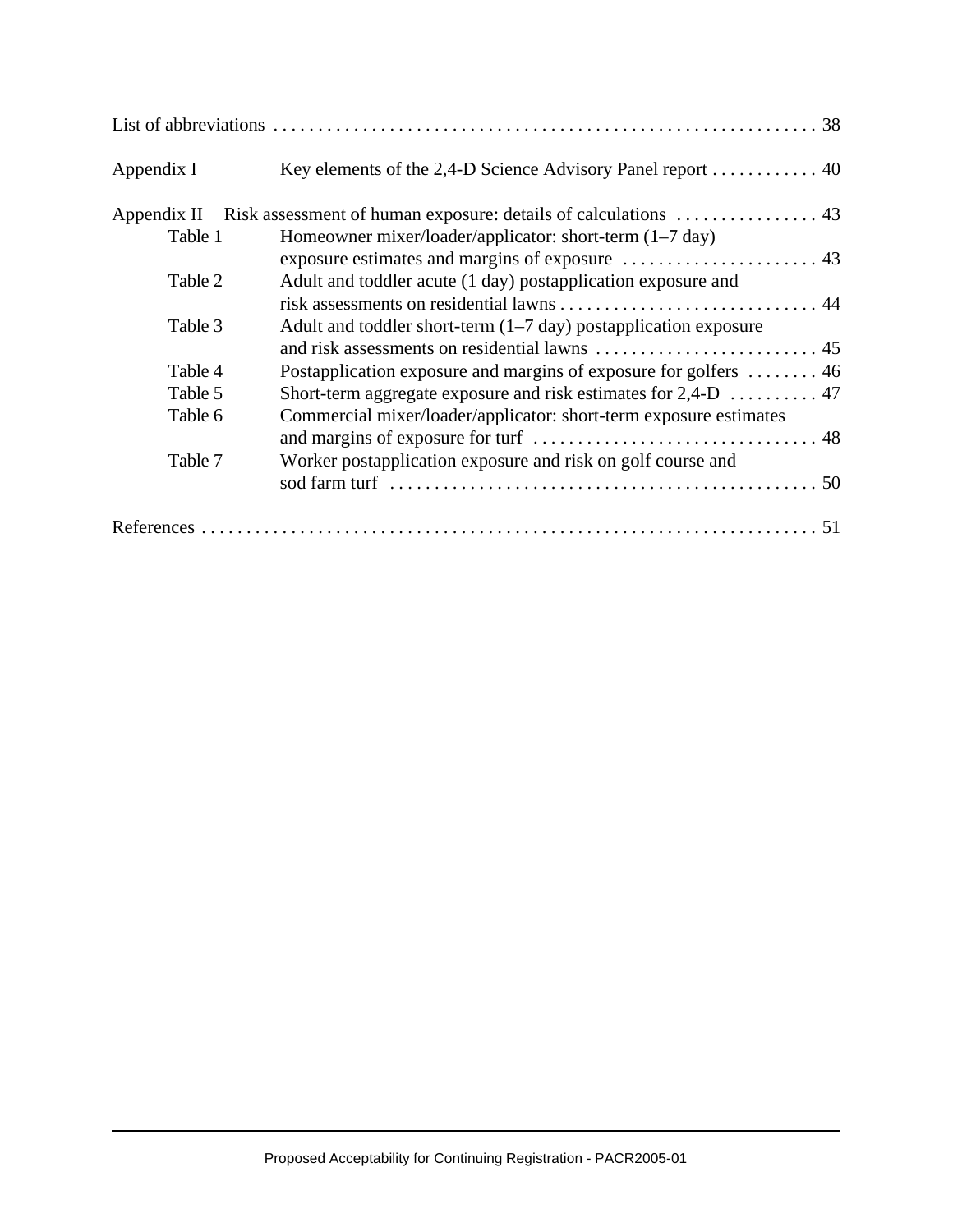List of abbreviations . . . . . . . . . . . . . . . . . . . . . . . . . . . . . . . . . . . . . . . . . . . . . . . . . . . . . . . . . . . . . 38

Appendix I Key elements of the 2,4-D Science Advisory Panel report . . . . . . . . . . . . 40

Appendix II Risk assessment of human exposure: details of calculations . . . . . . . . . . . . . . . . 43

- Table 1 Homeowner mixer/loader/applicator: short-term (1–7 day) exposure estimates and margins of exposure . . . . . . . . . . . . . . . . . . . . . . 43
- Table 2 Adult and toddler acute (1 day) postapplication exposure and risk assessments on residential lawns . . . . . . . . . . . . . . . . . . . . . . . . . . . . . 44
- Table 3 Adult and toddler short-term (1–7 day) postapplication exposure and risk assessments on residential lawns . . . . . . . . . . . . . . . . . . . . . . . . . 45
- Table 4 Postapplication exposure and margins of exposure for golfers . . . . . . . . 46
- Table 5 Short-term aggregate exposure and risk estimates for 2,4-D . . . . . . . . . . 47
- Table 6 Commercial mixer/loader/applicator: short-term exposure estimates and margins of exposure for turf . . . . . . . . . . . . . . . . . . . . . . . . . . . . . . . . 48
- Table 7 Worker postapplication exposure and risk on golf course and sod farm turf . . . . . . . . . . . . . . . . . . . . . . . . . . . . . . . . . . . . . . . . . . . . . . . . 50

References . . . . . . . . . . . . . . . . . . . . . . . . . . . . . . . . . . . . . . . . . . . . . . . . . . . . . . . . . . . . . . . . . . . . 51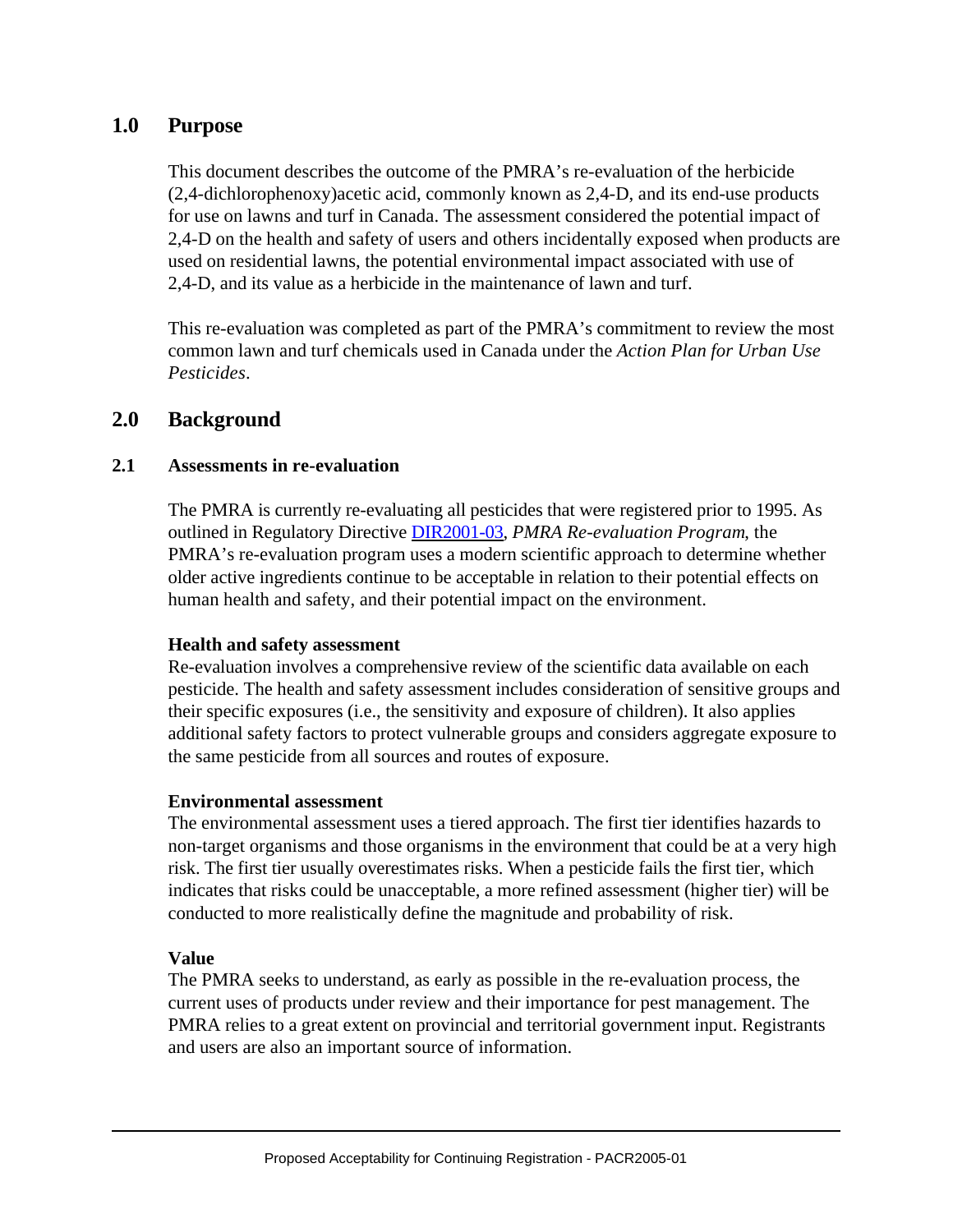## 1.0 Purpose

This document describes the outcome of the PMRA's re-evaluation of the herbicide (2,4-dichlorophenoxy)acetic acid, commonly known as 2,4-D, and its end-use products for use on lawns and turf in Canada. The assessment considered the potential impact of 2,4-D on the health and safety of users and others incidentally exposed when products are used on residential lawns, the potential environmental impact associated with use of 2,4-D, and its value as a herbicide in the maintenance of lawn and turf.

This re-evaluation was completed as part of the PMRA's commitment to review the most common lawn and turf chemicals used in Canada under the *Action Plan for Urban Use Pesticides*.

## 2.0 Background

### 2.1 Assessments in re-evaluation

The PMRA is currently re-evaluating all pesticides that were registered prior to 1995. As outlined in Regulatory Directive DIR2001-03, *PMRA Re-evaluation Program*, the PMRA's re-evaluation program uses a modern scientific approach to determine whether older active ingredients continue to be acceptable in relation to their potential effects on human health and safety, and their potential impact on the environment.

**Health and safety assessment**
Re-evaluation involves a comprehensive review of the scientific data available on each pesticide. The health and safety assessment includes consideration of sensitive groups and their specific exposures (i.e., the sensitivity and exposure of children). It also applies additional safety factors to protect vulnerable groups and considers aggregate exposure to the same pesticide from all sources and routes of exposure.

**Environmental assessment**
The environmental assessment uses a tiered approach. The first tier identifies hazards to non-target organisms and those organisms in the environment that could be at a very high risk. The first tier usually overestimates risks. When a pesticide fails the first tier, which indicates that risks could be unacceptable, a more refined assessment (higher tier) will be conducted to more realistically define the magnitude and probability of risk.

**Value**
The PMRA seeks to understand, as early as possible in the re-evaluation process, the current uses of products under review and their importance for pest management. The PMRA relies to a great extent on provincial and territorial government input. Registrants and users are also an important source of information.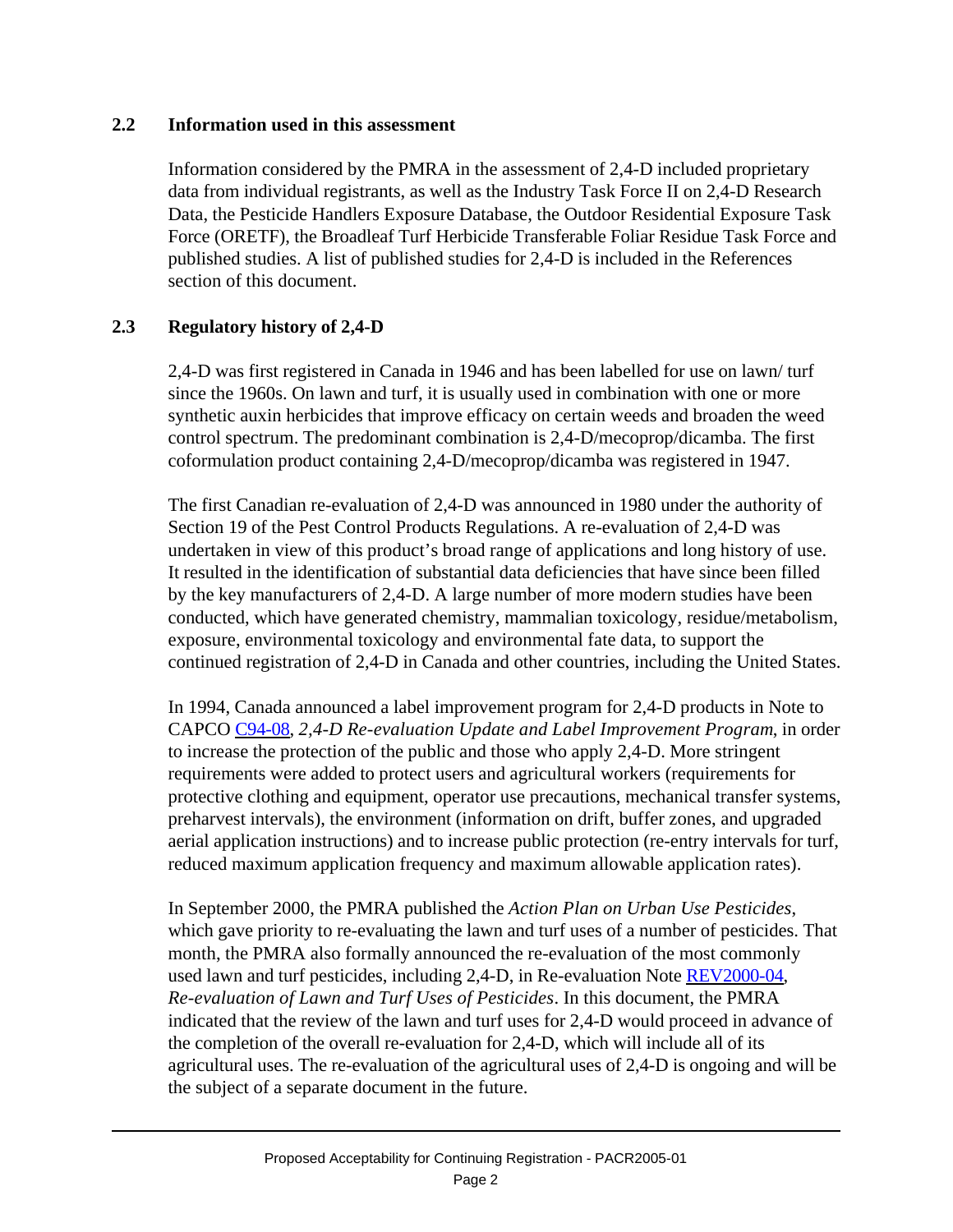### 2.2 Information used in this assessment

Information considered by the PMRA in the assessment of 2,4-D included proprietary data from individual registrants, as well as the Industry Task Force II on 2,4-D Research Data, the Pesticide Handlers Exposure Database, the Outdoor Residential Exposure Task Force (ORETF), the Broadleaf Turf Herbicide Transferable Foliar Residue Task Force and published studies. A list of published studies for 2,4-D is included in the References section of this document.

### 2.3 Regulatory history of 2,4-D

2,4-D was first registered in Canada in 1946 and has been labelled for use on lawn/ turf since the 1960s. On lawn and turf, it is usually used in combination with one or more synthetic auxin herbicides that improve efficacy on certain weeds and broaden the weed control spectrum. The predominant combination is 2,4-D/mecoprop/dicamba. The first coformulation product containing 2,4-D/mecoprop/dicamba was registered in 1947.

The first Canadian re-evaluation of 2,4-D was announced in 1980 under the authority of Section 19 of the Pest Control Products Regulations. A re-evaluation of 2,4-D was undertaken in view of this product's broad range of applications and long history of use. It resulted in the identification of substantial data deficiencies that have since been filled by the key manufacturers of 2,4-D. A large number of more modern studies have been conducted, which have generated chemistry, mammalian toxicology, residue/metabolism, exposure, environmental toxicology and environmental fate data, to support the continued registration of 2,4-D in Canada and other countries, including the United States.

In 1994, Canada announced a label improvement program for 2,4-D products in Note to CAPCO C94-08, *2,4-D Re-evaluation Update and Label Improvement Program*, in order to increase the protection of the public and those who apply 2,4-D. More stringent requirements were added to protect users and agricultural workers (requirements for protective clothing and equipment, operator use precautions, mechanical transfer systems, preharvest intervals), the environment (information on drift, buffer zones, and upgraded aerial application instructions) and to increase public protection (re-entry intervals for turf, reduced maximum application frequency and maximum allowable application rates).

In September 2000, the PMRA published the *Action Plan on Urban Use Pesticides*, which gave priority to re-evaluating the lawn and turf uses of a number of pesticides. That month, the PMRA also formally announced the re-evaluation of the most commonly used lawn and turf pesticides, including 2,4-D, in Re-evaluation Note REV2000-04, *Re-evaluation of Lawn and Turf Uses of Pesticides*. In this document, the PMRA indicated that the review of the lawn and turf uses for 2,4-D would proceed in advance of the completion of the overall re-evaluation for 2,4-D, which will include all of its agricultural uses. The re-evaluation of the agricultural uses of 2,4-D is ongoing and will be the subject of a separate document in the future.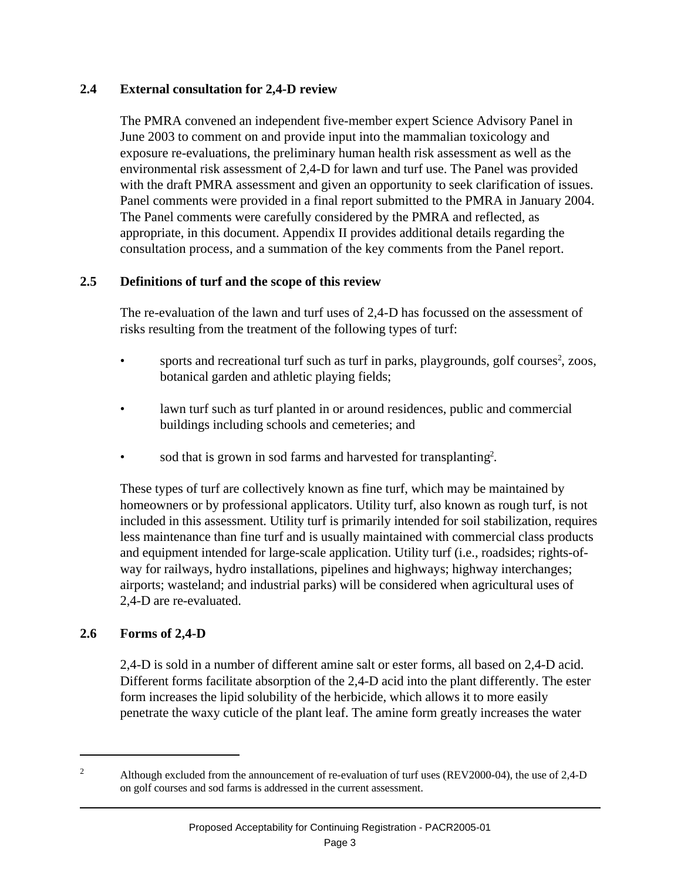## 2.4 External consultation for 2,4-D review

The PMRA convened an independent five-member expert Science Advisory Panel in June 2003 to comment on and provide input into the mammalian toxicology and exposure re-evaluations, the preliminary human health risk assessment as well as the environmental risk assessment of 2,4-D for lawn and turf use. The Panel was provided with the draft PMRA assessment and given an opportunity to seek clarification of issues. Panel comments were provided in a final report submitted to the PMRA in January 2004. The Panel comments were carefully considered by the PMRA and reflected, as appropriate, in this document. Appendix II provides additional details regarding the consultation process, and a summation of the key comments from the Panel report.

## 2.5 Definitions of turf and the scope of this review

The re-evaluation of the lawn and turf uses of 2,4-D has focussed on the assessment of risks resulting from the treatment of the following types of turf:

- sports and recreational turf such as turf in parks, playgrounds, golf courses[2], zoos, botanical garden and athletic playing fields;
- lawn turf such as turf planted in or around residences, public and commercial buildings including schools and cemeteries; and
- sod that is grown in sod farms and harvested for transplanting[2].

These types of turf are collectively known as fine turf, which may be maintained by homeowners or by professional applicators. Utility turf, also known as rough turf, is not included in this assessment. Utility turf is primarily intended for soil stabilization, requires less maintenance than fine turf and is usually maintained with commercial class products and equipment intended for large-scale application. Utility turf (i.e., roadsides; rights-of-way for railways, hydro installations, pipelines and highways; highway interchanges; airports; wasteland; and industrial parks) will be considered when agricultural uses of 2,4-D are re-evaluated.

## 2.6 Forms of 2,4-D

2,4-D is sold in a number of different amine salt or ester forms, all based on 2,4-D acid. Different forms facilitate absorption of the 2,4-D acid into the plant differently. The ester form increases the lipid solubility of the herbicide, which allows it to more easily penetrate the waxy cuticle of the plant leaf. The amine form greatly increases the water

---

[2] Although excluded from the announcement of re-evaluation of turf uses (REV2000-04), the use of 2,4-D on golf courses and sod farms is addressed in the current assessment.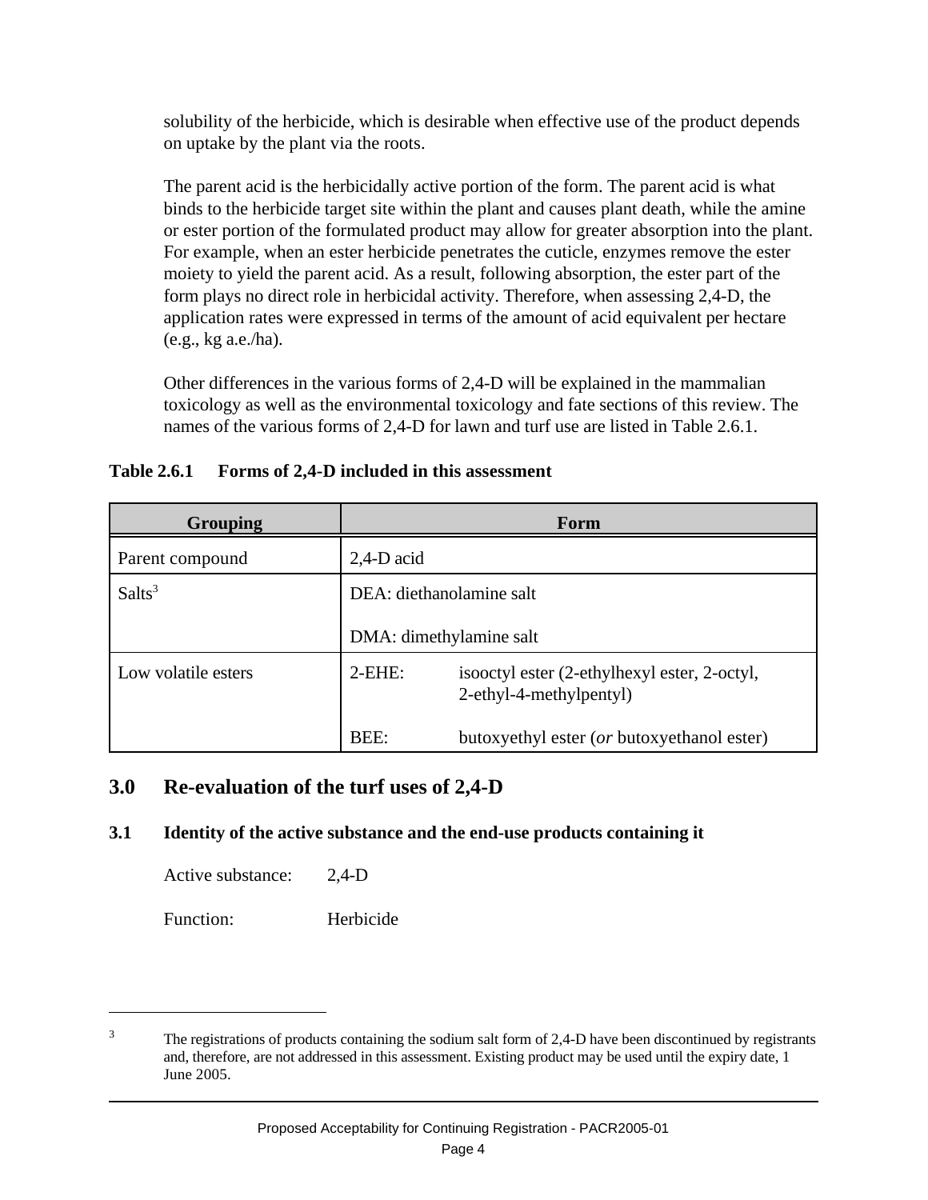solubility of the herbicide, which is desirable when effective use of the product depends on uptake by the plant via the roots.

The parent acid is the herbicidally active portion of the form. The parent acid is what binds to the herbicide target site within the plant and causes plant death, while the amine or ester portion of the formulated product may allow for greater absorption into the plant. For example, when an ester herbicide penetrates the cuticle, enzymes remove the ester moiety to yield the parent acid. As a result, following absorption, the ester part of the form plays no direct role in herbicidal activity. Therefore, when assessing 2,4-D, the application rates were expressed in terms of the amount of acid equivalent per hectare (e.g., kg a.e./ha).

Other differences in the various forms of 2,4-D will be explained in the mammalian toxicology as well as the environmental toxicology and fate sections of this review. The names of the various forms of 2,4-D for lawn and turf use are listed in Table 2.6.1.

**Table 2.6.1 Forms of 2,4-D included in this assessment**

| Grouping | Form |
| --- | --- |
| Parent compound | 2,4-D acid |
| Salts[3] | DEA: diethanolamine salt<br>DMA: dimethylamine salt |
| Low volatile esters | 2-EHE: isooctyl ester (2-ethylhexyl ester, 2-octyl, 2-ethyl-4-methylpentyl)<br>BEE: butoxyethyl ester (*or* butoxyethanol ester) |

## 3.0 Re-evaluation of the turf uses of 2,4-D

### 3.1 Identity of the active substance and the end-use products containing it

Active substance: 2,4-D

Function: Herbicide

---

[3] The registrations of products containing the sodium salt form of 2,4-D have been discontinued by registrants and, therefore, are not addressed in this assessment. Existing product may be used until the expiry date, 1 June 2005.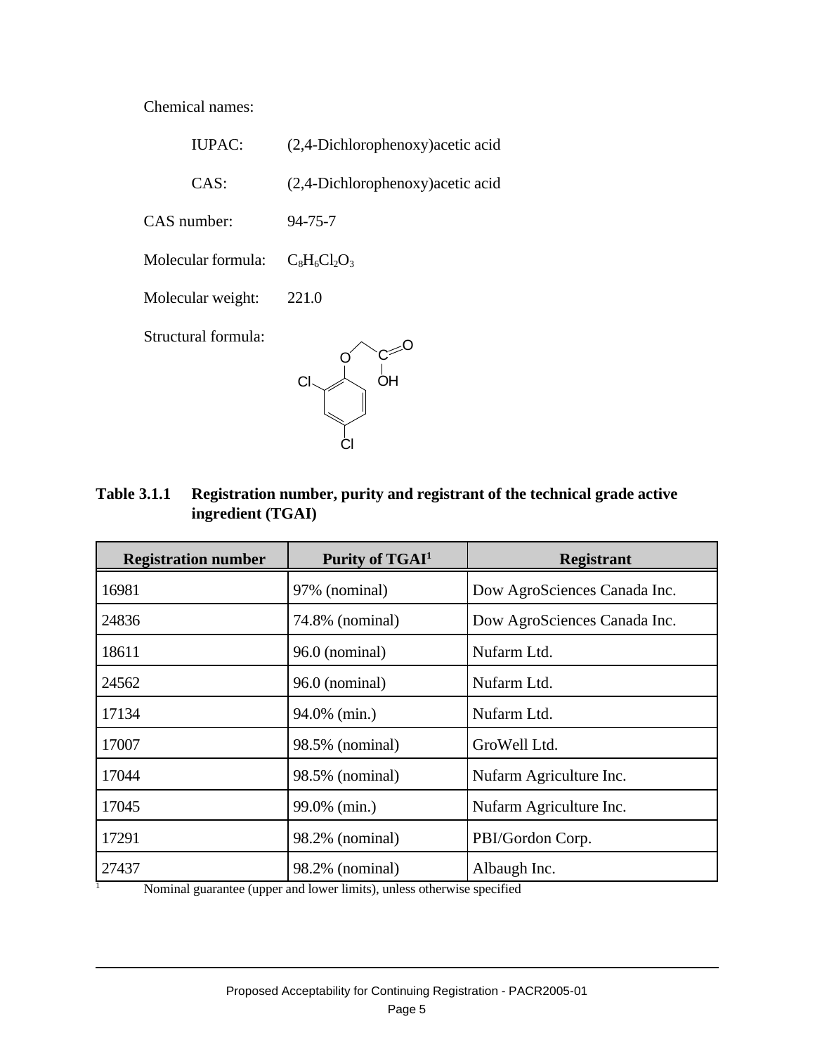Chemical names:

IUPAC: (2,4-Dichlorophenoxy)acetic acid

CAS: (2,4-Dichlorophenoxy)acetic acid

CAS number: 94-75-7

Molecular formula: $C_8H_6Cl_2O_3$

Molecular weight: 221.0

Structural formula:

**Table 3.1.1 Registration number, purity and registrant of the technical grade active ingredient (TGAI)**

| Registration number | Purity of TGAI[1] | Registrant |
|---|---|---|
| 16981 | 97% (nominal) | Dow AgroSciences Canada Inc. |
| 24836 | 74.8% (nominal) | Dow AgroSciences Canada Inc. |
| 18611 | 96.0 (nominal) | Nufarm Ltd. |
| 24562 | 96.0 (nominal) | Nufarm Ltd. |
| 17134 | 94.0% (min.) | Nufarm Ltd. |
| 17007 | 98.5% (nominal) | GroWell Ltd. |
| 17044 | 98.5% (nominal) | Nufarm Agriculture Inc. |
| 17045 | 99.0% (min.) | Nufarm Agriculture Inc. |
| 17291 | 98.2% (nominal) | PBI/Gordon Corp. |
| 27437 | 98.2% (nominal) | Albaugh Inc. |

[1] Nominal guarantee (upper and lower limits), unless otherwise specified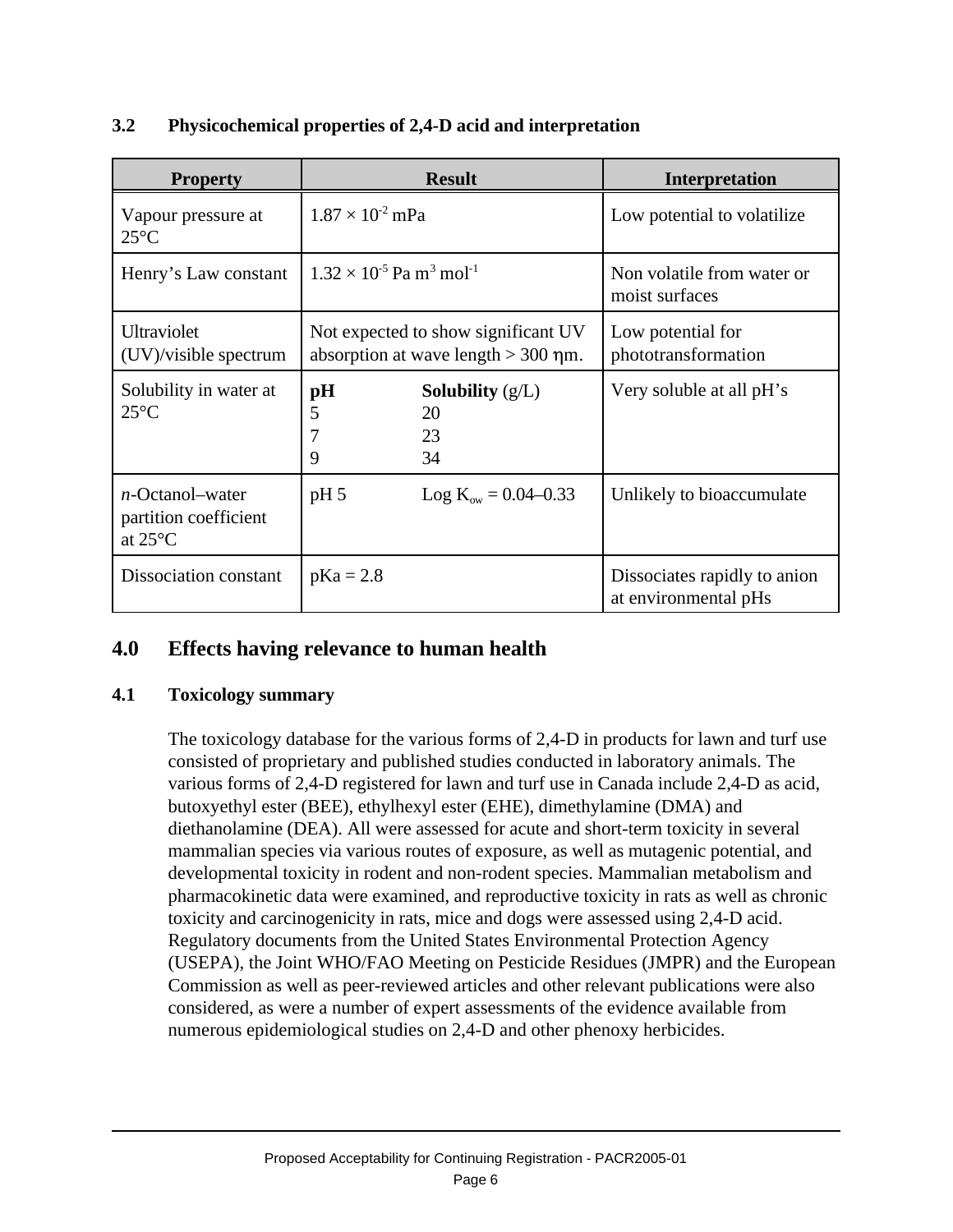### 3.2 Physicochemical properties of 2,4-D acid and interpretation

| Property | Result | | Interpretation |
|---|---|---|---|
| Vapour pressure at 25°C | $1.87 \times 10^{-2}$ mPa | | Low potential to volatilize |
| Henry's Law constant | $1.32 \times 10^{-5}$ Pa $m^3$ $mol^{-1}$ | | Non volatile from water or moist surfaces |
| Ultraviolet (UV)/visible spectrum | Not expected to show significant UV absorption at wave length > 300 ηm. | | Low potential for phototransformation |
| Solubility in water at 25°C | **pH**<br>5<br>7<br>9 | **Solubility** (g/L)<br>20<br>23<br>34 | Very soluble at all pH's |
| *n*-Octanol–water partition coefficient at 25°C | pH 5 | Log $K_{ow}$ = 0.04–0.33 | Unlikely to bioaccumulate |
| Dissociation constant | pKa = 2.8 | | Dissociates rapidly to anion at environmental pHs |

## 4.0 Effects having relevance to human health

### 4.1 Toxicology summary

The toxicology database for the various forms of 2,4-D in products for lawn and turf use consisted of proprietary and published studies conducted in laboratory animals. The various forms of 2,4-D registered for lawn and turf use in Canada include 2,4-D as acid, butoxyethyl ester (BEE), ethylhexyl ester (EHE), dimethylamine (DMA) and diethanolamine (DEA). All were assessed for acute and short-term toxicity in several mammalian species via various routes of exposure, as well as mutagenic potential, and developmental toxicity in rodent and non-rodent species. Mammalian metabolism and pharmacokinetic data were examined, and reproductive toxicity in rats as well as chronic toxicity and carcinogenicity in rats, mice and dogs were assessed using 2,4-D acid. Regulatory documents from the United States Environmental Protection Agency (USEPA), the Joint WHO/FAO Meeting on Pesticide Residues (JMPR) and the European Commission as well as peer-reviewed articles and other relevant publications were also considered, as were a number of expert assessments of the evidence available from numerous epidemiological studies on 2,4-D and other phenoxy herbicides.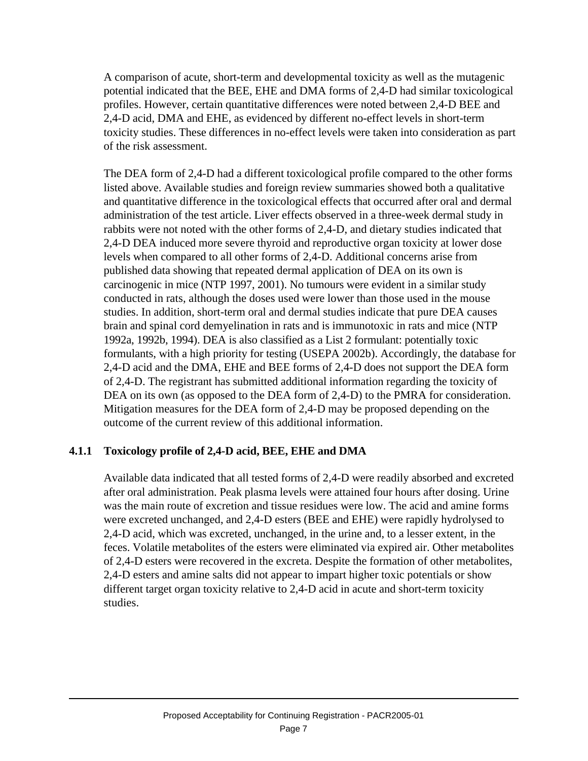A comparison of acute, short-term and developmental toxicity as well as the mutagenic potential indicated that the BEE, EHE and DMA forms of 2,4-D had similar toxicological profiles. However, certain quantitative differences were noted between 2,4-D BEE and 2,4-D acid, DMA and EHE, as evidenced by different no-effect levels in short-term toxicity studies. These differences in no-effect levels were taken into consideration as part of the risk assessment.

The DEA form of 2,4-D had a different toxicological profile compared to the other forms listed above. Available studies and foreign review summaries showed both a qualitative and quantitative difference in the toxicological effects that occurred after oral and dermal administration of the test article. Liver effects observed in a three-week dermal study in rabbits were not noted with the other forms of 2,4-D, and dietary studies indicated that 2,4-D DEA induced more severe thyroid and reproductive organ toxicity at lower dose levels when compared to all other forms of 2,4-D. Additional concerns arise from published data showing that repeated dermal application of DEA on its own is carcinogenic in mice (NTP 1997, 2001). No tumours were evident in a similar study conducted in rats, although the doses used were lower than those used in the mouse studies. In addition, short-term oral and dermal studies indicate that pure DEA causes brain and spinal cord demyelination in rats and is immunotoxic in rats and mice (NTP 1992a, 1992b, 1994). DEA is also classified as a List 2 formulant: potentially toxic formulants, with a high priority for testing (USEPA 2002b). Accordingly, the database for 2,4-D acid and the DMA, EHE and BEE forms of 2,4-D does not support the DEA form of 2,4-D. The registrant has submitted additional information regarding the toxicity of DEA on its own (as opposed to the DEA form of 2,4-D) to the PMRA for consideration. Mitigation measures for the DEA form of 2,4-D may be proposed depending on the outcome of the current review of this additional information.

### 4.1.1 Toxicology profile of 2,4-D acid, BEE, EHE and DMA

Available data indicated that all tested forms of 2,4-D were readily absorbed and excreted after oral administration. Peak plasma levels were attained four hours after dosing. Urine was the main route of excretion and tissue residues were low. The acid and amine forms were excreted unchanged, and 2,4-D esters (BEE and EHE) were rapidly hydrolysed to 2,4-D acid, which was excreted, unchanged, in the urine and, to a lesser extent, in the feces. Volatile metabolites of the esters were eliminated via expired air. Other metabolites of 2,4-D esters were recovered in the excreta. Despite the formation of other metabolites, 2,4-D esters and amine salts did not appear to impart higher toxic potentials or show different target organ toxicity relative to 2,4-D acid in acute and short-term toxicity studies.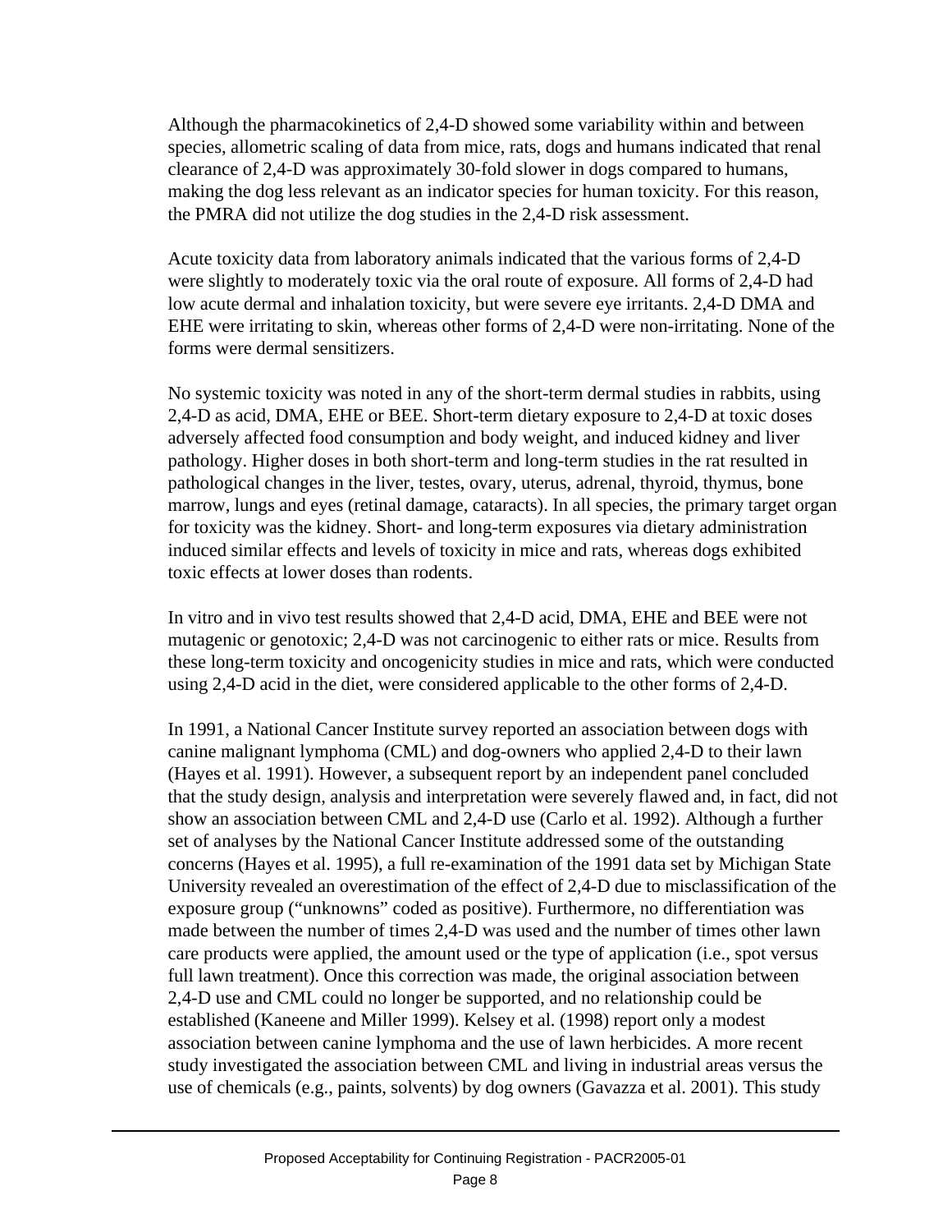Although the pharmacokinetics of 2,4-D showed some variability within and between species, allometric scaling of data from mice, rats, dogs and humans indicated that renal clearance of 2,4-D was approximately 30-fold slower in dogs compared to humans, making the dog less relevant as an indicator species for human toxicity. For this reason, the PMRA did not utilize the dog studies in the 2,4-D risk assessment.

Acute toxicity data from laboratory animals indicated that the various forms of 2,4-D were slightly to moderately toxic via the oral route of exposure. All forms of 2,4-D had low acute dermal and inhalation toxicity, but were severe eye irritants. 2,4-D DMA and EHE were irritating to skin, whereas other forms of 2,4-D were non-irritating. None of the forms were dermal sensitizers.

No systemic toxicity was noted in any of the short-term dermal studies in rabbits, using 2,4-D as acid, DMA, EHE or BEE. Short-term dietary exposure to 2,4-D at toxic doses adversely affected food consumption and body weight, and induced kidney and liver pathology. Higher doses in both short-term and long-term studies in the rat resulted in pathological changes in the liver, testes, ovary, uterus, adrenal, thyroid, thymus, bone marrow, lungs and eyes (retinal damage, cataracts). In all species, the primary target organ for toxicity was the kidney. Short- and long-term exposures via dietary administration induced similar effects and levels of toxicity in mice and rats, whereas dogs exhibited toxic effects at lower doses than rodents.

In vitro and in vivo test results showed that 2,4-D acid, DMA, EHE and BEE were not mutagenic or genotoxic; 2,4-D was not carcinogenic to either rats or mice. Results from these long-term toxicity and oncogenicity studies in mice and rats, which were conducted using 2,4-D acid in the diet, were considered applicable to the other forms of 2,4-D.

In 1991, a National Cancer Institute survey reported an association between dogs with canine malignant lymphoma (CML) and dog-owners who applied 2,4-D to their lawn (Hayes et al. 1991). However, a subsequent report by an independent panel concluded that the study design, analysis and interpretation were severely flawed and, in fact, did not show an association between CML and 2,4-D use (Carlo et al. 1992). Although a further set of analyses by the National Cancer Institute addressed some of the outstanding concerns (Hayes et al. 1995), a full re-examination of the 1991 data set by Michigan State University revealed an overestimation of the effect of 2,4-D due to misclassification of the exposure group ("unknowns" coded as positive). Furthermore, no differentiation was made between the number of times 2,4-D was used and the number of times other lawn care products were applied, the amount used or the type of application (i.e., spot versus full lawn treatment). Once this correction was made, the original association between 2,4-D use and CML could no longer be supported, and no relationship could be established (Kaneene and Miller 1999). Kelsey et al. (1998) report only a modest association between canine lymphoma and the use of lawn herbicides. A more recent study investigated the association between CML and living in industrial areas versus the use of chemicals (e.g., paints, solvents) by dog owners (Gavazza et al. 2001). This study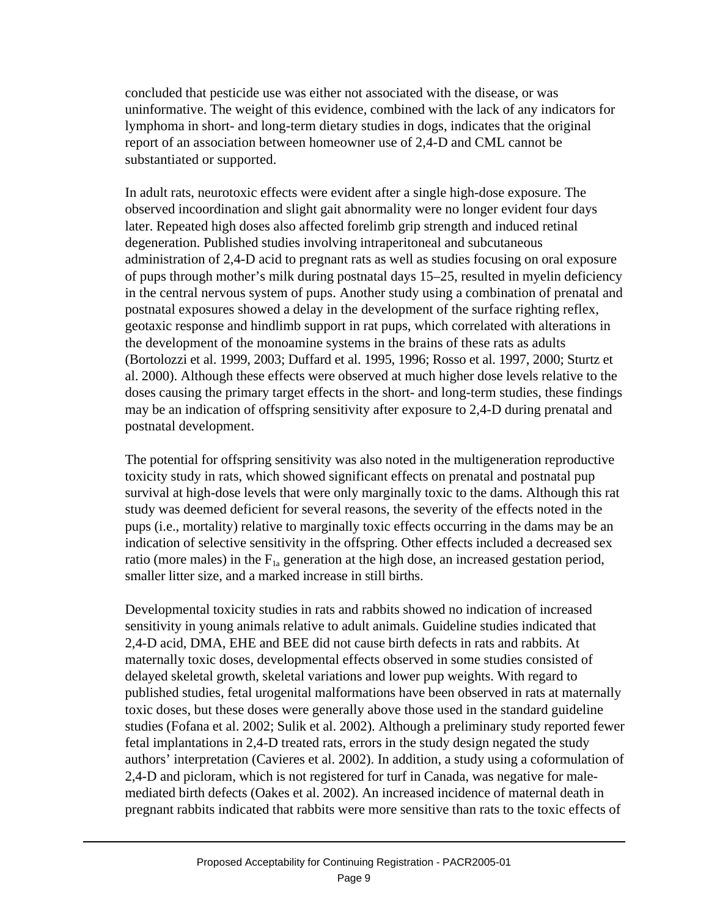concluded that pesticide use was either not associated with the disease, or was uninformative. The weight of this evidence, combined with the lack of any indicators for lymphoma in short- and long-term dietary studies in dogs, indicates that the original report of an association between homeowner use of 2,4-D and CML cannot be substantiated or supported.

In adult rats, neurotoxic effects were evident after a single high-dose exposure. The observed incoordination and slight gait abnormality were no longer evident four days later. Repeated high doses also affected forelimb grip strength and induced retinal degeneration. Published studies involving intraperitoneal and subcutaneous administration of 2,4-D acid to pregnant rats as well as studies focusing on oral exposure of pups through mother's milk during postnatal days 15–25, resulted in myelin deficiency in the central nervous system of pups. Another study using a combination of prenatal and postnatal exposures showed a delay in the development of the surface righting reflex, geotaxic response and hindlimb support in rat pups, which correlated with alterations in the development of the monoamine systems in the brains of these rats as adults (Bortolozzi et al. 1999, 2003; Duffard et al. 1995, 1996; Rosso et al. 1997, 2000; Sturtz et al. 2000). Although these effects were observed at much higher dose levels relative to the doses causing the primary target effects in the short- and long-term studies, these findings may be an indication of offspring sensitivity after exposure to 2,4-D during prenatal and postnatal development.

The potential for offspring sensitivity was also noted in the multigeneration reproductive toxicity study in rats, which showed significant effects on prenatal and postnatal pup survival at high-dose levels that were only marginally toxic to the dams. Although this rat study was deemed deficient for several reasons, the severity of the effects noted in the pups (i.e., mortality) relative to marginally toxic effects occurring in the dams may be an indication of selective sensitivity in the offspring. Other effects included a decreased sex ratio (more males) in the $F_{1a}$ generation at the high dose, an increased gestation period, smaller litter size, and a marked increase in still births.

Developmental toxicity studies in rats and rabbits showed no indication of increased sensitivity in young animals relative to adult animals. Guideline studies indicated that 2,4-D acid, DMA, EHE and BEE did not cause birth defects in rats and rabbits. At maternally toxic doses, developmental effects observed in some studies consisted of delayed skeletal growth, skeletal variations and lower pup weights. With regard to published studies, fetal urogenital malformations have been observed in rats at maternally toxic doses, but these doses were generally above those used in the standard guideline studies (Fofana et al. 2002; Sulik et al. 2002). Although a preliminary study reported fewer fetal implantations in 2,4-D treated rats, errors in the study design negated the study authors' interpretation (Cavieres et al. 2002). In addition, a study using a coformulation of 2,4-D and picloram, which is not registered for turf in Canada, was negative for male-mediated birth defects (Oakes et al. 2002). An increased incidence of maternal death in pregnant rabbits indicated that rabbits were more sensitive than rats to the toxic effects of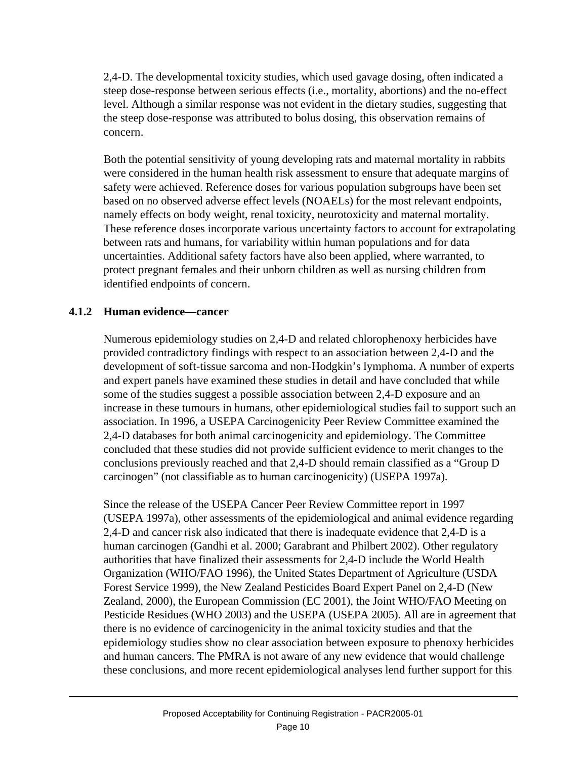2,4-D. The developmental toxicity studies, which used gavage dosing, often indicated a steep dose-response between serious effects (i.e., mortality, abortions) and the no-effect level. Although a similar response was not evident in the dietary studies, suggesting that the steep dose-response was attributed to bolus dosing, this observation remains of concern.

Both the potential sensitivity of young developing rats and maternal mortality in rabbits were considered in the human health risk assessment to ensure that adequate margins of safety were achieved. Reference doses for various population subgroups have been set based on no observed adverse effect levels (NOAELs) for the most relevant endpoints, namely effects on body weight, renal toxicity, neurotoxicity and maternal mortality. These reference doses incorporate various uncertainty factors to account for extrapolating between rats and humans, for variability within human populations and for data uncertainties. Additional safety factors have also been applied, where warranted, to protect pregnant females and their unborn children as well as nursing children from identified endpoints of concern.

### 4.1.2 Human evidence—cancer

Numerous epidemiology studies on 2,4-D and related chlorophenoxy herbicides have provided contradictory findings with respect to an association between 2,4-D and the development of soft-tissue sarcoma and non-Hodgkin's lymphoma. A number of experts and expert panels have examined these studies in detail and have concluded that while some of the studies suggest a possible association between 2,4-D exposure and an increase in these tumours in humans, other epidemiological studies fail to support such an association. In 1996, a USEPA Carcinogenicity Peer Review Committee examined the 2,4-D databases for both animal carcinogenicity and epidemiology. The Committee concluded that these studies did not provide sufficient evidence to merit changes to the conclusions previously reached and that 2,4-D should remain classified as a "Group D carcinogen" (not classifiable as to human carcinogenicity) (USEPA 1997a).

Since the release of the USEPA Cancer Peer Review Committee report in 1997 (USEPA 1997a), other assessments of the epidemiological and animal evidence regarding 2,4-D and cancer risk also indicated that there is inadequate evidence that 2,4-D is a human carcinogen (Gandhi et al. 2000; Garabrant and Philbert 2002). Other regulatory authorities that have finalized their assessments for 2,4-D include the World Health Organization (WHO/FAO 1996), the United States Department of Agriculture (USDA Forest Service 1999), the New Zealand Pesticides Board Expert Panel on 2,4-D (New Zealand, 2000), the European Commission (EC 2001), the Joint WHO/FAO Meeting on Pesticide Residues (WHO 2003) and the USEPA (USEPA 2005). All are in agreement that there is no evidence of carcinogenicity in the animal toxicity studies and that the epidemiology studies show no clear association between exposure to phenoxy herbicides and human cancers. The PMRA is not aware of any new evidence that would challenge these conclusions, and more recent epidemiological analyses lend further support for this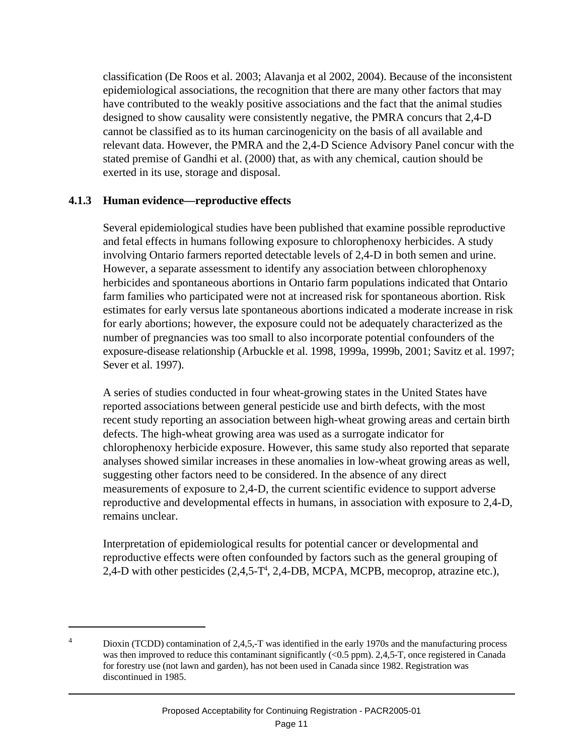classification (De Roos et al. 2003; Alavanja et al 2002, 2004). Because of the inconsistent epidemiological associations, the recognition that there are many other factors that may have contributed to the weakly positive associations and the fact that the animal studies designed to show causality were consistently negative, the PMRA concurs that 2,4-D cannot be classified as to its human carcinogenicity on the basis of all available and relevant data. However, the PMRA and the 2,4-D Science Advisory Panel concur with the stated premise of Gandhi et al. (2000) that, as with any chemical, caution should be exerted in its use, storage and disposal.

### 4.1.3 Human evidence—reproductive effects

Several epidemiological studies have been published that examine possible reproductive and fetal effects in humans following exposure to chlorophenoxy herbicides. A study involving Ontario farmers reported detectable levels of 2,4-D in both semen and urine. However, a separate assessment to identify any association between chlorophenoxy herbicides and spontaneous abortions in Ontario farm populations indicated that Ontario farm families who participated were not at increased risk for spontaneous abortion. Risk estimates for early versus late spontaneous abortions indicated a moderate increase in risk for early abortions; however, the exposure could not be adequately characterized as the number of pregnancies was too small to also incorporate potential confounders of the exposure-disease relationship (Arbuckle et al. 1998, 1999a, 1999b, 2001; Savitz et al. 1997; Sever et al. 1997).

A series of studies conducted in four wheat-growing states in the United States have reported associations between general pesticide use and birth defects, with the most recent study reporting an association between high-wheat growing areas and certain birth defects. The high-wheat growing area was used as a surrogate indicator for chlorophenoxy herbicide exposure. However, this same study also reported that separate analyses showed similar increases in these anomalies in low-wheat growing areas as well, suggesting other factors need to be considered. In the absence of any direct measurements of exposure to 2,4-D, the current scientific evidence to support adverse reproductive and developmental effects in humans, in association with exposure to 2,4-D, remains unclear.

Interpretation of epidemiological results for potential cancer or developmental and reproductive effects were often confounded by factors such as the general grouping of 2,4-D with other pesticides (2,4,5-T[4], 2,4-DB, MCPA, MCPB, mecoprop, atrazine etc.),

---

[4] Dioxin (TCDD) contamination of 2,4,5,-T was identified in the early 1970s and the manufacturing process was then improved to reduce this contaminant significantly (<0.5 ppm). 2,4,5-T, once registered in Canada for forestry use (not lawn and garden), has not been used in Canada since 1982. Registration was discontinued in 1985.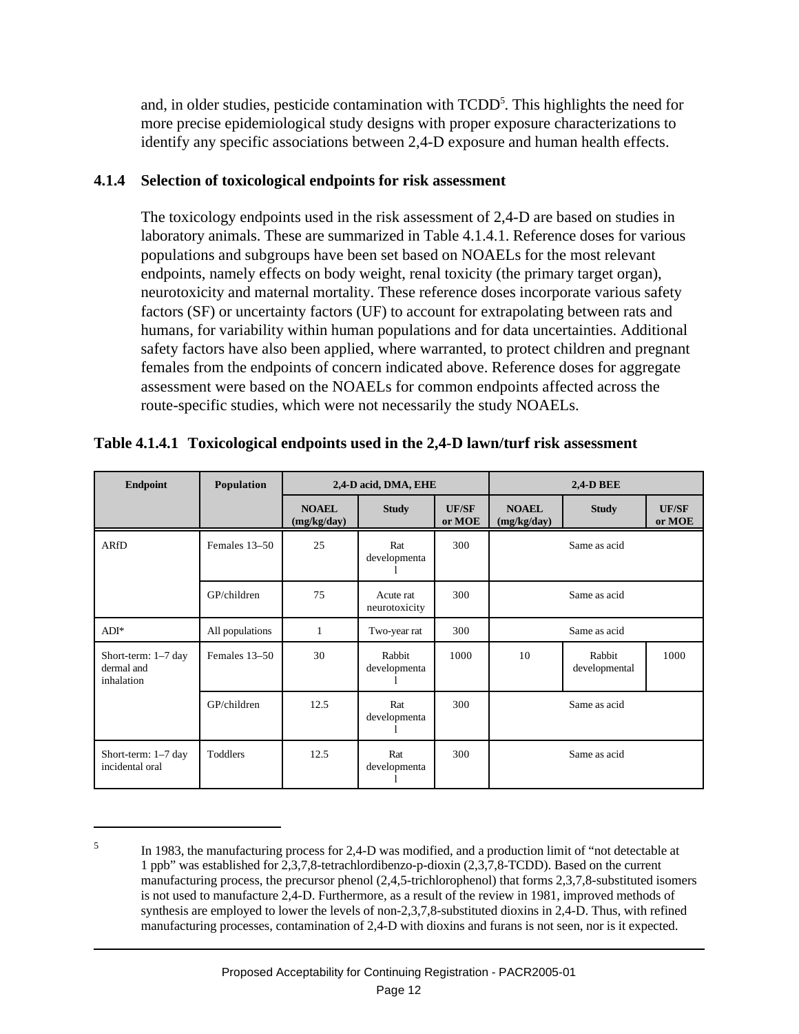and, in older studies, pesticide contamination with TCDD[5]. This highlights the need for more precise epidemiological study designs with proper exposure characterizations to identify any specific associations between 2,4-D exposure and human health effects.

### 4.1.4 Selection of toxicological endpoints for risk assessment

The toxicology endpoints used in the risk assessment of 2,4-D are based on studies in laboratory animals. These are summarized in Table 4.1.4.1. Reference doses for various populations and subgroups have been set based on NOAELs for the most relevant endpoints, namely effects on body weight, renal toxicity (the primary target organ), neurotoxicity and maternal mortality. These reference doses incorporate various safety factors (SF) or uncertainty factors (UF) to account for extrapolating between rats and humans, for variability within human populations and for data uncertainties. Additional safety factors have also been applied, where warranted, to protect children and pregnant females from the endpoints of concern indicated above. Reference doses for aggregate assessment were based on the NOAELs for common endpoints affected across the route-specific studies, which were not necessarily the study NOAELs.

**Table 4.1.4.1 Toxicological endpoints used in the 2,4-D lawn/turf risk assessment**

| Endpoint | Population | 2,4-D acid, DMA, EHE | | | 2,4-D BEE | | |
|---|---|---|---|---|---|---|---|
| | | NOAEL (mg/kg/day) | Study | UF/SF or MOE | NOAEL (mg/kg/day) | Study | UF/SF or MOE |
| ARfD | Females 13–50 | 25 | Rat developmental | 300 | Same as acid | | |
| | GP/children | 75 | Acute rat neurotoxicity | 300 | Same as acid | | |
| ADI* | All populations | 1 | Two-year rat | 300 | Same as acid | | |
| Short-term: 1–7 day dermal and inhalation | Females 13–50 | 30 | Rabbit developmental | 1000 | 10 | Rabbit developmental | 1000 |
| | GP/children | 12.5 | Rat developmental | 300 | Same as acid | | |
| Short-term: 1–7 day incidental oral | Toddlers | 12.5 | Rat developmental | 300 | Same as acid | | |

---

[5] In 1983, the manufacturing process for 2,4-D was modified, and a production limit of "not detectable at 1 ppb" was established for 2,3,7,8-tetrachlordibenzo-p-dioxin (2,3,7,8-TCDD). Based on the current manufacturing process, the precursor phenol (2,4,5-trichlorophenol) that forms 2,3,7,8-substituted isomers is not used to manufacture 2,4-D. Furthermore, as a result of the review in 1981, improved methods of synthesis are employed to lower the levels of non-2,3,7,8-substituted dioxins in 2,4-D. Thus, with refined manufacturing processes, contamination of 2,4-D with dioxins and furans is not seen, nor is it expected.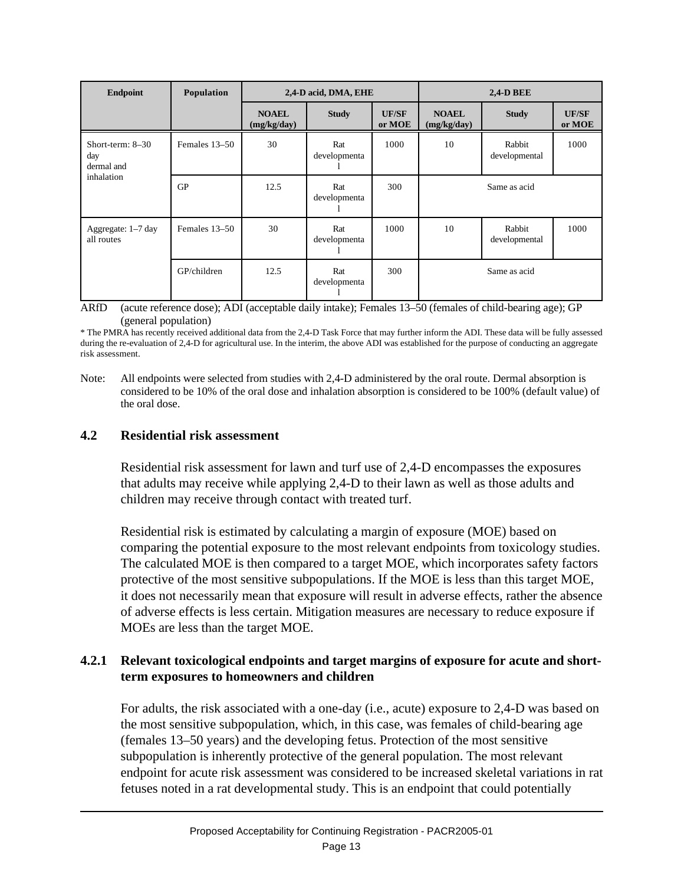| Endpoint | Population | 2,4-D acid, DMA, EHE | | | 2,4-D BEE | | |
|---|---|---|---|---|---|---|---|
| | | **NOAEL (mg/kg/day)** | **Study** | **UF/SF or MOE** | **NOAEL (mg/kg/day)** | **Study** | **UF/SF or MOE** |
| Short-term: 8–30 day dermal and inhalation | Females 13–50 | 30 | Rat developmental | 1000 | 10 | Rabbit developmental | 1000 |
| | GP | 12.5 | Rat developmental | 300 | Same as acid | | |
| Aggregate: 1–7 day all routes | Females 13–50 | 30 | Rat developmental | 1000 | 10 | Rabbit developmental | 1000 |
| | GP/children | 12.5 | Rat developmental | 300 | Same as acid | | |

ARfD (acute reference dose); ADI (acceptable daily intake); Females 13–50 (females of child-bearing age); GP (general population)

\* The PMRA has recently received additional data from the 2,4-D Task Force that may further inform the ADI. These data will be fully assessed during the re-evaluation of 2,4-D for agricultural use. In the interim, the above ADI was established for the purpose of conducting an aggregate risk assessment.

Note: All endpoints were selected from studies with 2,4-D administered by the oral route. Dermal absorption is considered to be 10% of the oral dose and inhalation absorption is considered to be 100% (default value) of the oral dose.

### 4.2 Residential risk assessment

Residential risk assessment for lawn and turf use of 2,4-D encompasses the exposures that adults may receive while applying 2,4-D to their lawn as well as those adults and children may receive through contact with treated turf.

Residential risk is estimated by calculating a margin of exposure (MOE) based on comparing the potential exposure to the most relevant endpoints from toxicology studies. The calculated MOE is then compared to a target MOE, which incorporates safety factors protective of the most sensitive subpopulations. If the MOE is less than this target MOE, it does not necessarily mean that exposure will result in adverse effects, rather the absence of adverse effects is less certain. Mitigation measures are necessary to reduce exposure if MOEs are less than the target MOE.

#### 4.2.1 Relevant toxicological endpoints and target margins of exposure for acute and short-term exposures to homeowners and children

For adults, the risk associated with a one-day (i.e., acute) exposure to 2,4-D was based on the most sensitive subpopulation, which, in this case, was females of child-bearing age (females 13–50 years) and the developing fetus. Protection of the most sensitive subpopulation is inherently protective of the general population. The most relevant endpoint for acute risk assessment was considered to be increased skeletal variations in rat fetuses noted in a rat developmental study. This is an endpoint that could potentially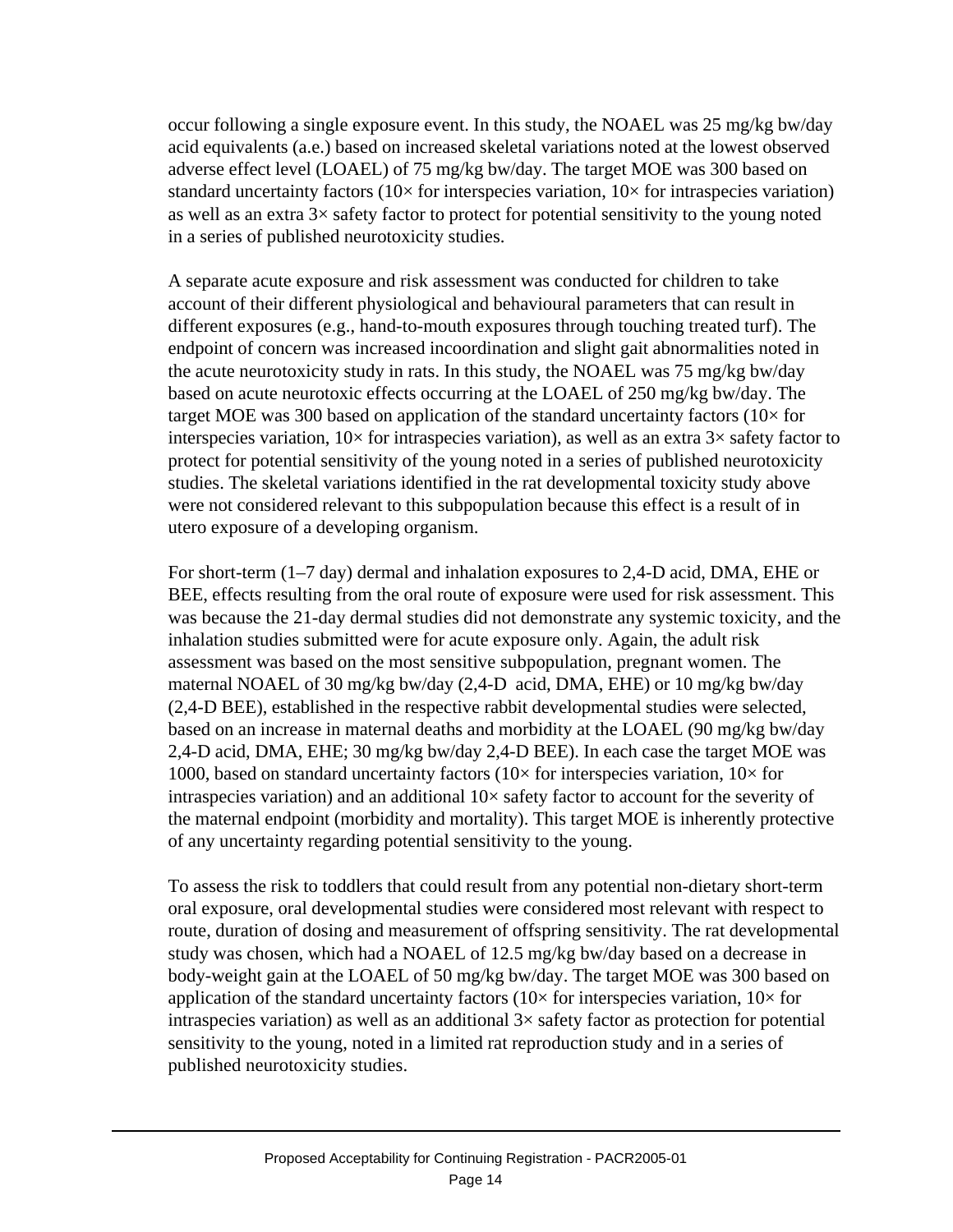occur following a single exposure event. In this study, the NOAEL was 25 mg/kg bw/day acid equivalents (a.e.) based on increased skeletal variations noted at the lowest observed adverse effect level (LOAEL) of 75 mg/kg bw/day. The target MOE was 300 based on standard uncertainty factors (10× for interspecies variation, 10× for intraspecies variation) as well as an extra 3× safety factor to protect for potential sensitivity to the young noted in a series of published neurotoxicity studies.

A separate acute exposure and risk assessment was conducted for children to take account of their different physiological and behavioural parameters that can result in different exposures (e.g., hand-to-mouth exposures through touching treated turf). The endpoint of concern was increased incoordination and slight gait abnormalities noted in the acute neurotoxicity study in rats. In this study, the NOAEL was 75 mg/kg bw/day based on acute neurotoxic effects occurring at the LOAEL of 250 mg/kg bw/day. The target MOE was 300 based on application of the standard uncertainty factors (10× for interspecies variation, 10× for intraspecies variation), as well as an extra 3× safety factor to protect for potential sensitivity of the young noted in a series of published neurotoxicity studies. The skeletal variations identified in the rat developmental toxicity study above were not considered relevant to this subpopulation because this effect is a result of in utero exposure of a developing organism.

For short-term (1–7 day) dermal and inhalation exposures to 2,4-D acid, DMA, EHE or BEE, effects resulting from the oral route of exposure were used for risk assessment. This was because the 21-day dermal studies did not demonstrate any systemic toxicity, and the inhalation studies submitted were for acute exposure only. Again, the adult risk assessment was based on the most sensitive subpopulation, pregnant women. The maternal NOAEL of 30 mg/kg bw/day (2,4-D acid, DMA, EHE) or 10 mg/kg bw/day (2,4-D BEE), established in the respective rabbit developmental studies were selected, based on an increase in maternal deaths and morbidity at the LOAEL (90 mg/kg bw/day 2,4-D acid, DMA, EHE; 30 mg/kg bw/day 2,4-D BEE). In each case the target MOE was 1000, based on standard uncertainty factors (10× for interspecies variation, 10× for intraspecies variation) and an additional 10× safety factor to account for the severity of the maternal endpoint (morbidity and mortality). This target MOE is inherently protective of any uncertainty regarding potential sensitivity to the young.

To assess the risk to toddlers that could result from any potential non-dietary short-term oral exposure, oral developmental studies were considered most relevant with respect to route, duration of dosing and measurement of offspring sensitivity. The rat developmental study was chosen, which had a NOAEL of 12.5 mg/kg bw/day based on a decrease in body-weight gain at the LOAEL of 50 mg/kg bw/day. The target MOE was 300 based on application of the standard uncertainty factors (10× for interspecies variation, 10× for intraspecies variation) as well as an additional 3× safety factor as protection for potential sensitivity to the young, noted in a limited rat reproduction study and in a series of published neurotoxicity studies.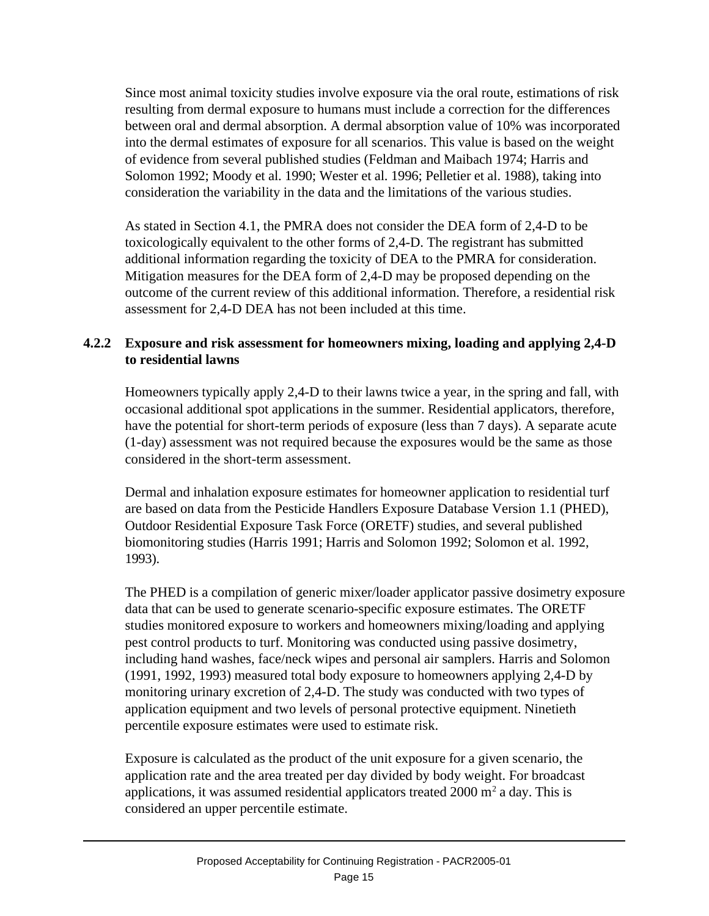Since most animal toxicity studies involve exposure via the oral route, estimations of risk resulting from dermal exposure to humans must include a correction for the differences between oral and dermal absorption. A dermal absorption value of 10% was incorporated into the dermal estimates of exposure for all scenarios. This value is based on the weight of evidence from several published studies (Feldman and Maibach 1974; Harris and Solomon 1992; Moody et al. 1990; Wester et al. 1996; Pelletier et al. 1988), taking into consideration the variability in the data and the limitations of the various studies.

As stated in Section 4.1, the PMRA does not consider the DEA form of 2,4-D to be toxicologically equivalent to the other forms of 2,4-D. The registrant has submitted additional information regarding the toxicity of DEA to the PMRA for consideration. Mitigation measures for the DEA form of 2,4-D may be proposed depending on the outcome of the current review of this additional information. Therefore, a residential risk assessment for 2,4-D DEA has not been included at this time.

### 4.2.2 Exposure and risk assessment for homeowners mixing, loading and applying 2,4-D to residential lawns

Homeowners typically apply 2,4-D to their lawns twice a year, in the spring and fall, with occasional additional spot applications in the summer. Residential applicators, therefore, have the potential for short-term periods of exposure (less than 7 days). A separate acute (1-day) assessment was not required because the exposures would be the same as those considered in the short-term assessment.

Dermal and inhalation exposure estimates for homeowner application to residential turf are based on data from the Pesticide Handlers Exposure Database Version 1.1 (PHED), Outdoor Residential Exposure Task Force (ORETF) studies, and several published biomonitoring studies (Harris 1991; Harris and Solomon 1992; Solomon et al. 1992, 1993).

The PHED is a compilation of generic mixer/loader applicator passive dosimetry exposure data that can be used to generate scenario-specific exposure estimates. The ORETF studies monitored exposure to workers and homeowners mixing/loading and applying pest control products to turf. Monitoring was conducted using passive dosimetry, including hand washes, face/neck wipes and personal air samplers. Harris and Solomon (1991, 1992, 1993) measured total body exposure to homeowners applying 2,4-D by monitoring urinary excretion of 2,4-D. The study was conducted with two types of application equipment and two levels of personal protective equipment. Ninetieth percentile exposure estimates were used to estimate risk.

Exposure is calculated as the product of the unit exposure for a given scenario, the application rate and the area treated per day divided by body weight. For broadcast applications, it was assumed residential applicators treated 2000 $m^2$ a day. This is considered an upper percentile estimate.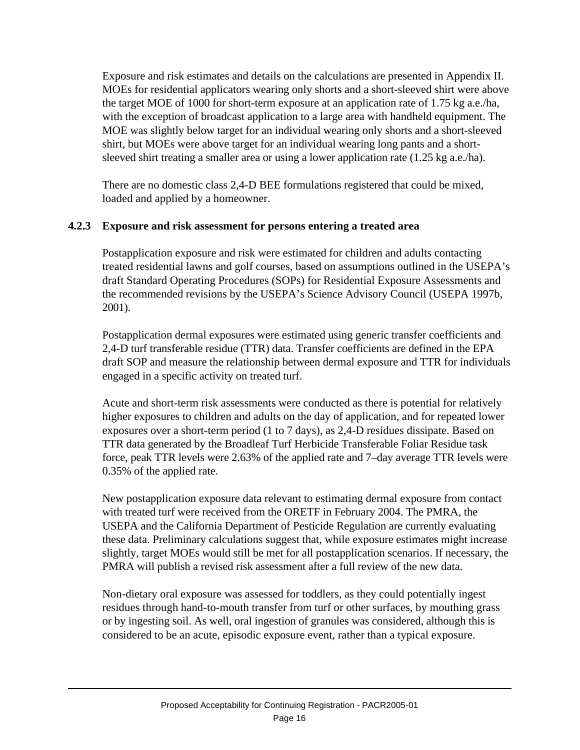Exposure and risk estimates and details on the calculations are presented in Appendix II. MOEs for residential applicators wearing only shorts and a short-sleeved shirt were above the target MOE of 1000 for short-term exposure at an application rate of 1.75 kg a.e./ha, with the exception of broadcast application to a large area with handheld equipment. The MOE was slightly below target for an individual wearing only shorts and a short-sleeved shirt, but MOEs were above target for an individual wearing long pants and a short-sleeved shirt treating a smaller area or using a lower application rate (1.25 kg a.e./ha).

There are no domestic class 2,4-D BEE formulations registered that could be mixed, loaded and applied by a homeowner.

### 4.2.3 Exposure and risk assessment for persons entering a treated area

Postapplication exposure and risk were estimated for children and adults contacting treated residential lawns and golf courses, based on assumptions outlined in the USEPA's draft Standard Operating Procedures (SOPs) for Residential Exposure Assessments and the recommended revisions by the USEPA's Science Advisory Council (USEPA 1997b, 2001).

Postapplication dermal exposures were estimated using generic transfer coefficients and 2,4-D turf transferable residue (TTR) data. Transfer coefficients are defined in the EPA draft SOP and measure the relationship between dermal exposure and TTR for individuals engaged in a specific activity on treated turf.

Acute and short-term risk assessments were conducted as there is potential for relatively higher exposures to children and adults on the day of application, and for repeated lower exposures over a short-term period (1 to 7 days), as 2,4-D residues dissipate. Based on TTR data generated by the Broadleaf Turf Herbicide Transferable Foliar Residue task force, peak TTR levels were 2.63% of the applied rate and 7–day average TTR levels were 0.35% of the applied rate.

New postapplication exposure data relevant to estimating dermal exposure from contact with treated turf were received from the ORETF in February 2004. The PMRA, the USEPA and the California Department of Pesticide Regulation are currently evaluating these data. Preliminary calculations suggest that, while exposure estimates might increase slightly, target MOEs would still be met for all postapplication scenarios. If necessary, the PMRA will publish a revised risk assessment after a full review of the new data.

Non-dietary oral exposure was assessed for toddlers, as they could potentially ingest residues through hand-to-mouth transfer from turf or other surfaces, by mouthing grass or by ingesting soil. As well, oral ingestion of granules was considered, although this is considered to be an acute, episodic exposure event, rather than a typical exposure.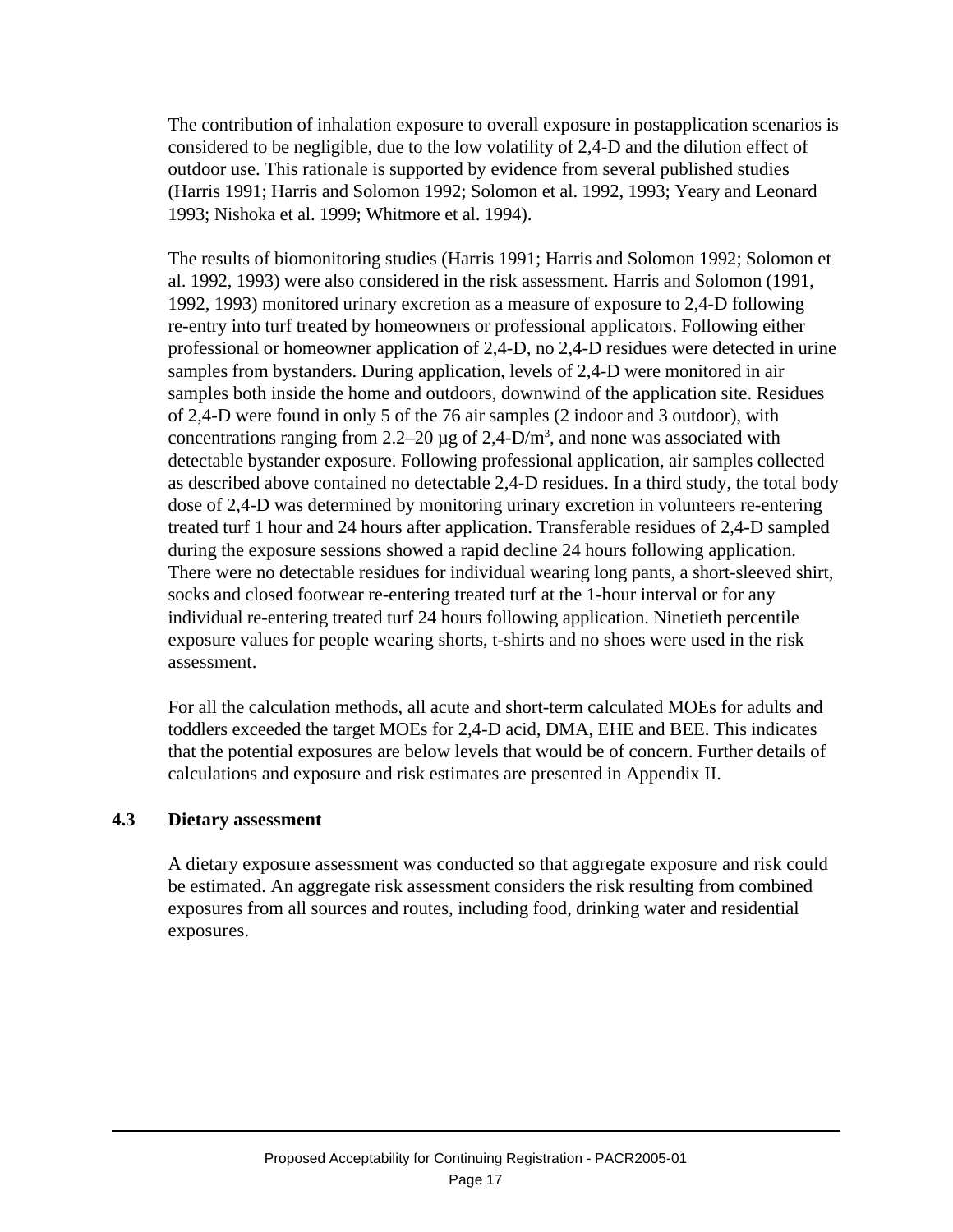The contribution of inhalation exposure to overall exposure in postapplication scenarios is considered to be negligible, due to the low volatility of 2,4-D and the dilution effect of outdoor use. This rationale is supported by evidence from several published studies (Harris 1991; Harris and Solomon 1992; Solomon et al. 1992, 1993; Yeary and Leonard 1993; Nishoka et al. 1999; Whitmore et al. 1994).

The results of biomonitoring studies (Harris 1991; Harris and Solomon 1992; Solomon et al. 1992, 1993) were also considered in the risk assessment. Harris and Solomon (1991, 1992, 1993) monitored urinary excretion as a measure of exposure to 2,4-D following re-entry into turf treated by homeowners or professional applicators. Following either professional or homeowner application of 2,4-D, no 2,4-D residues were detected in urine samples from bystanders. During application, levels of 2,4-D were monitored in air samples both inside the home and outdoors, downwind of the application site. Residues of 2,4-D were found in only 5 of the 76 air samples (2 indoor and 3 outdoor), with concentrations ranging from 2.2–20 µg of 2,4-D/$m^3$, and none was associated with detectable bystander exposure. Following professional application, air samples collected as described above contained no detectable 2,4-D residues. In a third study, the total body dose of 2,4-D was determined by monitoring urinary excretion in volunteers re-entering treated turf 1 hour and 24 hours after application. Transferable residues of 2,4-D sampled during the exposure sessions showed a rapid decline 24 hours following application. There were no detectable residues for individual wearing long pants, a short-sleeved shirt, socks and closed footwear re-entering treated turf at the 1-hour interval or for any individual re-entering treated turf 24 hours following application. Ninetieth percentile exposure values for people wearing shorts, t-shirts and no shoes were used in the risk assessment.

For all the calculation methods, all acute and short-term calculated MOEs for adults and toddlers exceeded the target MOEs for 2,4-D acid, DMA, EHE and BEE. This indicates that the potential exposures are below levels that would be of concern. Further details of calculations and exposure and risk estimates are presented in Appendix II.

## 4.3 Dietary assessment

A dietary exposure assessment was conducted so that aggregate exposure and risk could be estimated. An aggregate risk assessment considers the risk resulting from combined exposures from all sources and routes, including food, drinking water and residential exposures.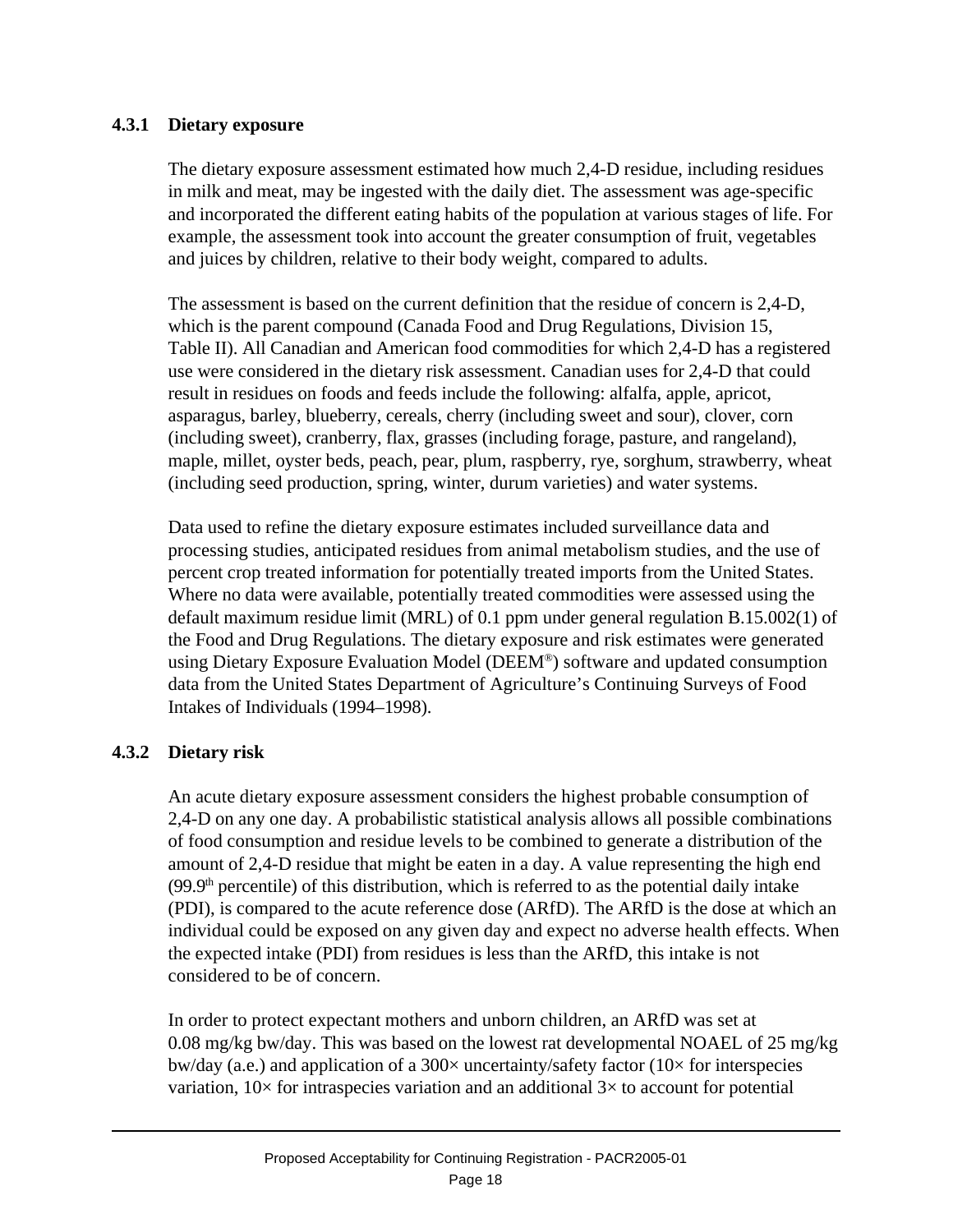### 4.3.1 Dietary exposure

The dietary exposure assessment estimated how much 2,4-D residue, including residues in milk and meat, may be ingested with the daily diet. The assessment was age-specific and incorporated the different eating habits of the population at various stages of life. For example, the assessment took into account the greater consumption of fruit, vegetables and juices by children, relative to their body weight, compared to adults.

The assessment is based on the current definition that the residue of concern is 2,4-D, which is the parent compound (Canada Food and Drug Regulations, Division 15, Table II). All Canadian and American food commodities for which 2,4-D has a registered use were considered in the dietary risk assessment. Canadian uses for 2,4-D that could result in residues on foods and feeds include the following: alfalfa, apple, apricot, asparagus, barley, blueberry, cereals, cherry (including sweet and sour), clover, corn (including sweet), cranberry, flax, grasses (including forage, pasture, and rangeland), maple, millet, oyster beds, peach, pear, plum, raspberry, rye, sorghum, strawberry, wheat (including seed production, spring, winter, durum varieties) and water systems.

Data used to refine the dietary exposure estimates included surveillance data and processing studies, anticipated residues from animal metabolism studies, and the use of percent crop treated information for potentially treated imports from the United States. Where no data were available, potentially treated commodities were assessed using the default maximum residue limit (MRL) of 0.1 ppm under general regulation B.15.002(1) of the Food and Drug Regulations. The dietary exposure and risk estimates were generated using Dietary Exposure Evaluation Model (DEEM®) software and updated consumption data from the United States Department of Agriculture's Continuing Surveys of Food Intakes of Individuals (1994–1998).

### 4.3.2 Dietary risk

An acute dietary exposure assessment considers the highest probable consumption of 2,4-D on any one day. A probabilistic statistical analysis allows all possible combinations of food consumption and residue levels to be combined to generate a distribution of the amount of 2,4-D residue that might be eaten in a day. A value representing the high end ($99.9^{th}$ percentile) of this distribution, which is referred to as the potential daily intake (PDI), is compared to the acute reference dose (ARfD). The ARfD is the dose at which an individual could be exposed on any given day and expect no adverse health effects. When the expected intake (PDI) from residues is less than the ARfD, this intake is not considered to be of concern.

In order to protect expectant mothers and unborn children, an ARfD was set at 0.08 mg/kg bw/day. This was based on the lowest rat developmental NOAEL of 25 mg/kg bw/day (a.e.) and application of a 300× uncertainty/safety factor (10× for interspecies variation, 10× for intraspecies variation and an additional 3× to account for potential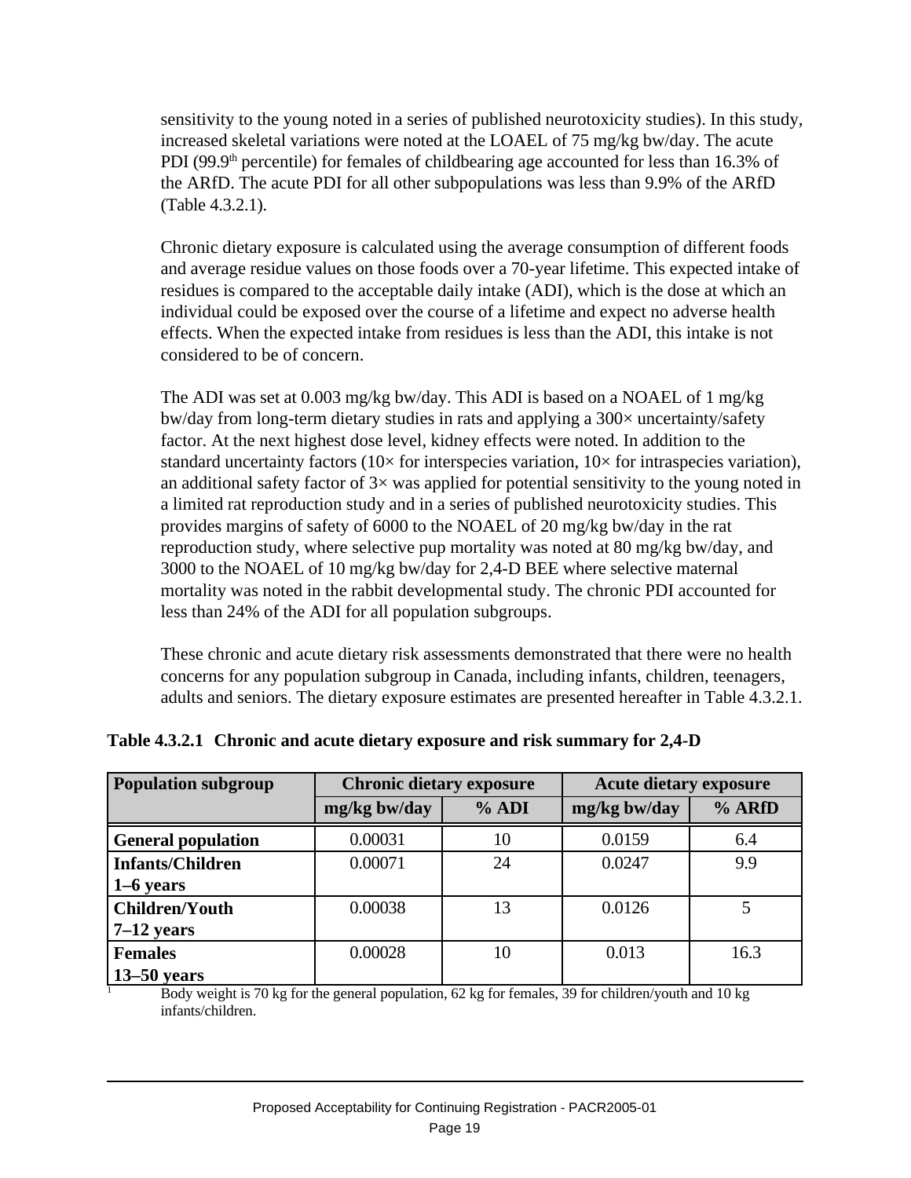sensitivity to the young noted in a series of published neurotoxicity studies). In this study, increased skeletal variations were noted at the LOAEL of 75 mg/kg bw/day. The acute PDI (99.9$^{th}$ percentile) for females of childbearing age accounted for less than 16.3% of the ARfD. The acute PDI for all other subpopulations was less than 9.9% of the ARfD (Table 4.3.2.1).

Chronic dietary exposure is calculated using the average consumption of different foods and average residue values on those foods over a 70-year lifetime. This expected intake of residues is compared to the acceptable daily intake (ADI), which is the dose at which an individual could be exposed over the course of a lifetime and expect no adverse health effects. When the expected intake from residues is less than the ADI, this intake is not considered to be of concern.

The ADI was set at 0.003 mg/kg bw/day. This ADI is based on a NOAEL of 1 mg/kg bw/day from long-term dietary studies in rats and applying a 300× uncertainty/safety factor. At the next highest dose level, kidney effects were noted. In addition to the standard uncertainty factors (10× for interspecies variation, 10× for intraspecies variation), an additional safety factor of 3× was applied for potential sensitivity to the young noted in a limited rat reproduction study and in a series of published neurotoxicity studies. This provides margins of safety of 6000 to the NOAEL of 20 mg/kg bw/day in the rat reproduction study, where selective pup mortality was noted at 80 mg/kg bw/day, and 3000 to the NOAEL of 10 mg/kg bw/day for 2,4-D BEE where selective maternal mortality was noted in the rabbit developmental study. The chronic PDI accounted for less than 24% of the ADI for all population subgroups.

These chronic and acute dietary risk assessments demonstrated that there were no health concerns for any population subgroup in Canada, including infants, children, teenagers, adults and seniors. The dietary exposure estimates are presented hereafter in Table 4.3.2.1.

**Table 4.3.2.1 Chronic and acute dietary exposure and risk summary for 2,4-D**

| Population subgroup | Chronic dietary exposure | | Acute dietary exposure | |
|---|---|---|---|---|
| | mg/kg bw/day | % ADI | mg/kg bw/day | % ARfD |
| **General population** | 0.00031 | 10 | 0.0159 | 6.4 |
| **Infants/Children 1–6 years** | 0.00071 | 24 | 0.0247 | 9.9 |
| **Children/Youth 7–12 years** | 0.00038 | 13 | 0.0126 | 5 |
| **Females 13–50 years** | 0.00028 | 10 | 0.013 | 16.3 |

[1] Body weight is 70 kg for the general population, 62 kg for females, 39 for children/youth and 10 kg infants/children.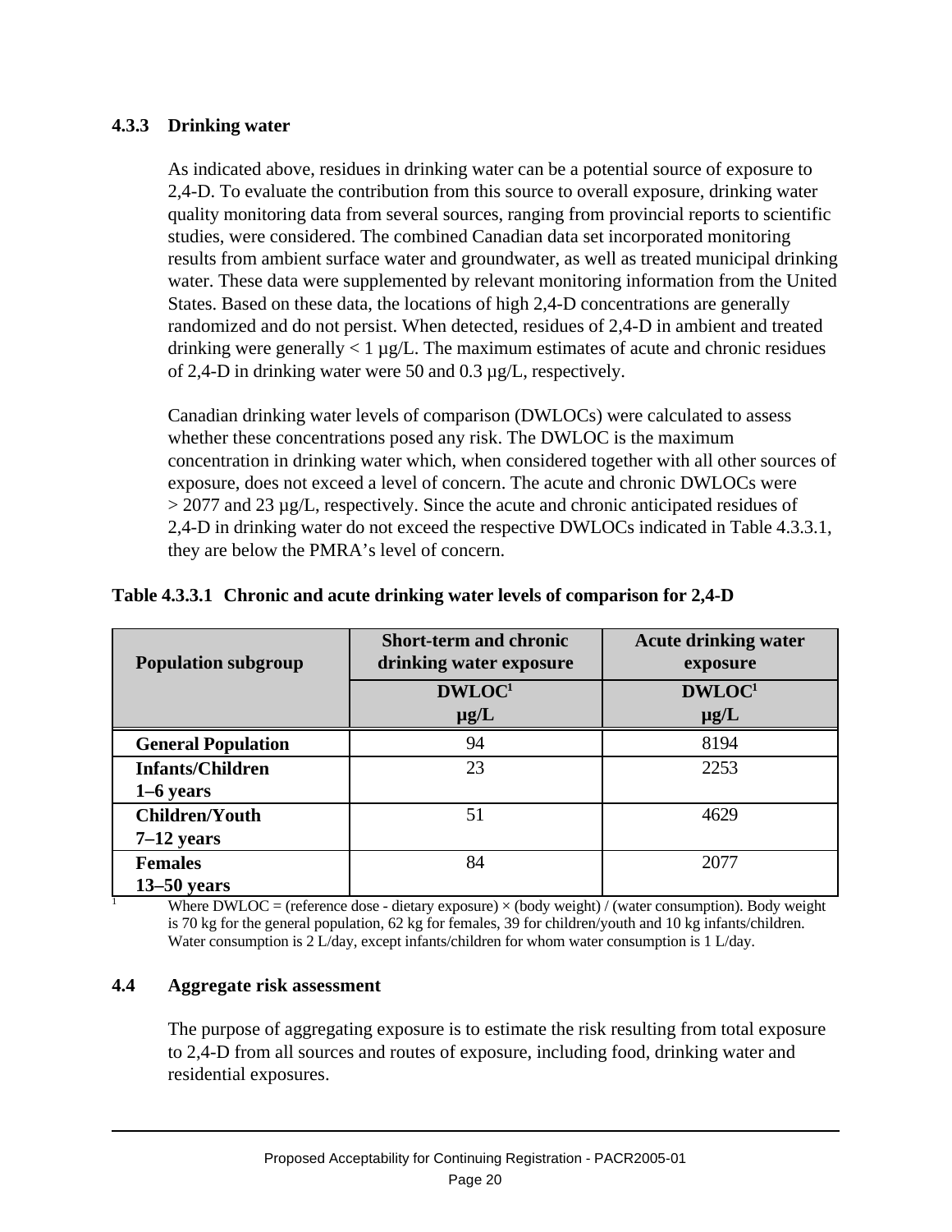### 4.3.3 Drinking water

As indicated above, residues in drinking water can be a potential source of exposure to 2,4-D. To evaluate the contribution from this source to overall exposure, drinking water quality monitoring data from several sources, ranging from provincial reports to scientific studies, were considered. The combined Canadian data set incorporated monitoring results from ambient surface water and groundwater, as well as treated municipal drinking water. These data were supplemented by relevant monitoring information from the United States. Based on these data, the locations of high 2,4-D concentrations are generally randomized and do not persist. When detected, residues of 2,4-D in ambient and treated drinking were generally < 1 µg/L. The maximum estimates of acute and chronic residues of 2,4-D in drinking water were 50 and 0.3 µg/L, respectively.

Canadian drinking water levels of comparison (DWLOCs) were calculated to assess whether these concentrations posed any risk. The DWLOC is the maximum concentration in drinking water which, when considered together with all other sources of exposure, does not exceed a level of concern. The acute and chronic DWLOCs were > 2077 and 23 µg/L, respectively. Since the acute and chronic anticipated residues of 2,4-D in drinking water do not exceed the respective DWLOCs indicated in Table 4.3.3.1, they are below the PMRA's level of concern.

**Table 4.3.3.1 Chronic and acute drinking water levels of comparison for 2,4-D**

| Population subgroup | Short-term and chronic drinking water exposure | Acute drinking water exposure |
|---|---|---|
| | DWLOC[1] µg/L | DWLOC[1] µg/L |
| **General Population** | 94 | 8194 |
| **Infants/Children 1–6 years** | 23 | 2253 |
| **Children/Youth 7–12 years** | 51 | 4629 |
| **Females 13–50 years** | 84 | 2077 |

[1] Where DWLOC = (reference dose - dietary exposure) × (body weight) / (water consumption). Body weight is 70 kg for the general population, 62 kg for females, 39 for children/youth and 10 kg infants/children. Water consumption is 2 L/day, except infants/children for whom water consumption is 1 L/day.

## 4.4 Aggregate risk assessment

The purpose of aggregating exposure is to estimate the risk resulting from total exposure to 2,4-D from all sources and routes of exposure, including food, drinking water and residential exposures.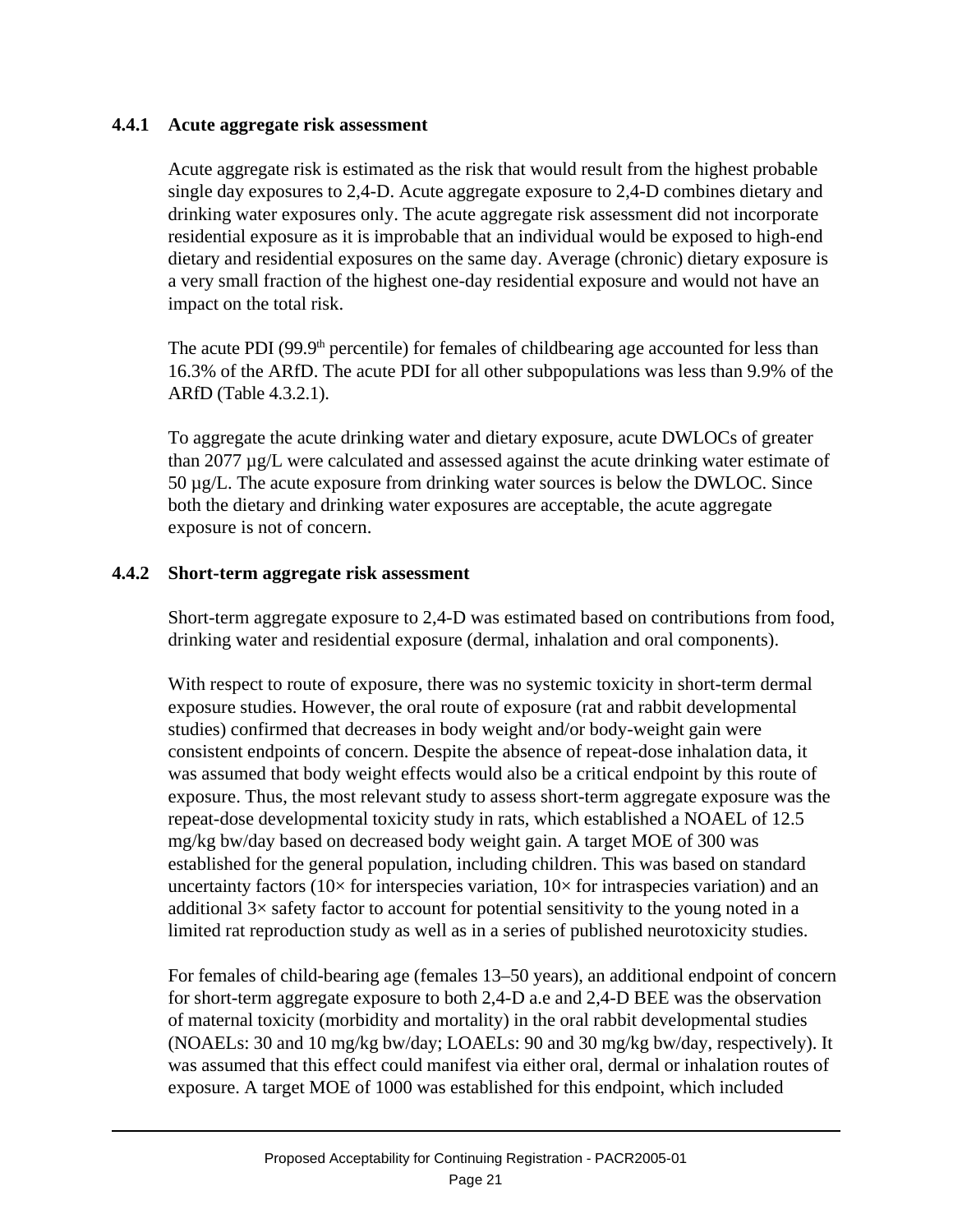### 4.4.1 Acute aggregate risk assessment

Acute aggregate risk is estimated as the risk that would result from the highest probable single day exposures to 2,4-D. Acute aggregate exposure to 2,4-D combines dietary and drinking water exposures only. The acute aggregate risk assessment did not incorporate residential exposure as it is improbable that an individual would be exposed to high-end dietary and residential exposures on the same day. Average (chronic) dietary exposure is a very small fraction of the highest one-day residential exposure and would not have an impact on the total risk.

The acute PDI ($99.9^{th}$ percentile) for females of childbearing age accounted for less than 16.3% of the ARfD. The acute PDI for all other subpopulations was less than 9.9% of the ARfD (Table 4.3.2.1).

To aggregate the acute drinking water and dietary exposure, acute DWLOCs of greater than 2077 µg/L were calculated and assessed against the acute drinking water estimate of 50 µg/L. The acute exposure from drinking water sources is below the DWLOC. Since both the dietary and drinking water exposures are acceptable, the acute aggregate exposure is not of concern.

### 4.4.2 Short-term aggregate risk assessment

Short-term aggregate exposure to 2,4-D was estimated based on contributions from food, drinking water and residential exposure (dermal, inhalation and oral components).

With respect to route of exposure, there was no systemic toxicity in short-term dermal exposure studies. However, the oral route of exposure (rat and rabbit developmental studies) confirmed that decreases in body weight and/or body-weight gain were consistent endpoints of concern. Despite the absence of repeat-dose inhalation data, it was assumed that body weight effects would also be a critical endpoint by this route of exposure. Thus, the most relevant study to assess short-term aggregate exposure was the repeat-dose developmental toxicity study in rats, which established a NOAEL of 12.5 mg/kg bw/day based on decreased body weight gain. A target MOE of 300 was established for the general population, including children. This was based on standard uncertainty factors (10× for interspecies variation, 10× for intraspecies variation) and an additional 3× safety factor to account for potential sensitivity to the young noted in a limited rat reproduction study as well as in a series of published neurotoxicity studies.

For females of child-bearing age (females 13–50 years), an additional endpoint of concern for short-term aggregate exposure to both 2,4-D a.e and 2,4-D BEE was the observation of maternal toxicity (morbidity and mortality) in the oral rabbit developmental studies (NOAELs: 30 and 10 mg/kg bw/day; LOAELs: 90 and 30 mg/kg bw/day, respectively). It was assumed that this effect could manifest via either oral, dermal or inhalation routes of exposure. A target MOE of 1000 was established for this endpoint, which included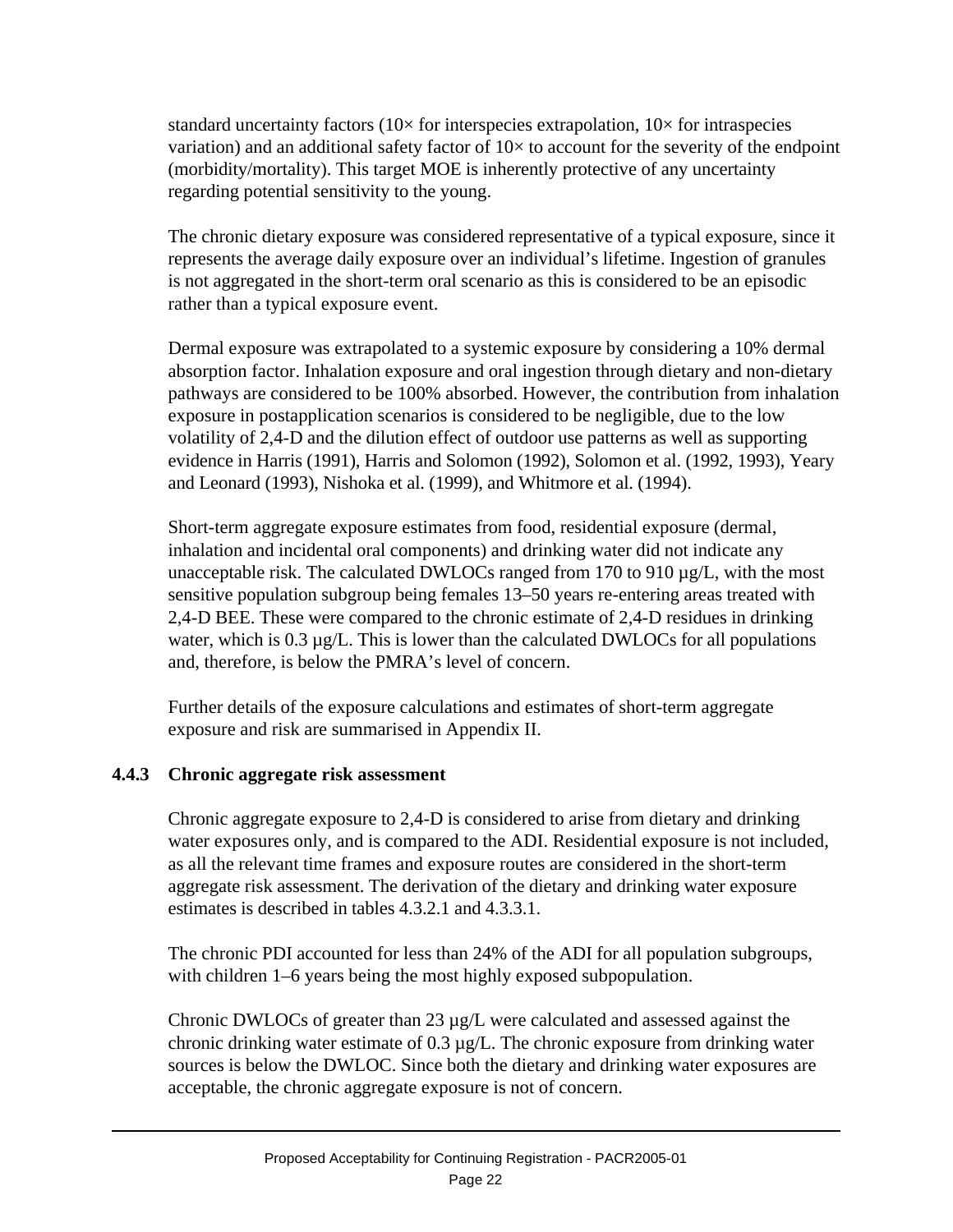standard uncertainty factors (10× for interspecies extrapolation, 10× for intraspecies variation) and an additional safety factor of 10× to account for the severity of the endpoint (morbidity/mortality). This target MOE is inherently protective of any uncertainty regarding potential sensitivity to the young.

The chronic dietary exposure was considered representative of a typical exposure, since it represents the average daily exposure over an individual's lifetime. Ingestion of granules is not aggregated in the short-term oral scenario as this is considered to be an episodic rather than a typical exposure event.

Dermal exposure was extrapolated to a systemic exposure by considering a 10% dermal absorption factor. Inhalation exposure and oral ingestion through dietary and non-dietary pathways are considered to be 100% absorbed. However, the contribution from inhalation exposure in postapplication scenarios is considered to be negligible, due to the low volatility of 2,4-D and the dilution effect of outdoor use patterns as well as supporting evidence in Harris (1991), Harris and Solomon (1992), Solomon et al. (1992, 1993), Yeary and Leonard (1993), Nishoka et al. (1999), and Whitmore et al. (1994).

Short-term aggregate exposure estimates from food, residential exposure (dermal, inhalation and incidental oral components) and drinking water did not indicate any unacceptable risk. The calculated DWLOCs ranged from 170 to 910 µg/L, with the most sensitive population subgroup being females 13–50 years re-entering areas treated with 2,4-D BEE. These were compared to the chronic estimate of 2,4-D residues in drinking water, which is 0.3 µg/L. This is lower than the calculated DWLOCs for all populations and, therefore, is below the PMRA's level of concern.

Further details of the exposure calculations and estimates of short-term aggregate exposure and risk are summarised in Appendix II.

### 4.4.3 Chronic aggregate risk assessment

Chronic aggregate exposure to 2,4-D is considered to arise from dietary and drinking water exposures only, and is compared to the ADI. Residential exposure is not included, as all the relevant time frames and exposure routes are considered in the short-term aggregate risk assessment. The derivation of the dietary and drinking water exposure estimates is described in tables 4.3.2.1 and 4.3.3.1.

The chronic PDI accounted for less than 24% of the ADI for all population subgroups, with children 1–6 years being the most highly exposed subpopulation.

Chronic DWLOCs of greater than 23 µg/L were calculated and assessed against the chronic drinking water estimate of 0.3 µg/L. The chronic exposure from drinking water sources is below the DWLOC. Since both the dietary and drinking water exposures are acceptable, the chronic aggregate exposure is not of concern.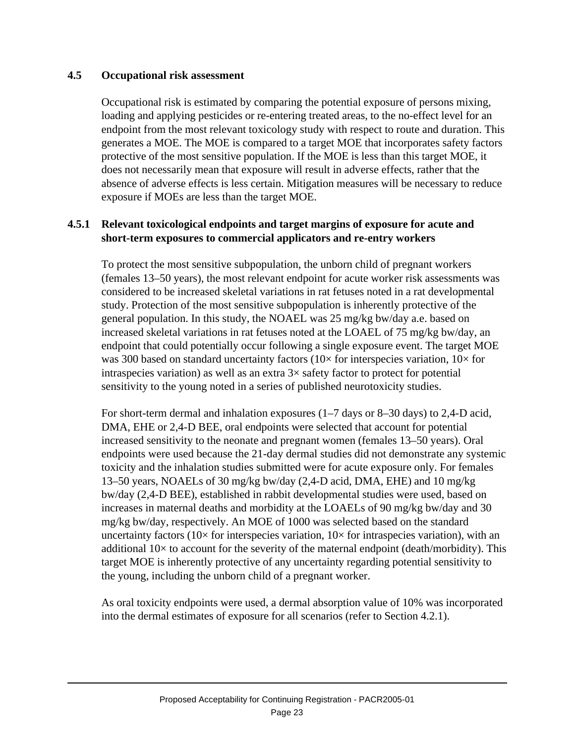## 4.5 Occupational risk assessment

Occupational risk is estimated by comparing the potential exposure of persons mixing, loading and applying pesticides or re-entering treated areas, to the no-effect level for an endpoint from the most relevant toxicology study with respect to route and duration. This generates a MOE. The MOE is compared to a target MOE that incorporates safety factors protective of the most sensitive population. If the MOE is less than this target MOE, it does not necessarily mean that exposure will result in adverse effects, rather that the absence of adverse effects is less certain. Mitigation measures will be necessary to reduce exposure if MOEs are less than the target MOE.

### 4.5.1 Relevant toxicological endpoints and target margins of exposure for acute and short-term exposures to commercial applicators and re-entry workers

To protect the most sensitive subpopulation, the unborn child of pregnant workers (females 13–50 years), the most relevant endpoint for acute worker risk assessments was considered to be increased skeletal variations in rat fetuses noted in a rat developmental study. Protection of the most sensitive subpopulation is inherently protective of the general population. In this study, the NOAEL was 25 mg/kg bw/day a.e. based on increased skeletal variations in rat fetuses noted at the LOAEL of 75 mg/kg bw/day, an endpoint that could potentially occur following a single exposure event. The target MOE was 300 based on standard uncertainty factors (10× for interspecies variation, 10× for intraspecies variation) as well as an extra 3× safety factor to protect for potential sensitivity to the young noted in a series of published neurotoxicity studies.

For short-term dermal and inhalation exposures (1–7 days or 8–30 days) to 2,4-D acid, DMA, EHE or 2,4-D BEE, oral endpoints were selected that account for potential increased sensitivity to the neonate and pregnant women (females 13–50 years). Oral endpoints were used because the 21-day dermal studies did not demonstrate any systemic toxicity and the inhalation studies submitted were for acute exposure only. For females 13–50 years, NOAELs of 30 mg/kg bw/day (2,4-D acid, DMA, EHE) and 10 mg/kg bw/day (2,4-D BEE), established in rabbit developmental studies were used, based on increases in maternal deaths and morbidity at the LOAELs of 90 mg/kg bw/day and 30 mg/kg bw/day, respectively. An MOE of 1000 was selected based on the standard uncertainty factors (10× for interspecies variation, 10× for intraspecies variation), with an additional 10× to account for the severity of the maternal endpoint (death/morbidity). This target MOE is inherently protective of any uncertainty regarding potential sensitivity to the young, including the unborn child of a pregnant worker.

As oral toxicity endpoints were used, a dermal absorption value of 10% was incorporated into the dermal estimates of exposure for all scenarios (refer to Section 4.2.1).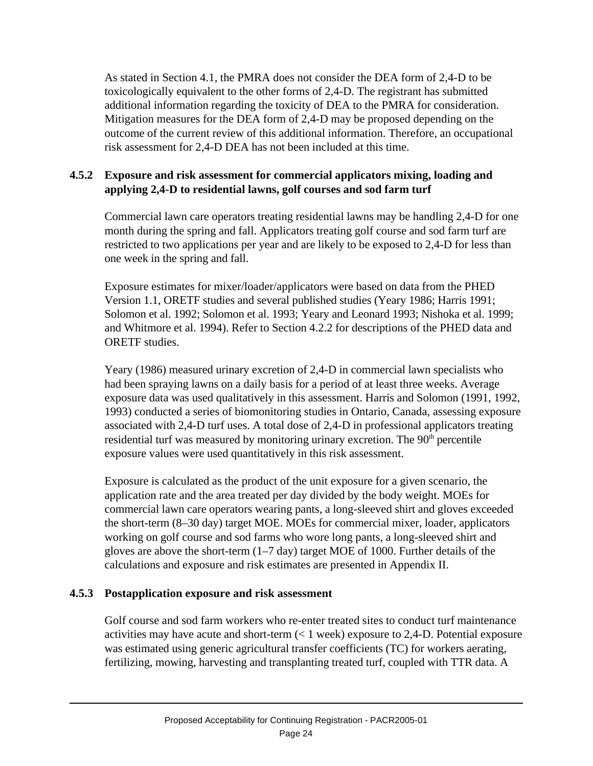As stated in Section 4.1, the PMRA does not consider the DEA form of 2,4-D to be toxicologically equivalent to the other forms of 2,4-D. The registrant has submitted additional information regarding the toxicity of DEA to the PMRA for consideration. Mitigation measures for the DEA form of 2,4-D may be proposed depending on the outcome of the current review of this additional information. Therefore, an occupational risk assessment for 2,4-D DEA has not been included at this time.

### 4.5.2 Exposure and risk assessment for commercial applicators mixing, loading and applying 2,4-D to residential lawns, golf courses and sod farm turf

Commercial lawn care operators treating residential lawns may be handling 2,4-D for one month during the spring and fall. Applicators treating golf course and sod farm turf are restricted to two applications per year and are likely to be exposed to 2,4-D for less than one week in the spring and fall.

Exposure estimates for mixer/loader/applicators were based on data from the PHED Version 1.1, ORETF studies and several published studies (Yeary 1986; Harris 1991; Solomon et al. 1992; Solomon et al. 1993; Yeary and Leonard 1993; Nishoka et al. 1999; and Whitmore et al. 1994). Refer to Section 4.2.2 for descriptions of the PHED data and ORETF studies.

Yeary (1986) measured urinary excretion of 2,4-D in commercial lawn specialists who had been spraying lawns on a daily basis for a period of at least three weeks. Average exposure data was used qualitatively in this assessment. Harris and Solomon (1991, 1992, 1993) conducted a series of biomonitoring studies in Ontario, Canada, assessing exposure associated with 2,4-D turf uses. A total dose of 2,4-D in professional applicators treating residential turf was measured by monitoring urinary excretion. The 90$^{th}$ percentile exposure values were used quantitatively in this risk assessment.

Exposure is calculated as the product of the unit exposure for a given scenario, the application rate and the area treated per day divided by the body weight. MOEs for commercial lawn care operators wearing pants, a long-sleeved shirt and gloves exceeded the short-term (8–30 day) target MOE. MOEs for commercial mixer, loader, applicators working on golf course and sod farms who wore long pants, a long-sleeved shirt and gloves are above the short-term (1–7 day) target MOE of 1000. Further details of the calculations and exposure and risk estimates are presented in Appendix II.

### 4.5.3 Postapplication exposure and risk assessment

Golf course and sod farm workers who re-enter treated sites to conduct turf maintenance activities may have acute and short-term (< 1 week) exposure to 2,4-D. Potential exposure was estimated using generic agricultural transfer coefficients (TC) for workers aerating, fertilizing, mowing, harvesting and transplanting treated turf, coupled with TTR data. A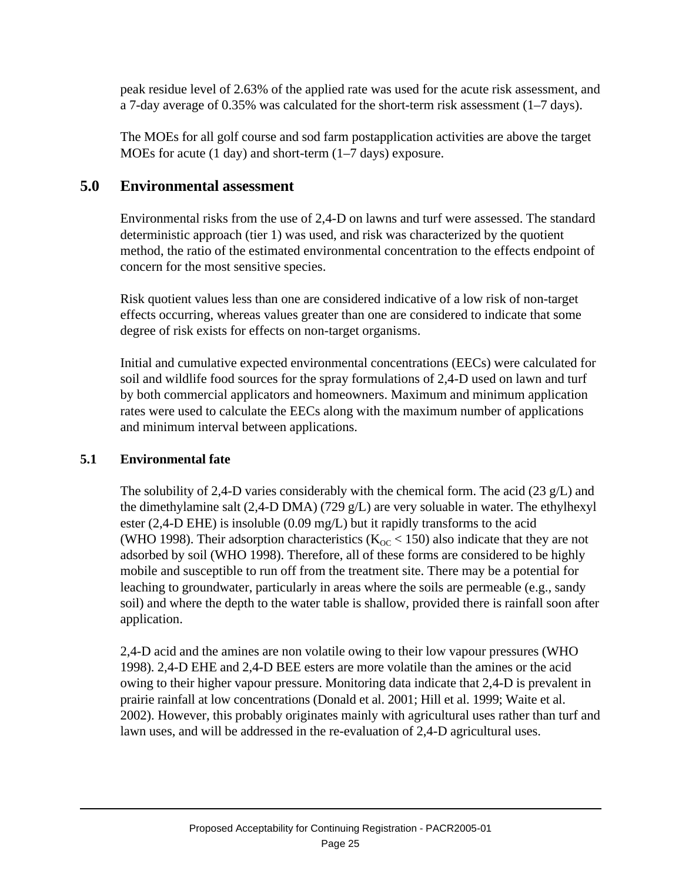peak residue level of 2.63% of the applied rate was used for the acute risk assessment, and a 7-day average of 0.35% was calculated for the short-term risk assessment (1–7 days).

The MOEs for all golf course and sod farm postapplication activities are above the target MOEs for acute (1 day) and short-term (1–7 days) exposure.

## 5.0 Environmental assessment

Environmental risks from the use of 2,4-D on lawns and turf were assessed. The standard deterministic approach (tier 1) was used, and risk was characterized by the quotient method, the ratio of the estimated environmental concentration to the effects endpoint of concern for the most sensitive species.

Risk quotient values less than one are considered indicative of a low risk of non-target effects occurring, whereas values greater than one are considered to indicate that some degree of risk exists for effects on non-target organisms.

Initial and cumulative expected environmental concentrations (EECs) were calculated for soil and wildlife food sources for the spray formulations of 2,4-D used on lawn and turf by both commercial applicators and homeowners. Maximum and minimum application rates were used to calculate the EECs along with the maximum number of applications and minimum interval between applications.

### 5.1 Environmental fate

The solubility of 2,4-D varies considerably with the chemical form. The acid (23 g/L) and the dimethylamine salt (2,4-D DMA) (729 g/L) are very soluable in water. The ethylhexyl ester (2,4-D EHE) is insoluble (0.09 mg/L) but it rapidly transforms to the acid (WHO 1998). Their adsorption characteristics ($K_{OC} < 150$) also indicate that they are not adsorbed by soil (WHO 1998). Therefore, all of these forms are considered to be highly mobile and susceptible to run off from the treatment site. There may be a potential for leaching to groundwater, particularly in areas where the soils are permeable (e.g., sandy soil) and where the depth to the water table is shallow, provided there is rainfall soon after application.

2,4-D acid and the amines are non volatile owing to their low vapour pressures (WHO 1998). 2,4-D EHE and 2,4-D BEE esters are more volatile than the amines or the acid owing to their higher vapour pressure. Monitoring data indicate that 2,4-D is prevalent in prairie rainfall at low concentrations (Donald et al. 2001; Hill et al. 1999; Waite et al. 2002). However, this probably originates mainly with agricultural uses rather than turf and lawn uses, and will be addressed in the re-evaluation of 2,4-D agricultural uses.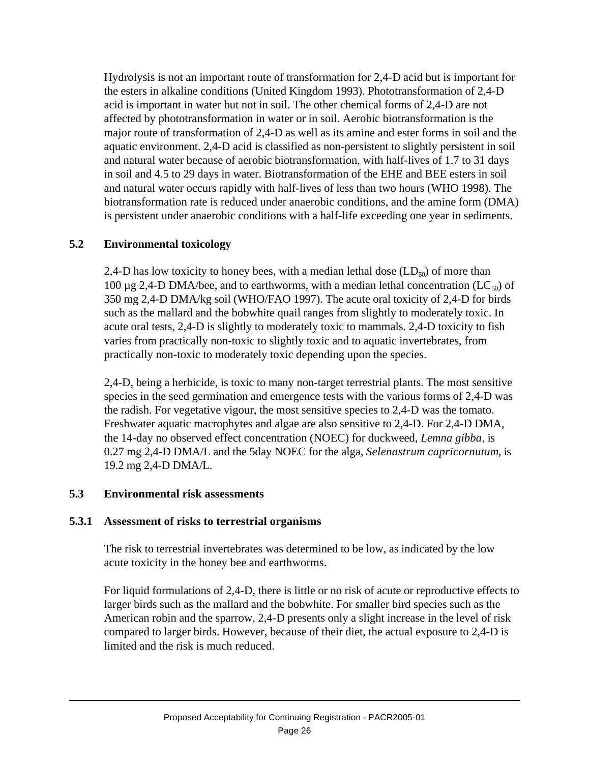Hydrolysis is not an important route of transformation for 2,4-D acid but is important for the esters in alkaline conditions (United Kingdom 1993). Phototransformation of 2,4-D acid is important in water but not in soil. The other chemical forms of 2,4-D are not affected by phototransformation in water or in soil. Aerobic biotransformation is the major route of transformation of 2,4-D as well as its amine and ester forms in soil and the aquatic environment. 2,4-D acid is classified as non-persistent to slightly persistent in soil and natural water because of aerobic biotransformation, with half-lives of 1.7 to 31 days in soil and 4.5 to 29 days in water. Biotransformation of the EHE and BEE esters in soil and natural water occurs rapidly with half-lives of less than two hours (WHO 1998). The biotransformation rate is reduced under anaerobic conditions, and the amine form (DMA) is persistent under anaerobic conditions with a half-life exceeding one year in sediments.

## 5.2 Environmental toxicology

2,4-D has low toxicity to honey bees, with a median lethal dose ($LD_{50}$) of more than 100 µg 2,4-D DMA/bee, and to earthworms, with a median lethal concentration ($LC_{50}$) of 350 mg 2,4-D DMA/kg soil (WHO/FAO 1997). The acute oral toxicity of 2,4-D for birds such as the mallard and the bobwhite quail ranges from slightly to moderately toxic. In acute oral tests, 2,4-D is slightly to moderately toxic to mammals. 2,4-D toxicity to fish varies from practically non-toxic to slightly toxic and to aquatic invertebrates, from practically non-toxic to moderately toxic depending upon the species.

2,4-D, being a herbicide, is toxic to many non-target terrestrial plants. The most sensitive species in the seed germination and emergence tests with the various forms of 2,4-D was the radish. For vegetative vigour, the most sensitive species to 2,4-D was the tomato. Freshwater aquatic macrophytes and algae are also sensitive to 2,4-D. For 2,4-D DMA, the 14-day no observed effect concentration (NOEC) for duckweed, *Lemna gibba*, is 0.27 mg 2,4-D DMA/L and the 5day NOEC for the alga, *Selenastrum capricornutum*, is 19.2 mg 2,4-D DMA/L.

## 5.3 Environmental risk assessments

### 5.3.1 Assessment of risks to terrestrial organisms

The risk to terrestrial invertebrates was determined to be low, as indicated by the low acute toxicity in the honey bee and earthworms.

For liquid formulations of 2,4-D, there is little or no risk of acute or reproductive effects to larger birds such as the mallard and the bobwhite. For smaller bird species such as the American robin and the sparrow, 2,4-D presents only a slight increase in the level of risk compared to larger birds. However, because of their diet, the actual exposure to 2,4-D is limited and the risk is much reduced.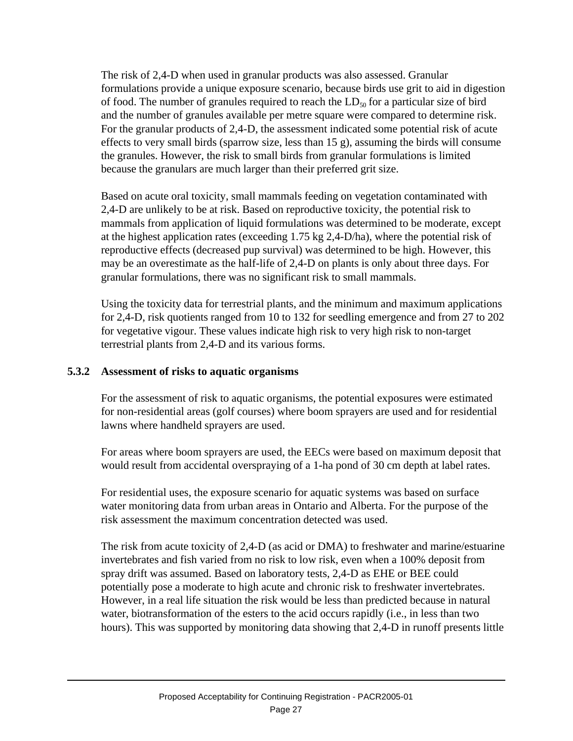The risk of 2,4-D when used in granular products was also assessed. Granular formulations provide a unique exposure scenario, because birds use grit to aid in digestion of food. The number of granules required to reach the $LD_{50}$ for a particular size of bird and the number of granules available per metre square were compared to determine risk. For the granular products of 2,4-D, the assessment indicated some potential risk of acute effects to very small birds (sparrow size, less than 15 g), assuming the birds will consume the granules. However, the risk to small birds from granular formulations is limited because the granulars are much larger than their preferred grit size.

Based on acute oral toxicity, small mammals feeding on vegetation contaminated with 2,4-D are unlikely to be at risk. Based on reproductive toxicity, the potential risk to mammals from application of liquid formulations was determined to be moderate, except at the highest application rates (exceeding 1.75 kg 2,4-D/ha), where the potential risk of reproductive effects (decreased pup survival) was determined to be high. However, this may be an overestimate as the half-life of 2,4-D on plants is only about three days. For granular formulations, there was no significant risk to small mammals.

Using the toxicity data for terrestrial plants, and the minimum and maximum applications for 2,4-D, risk quotients ranged from 10 to 132 for seedling emergence and from 27 to 202 for vegetative vigour. These values indicate high risk to very high risk to non-target terrestrial plants from 2,4-D and its various forms.

### 5.3.2 Assessment of risks to aquatic organisms

For the assessment of risk to aquatic organisms, the potential exposures were estimated for non-residential areas (golf courses) where boom sprayers are used and for residential lawns where handheld sprayers are used.

For areas where boom sprayers are used, the EECs were based on maximum deposit that would result from accidental overspraying of a 1-ha pond of 30 cm depth at label rates.

For residential uses, the exposure scenario for aquatic systems was based on surface water monitoring data from urban areas in Ontario and Alberta. For the purpose of the risk assessment the maximum concentration detected was used.

The risk from acute toxicity of 2,4-D (as acid or DMA) to freshwater and marine/estuarine invertebrates and fish varied from no risk to low risk, even when a 100% deposit from spray drift was assumed. Based on laboratory tests, 2,4-D as EHE or BEE could potentially pose a moderate to high acute and chronic risk to freshwater invertebrates. However, in a real life situation the risk would be less than predicted because in natural water, biotransformation of the esters to the acid occurs rapidly (i.e., in less than two hours). This was supported by monitoring data showing that 2,4-D in runoff presents little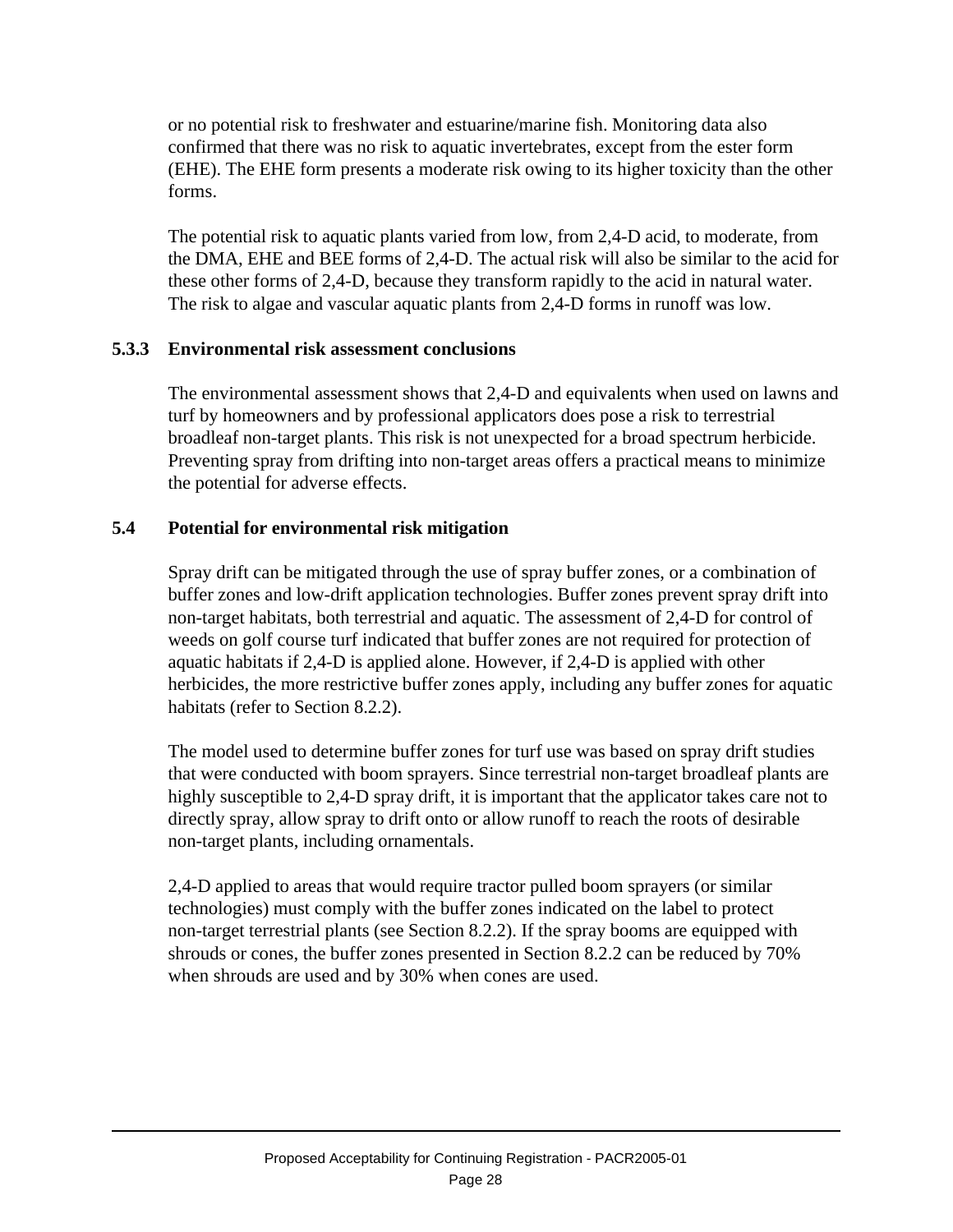or no potential risk to freshwater and estuarine/marine fish. Monitoring data also confirmed that there was no risk to aquatic invertebrates, except from the ester form (EHE). The EHE form presents a moderate risk owing to its higher toxicity than the other forms.

The potential risk to aquatic plants varied from low, from 2,4-D acid, to moderate, from the DMA, EHE and BEE forms of 2,4-D. The actual risk will also be similar to the acid for these other forms of 2,4-D, because they transform rapidly to the acid in natural water. The risk to algae and vascular aquatic plants from 2,4-D forms in runoff was low.

### 5.3.3 Environmental risk assessment conclusions

The environmental assessment shows that 2,4-D and equivalents when used on lawns and turf by homeowners and by professional applicators does pose a risk to terrestrial broadleaf non-target plants. This risk is not unexpected for a broad spectrum herbicide. Preventing spray from drifting into non-target areas offers a practical means to minimize the potential for adverse effects.

## 5.4 Potential for environmental risk mitigation

Spray drift can be mitigated through the use of spray buffer zones, or a combination of buffer zones and low-drift application technologies. Buffer zones prevent spray drift into non-target habitats, both terrestrial and aquatic. The assessment of 2,4-D for control of weeds on golf course turf indicated that buffer zones are not required for protection of aquatic habitats if 2,4-D is applied alone. However, if 2,4-D is applied with other herbicides, the more restrictive buffer zones apply, including any buffer zones for aquatic habitats (refer to Section 8.2.2).

The model used to determine buffer zones for turf use was based on spray drift studies that were conducted with boom sprayers. Since terrestrial non-target broadleaf plants are highly susceptible to 2,4-D spray drift, it is important that the applicator takes care not to directly spray, allow spray to drift onto or allow runoff to reach the roots of desirable non-target plants, including ornamentals.

2,4-D applied to areas that would require tractor pulled boom sprayers (or similar technologies) must comply with the buffer zones indicated on the label to protect non-target terrestrial plants (see Section 8.2.2). If the spray booms are equipped with shrouds or cones, the buffer zones presented in Section 8.2.2 can be reduced by 70% when shrouds are used and by 30% when cones are used.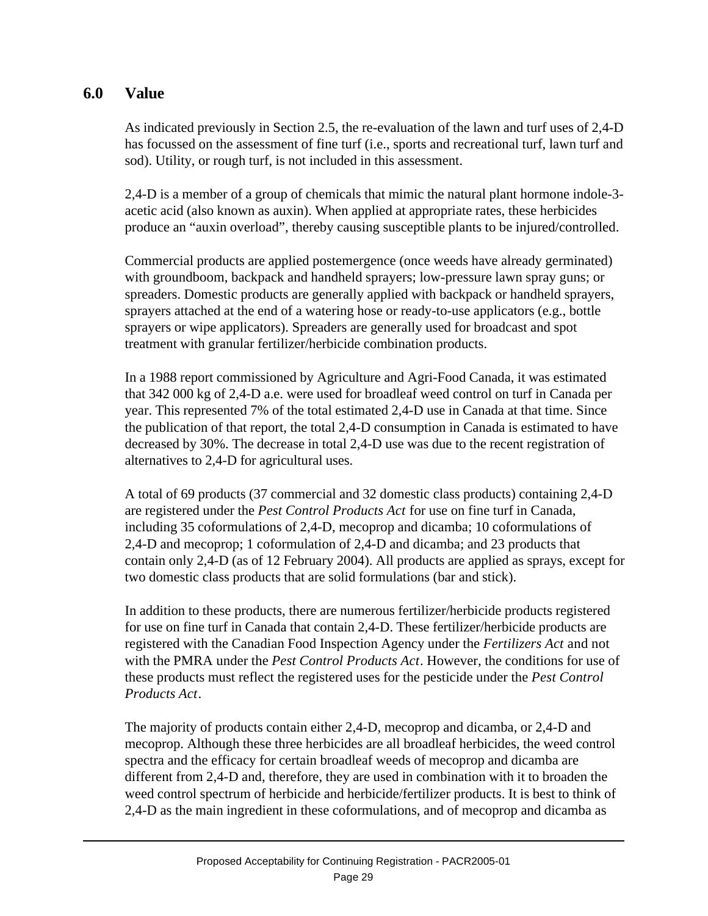## 6.0 Value

As indicated previously in Section 2.5, the re-evaluation of the lawn and turf uses of 2,4-D has focussed on the assessment of fine turf (i.e., sports and recreational turf, lawn turf and sod). Utility, or rough turf, is not included in this assessment.

2,4-D is a member of a group of chemicals that mimic the natural plant hormone indole-3-acetic acid (also known as auxin). When applied at appropriate rates, these herbicides produce an "auxin overload", thereby causing susceptible plants to be injured/controlled.

Commercial products are applied postemergence (once weeds have already germinated) with groundboom, backpack and handheld sprayers; low-pressure lawn spray guns; or spreaders. Domestic products are generally applied with backpack or handheld sprayers, sprayers attached at the end of a watering hose or ready-to-use applicators (e.g., bottle sprayers or wipe applicators). Spreaders are generally used for broadcast and spot treatment with granular fertilizer/herbicide combination products.

In a 1988 report commissioned by Agriculture and Agri-Food Canada, it was estimated that 342 000 kg of 2,4-D a.e. were used for broadleaf weed control on turf in Canada per year. This represented 7% of the total estimated 2,4-D use in Canada at that time. Since the publication of that report, the total 2,4-D consumption in Canada is estimated to have decreased by 30%. The decrease in total 2,4-D use was due to the recent registration of alternatives to 2,4-D for agricultural uses.

A total of 69 products (37 commercial and 32 domestic class products) containing 2,4-D are registered under the *Pest Control Products Act* for use on fine turf in Canada, including 35 coformulations of 2,4-D, mecoprop and dicamba; 10 coformulations of 2,4-D and mecoprop; 1 coformulation of 2,4-D and dicamba; and 23 products that contain only 2,4-D (as of 12 February 2004). All products are applied as sprays, except for two domestic class products that are solid formulations (bar and stick).

In addition to these products, there are numerous fertilizer/herbicide products registered for use on fine turf in Canada that contain 2,4-D. These fertilizer/herbicide products are registered with the Canadian Food Inspection Agency under the *Fertilizers Act* and not with the PMRA under the *Pest Control Products Act*. However, the conditions for use of these products must reflect the registered uses for the pesticide under the *Pest Control Products Act*.

The majority of products contain either 2,4-D, mecoprop and dicamba, or 2,4-D and mecoprop. Although these three herbicides are all broadleaf herbicides, the weed control spectra and the efficacy for certain broadleaf weeds of mecoprop and dicamba are different from 2,4-D and, therefore, they are used in combination with it to broaden the weed control spectrum of herbicide and herbicide/fertilizer products. It is best to think of 2,4-D as the main ingredient in these coformulations, and of mecoprop and dicamba as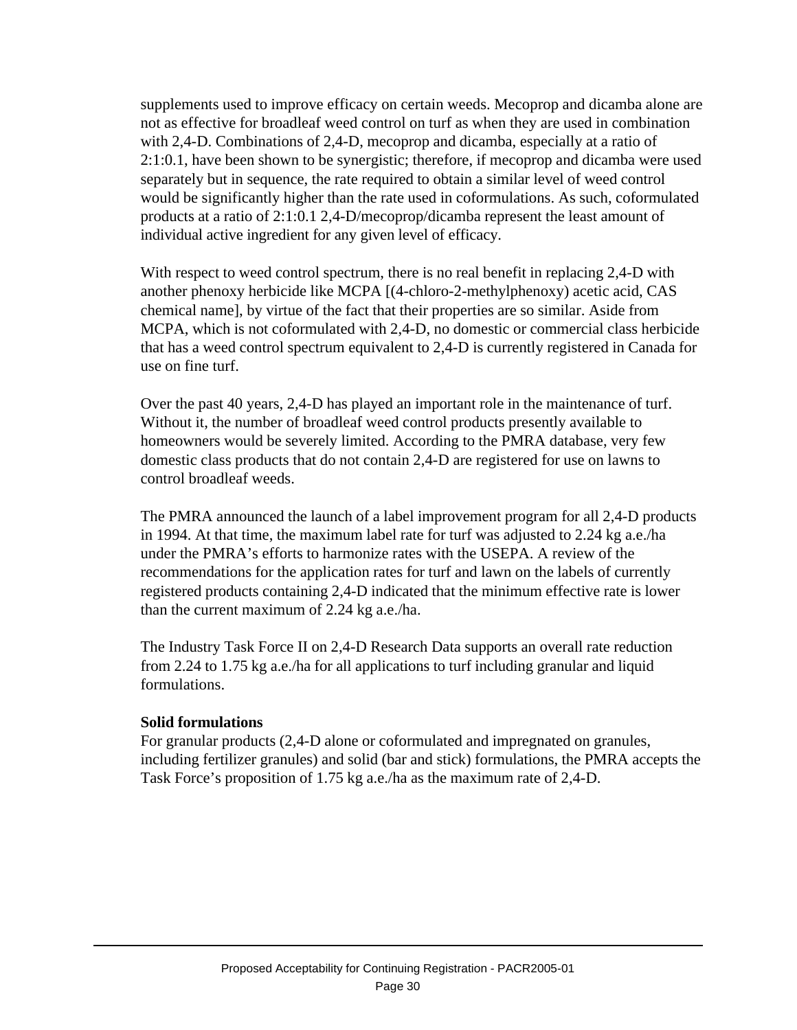supplements used to improve efficacy on certain weeds. Mecoprop and dicamba alone are not as effective for broadleaf weed control on turf as when they are used in combination with 2,4-D. Combinations of 2,4-D, mecoprop and dicamba, especially at a ratio of 2:1:0.1, have been shown to be synergistic; therefore, if mecoprop and dicamba were used separately but in sequence, the rate required to obtain a similar level of weed control would be significantly higher than the rate used in coformulations. As such, coformulated products at a ratio of 2:1:0.1 2,4-D/mecoprop/dicamba represent the least amount of individual active ingredient for any given level of efficacy.

With respect to weed control spectrum, there is no real benefit in replacing 2,4-D with another phenoxy herbicide like MCPA [(4-chloro-2-methylphenoxy) acetic acid, CAS chemical name], by virtue of the fact that their properties are so similar. Aside from MCPA, which is not coformulated with 2,4-D, no domestic or commercial class herbicide that has a weed control spectrum equivalent to 2,4-D is currently registered in Canada for use on fine turf.

Over the past 40 years, 2,4-D has played an important role in the maintenance of turf. Without it, the number of broadleaf weed control products presently available to homeowners would be severely limited. According to the PMRA database, very few domestic class products that do not contain 2,4-D are registered for use on lawns to control broadleaf weeds.

The PMRA announced the launch of a label improvement program for all 2,4-D products in 1994. At that time, the maximum label rate for turf was adjusted to 2.24 kg a.e./ha under the PMRA's efforts to harmonize rates with the USEPA. A review of the recommendations for the application rates for turf and lawn on the labels of currently registered products containing 2,4-D indicated that the minimum effective rate is lower than the current maximum of 2.24 kg a.e./ha.

The Industry Task Force II on 2,4-D Research Data supports an overall rate reduction from 2.24 to 1.75 kg a.e./ha for all applications to turf including granular and liquid formulations.

**Solid formulations**

For granular products (2,4-D alone or coformulated and impregnated on granules, including fertilizer granules) and solid (bar and stick) formulations, the PMRA accepts the Task Force's proposition of 1.75 kg a.e./ha as the maximum rate of 2,4-D.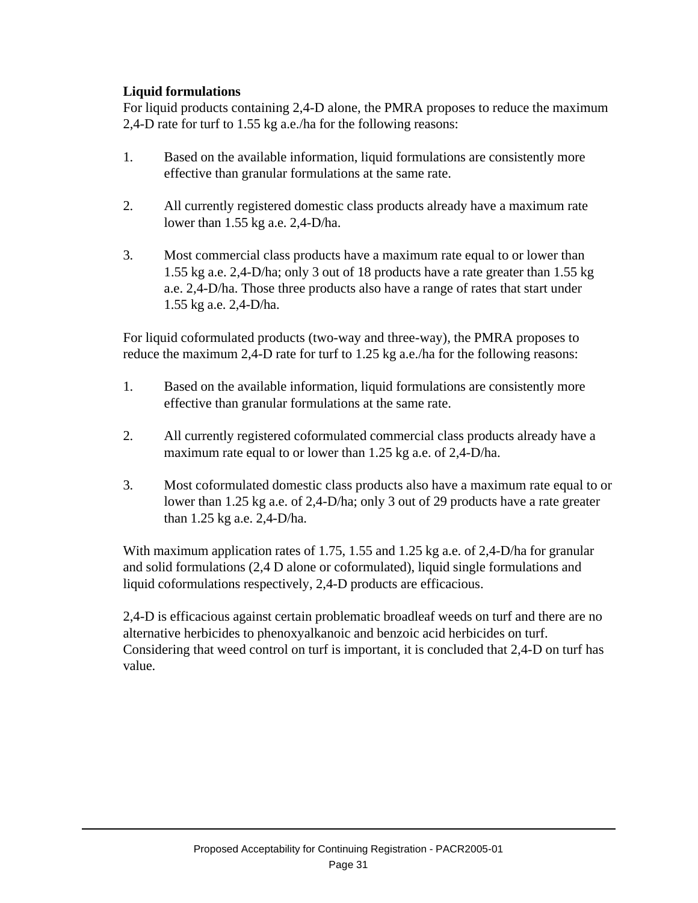**Liquid formulations**

For liquid products containing 2,4-D alone, the PMRA proposes to reduce the maximum 2,4-D rate for turf to 1.55 kg a.e./ha for the following reasons:

1. Based on the available information, liquid formulations are consistently more effective than granular formulations at the same rate.

2. All currently registered domestic class products already have a maximum rate lower than 1.55 kg a.e. 2,4-D/ha.

3. Most commercial class products have a maximum rate equal to or lower than 1.55 kg a.e. 2,4-D/ha; only 3 out of 18 products have a rate greater than 1.55 kg a.e. 2,4-D/ha. Those three products also have a range of rates that start under 1.55 kg a.e. 2,4-D/ha.

For liquid coformulated products (two-way and three-way), the PMRA proposes to reduce the maximum 2,4-D rate for turf to 1.25 kg a.e./ha for the following reasons:

1. Based on the available information, liquid formulations are consistently more effective than granular formulations at the same rate.

2. All currently registered coformulated commercial class products already have a maximum rate equal to or lower than 1.25 kg a.e. of 2,4-D/ha.

3. Most coformulated domestic class products also have a maximum rate equal to or lower than 1.25 kg a.e. of 2,4-D/ha; only 3 out of 29 products have a rate greater than 1.25 kg a.e. 2,4-D/ha.

With maximum application rates of 1.75, 1.55 and 1.25 kg a.e. of 2,4-D/ha for granular and solid formulations (2,4 D alone or coformulated), liquid single formulations and liquid coformulations respectively, 2,4-D products are efficacious.

2,4-D is efficacious against certain problematic broadleaf weeds on turf and there are no alternative herbicides to phenoxyalkanoic and benzoic acid herbicides on turf. Considering that weed control on turf is important, it is concluded that 2,4-D on turf has value.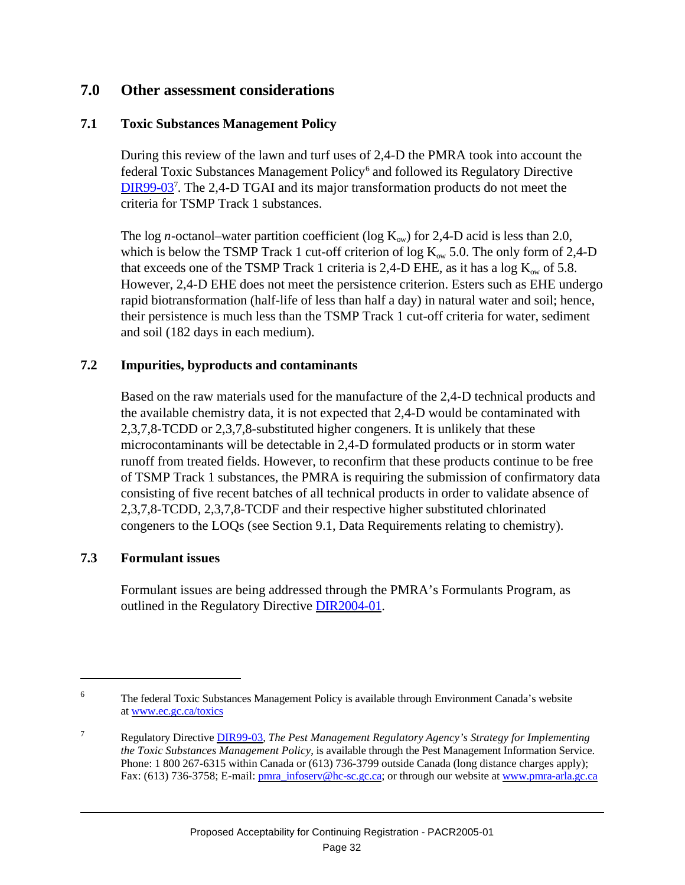## 7.0 Other assessment considerations

### 7.1 Toxic Substances Management Policy

During this review of the lawn and turf uses of 2,4-D the PMRA took into account the federal Toxic Substances Management Policy[6] and followed its Regulatory Directive DIR99-03[7]. The 2,4-D TGAI and its major transformation products do not meet the criteria for TSMP Track 1 substances.

The log *n*-octanol–water partition coefficient (log $K_{ow}$) for 2,4-D acid is less than 2.0, which is below the TSMP Track 1 cut-off criterion of log $K_{ow}$ 5.0. The only form of 2,4-D that exceeds one of the TSMP Track 1 criteria is 2,4-D EHE, as it has a log $K_{ow}$ of 5.8. However, 2,4-D EHE does not meet the persistence criterion. Esters such as EHE undergo rapid biotransformation (half-life of less than half a day) in natural water and soil; hence, their persistence is much less than the TSMP Track 1 cut-off criteria for water, sediment and soil (182 days in each medium).

### 7.2 Impurities, byproducts and contaminants

Based on the raw materials used for the manufacture of the 2,4-D technical products and the available chemistry data, it is not expected that 2,4-D would be contaminated with 2,3,7,8-TCDD or 2,3,7,8-substituted higher congeners. It is unlikely that these microcontaminants will be detectable in 2,4-D formulated products or in storm water runoff from treated fields. However, to reconfirm that these products continue to be free of TSMP Track 1 substances, the PMRA is requiring the submission of confirmatory data consisting of five recent batches of all technical products in order to validate absence of 2,3,7,8-TCDD, 2,3,7,8-TCDF and their respective higher substituted chlorinated congeners to the LOQs (see Section 9.1, Data Requirements relating to chemistry).

### 7.3 Formulant issues

Formulant issues are being addressed through the PMRA's Formulants Program, as outlined in the Regulatory Directive DIR2004-01.

---

[6] The federal Toxic Substances Management Policy is available through Environment Canada's website at www.ec.gc.ca/toxics

[7] Regulatory Directive DIR99-03, *The Pest Management Regulatory Agency's Strategy for Implementing the Toxic Substances Management Policy*, is available through the Pest Management Information Service. Phone: 1 800 267-6315 within Canada or (613) 736-3799 outside Canada (long distance charges apply); Fax: (613) 736-3758; E-mail: pmra_infoserv@hc-sc.gc.ca; or through our website at www.pmra-arla.gc.ca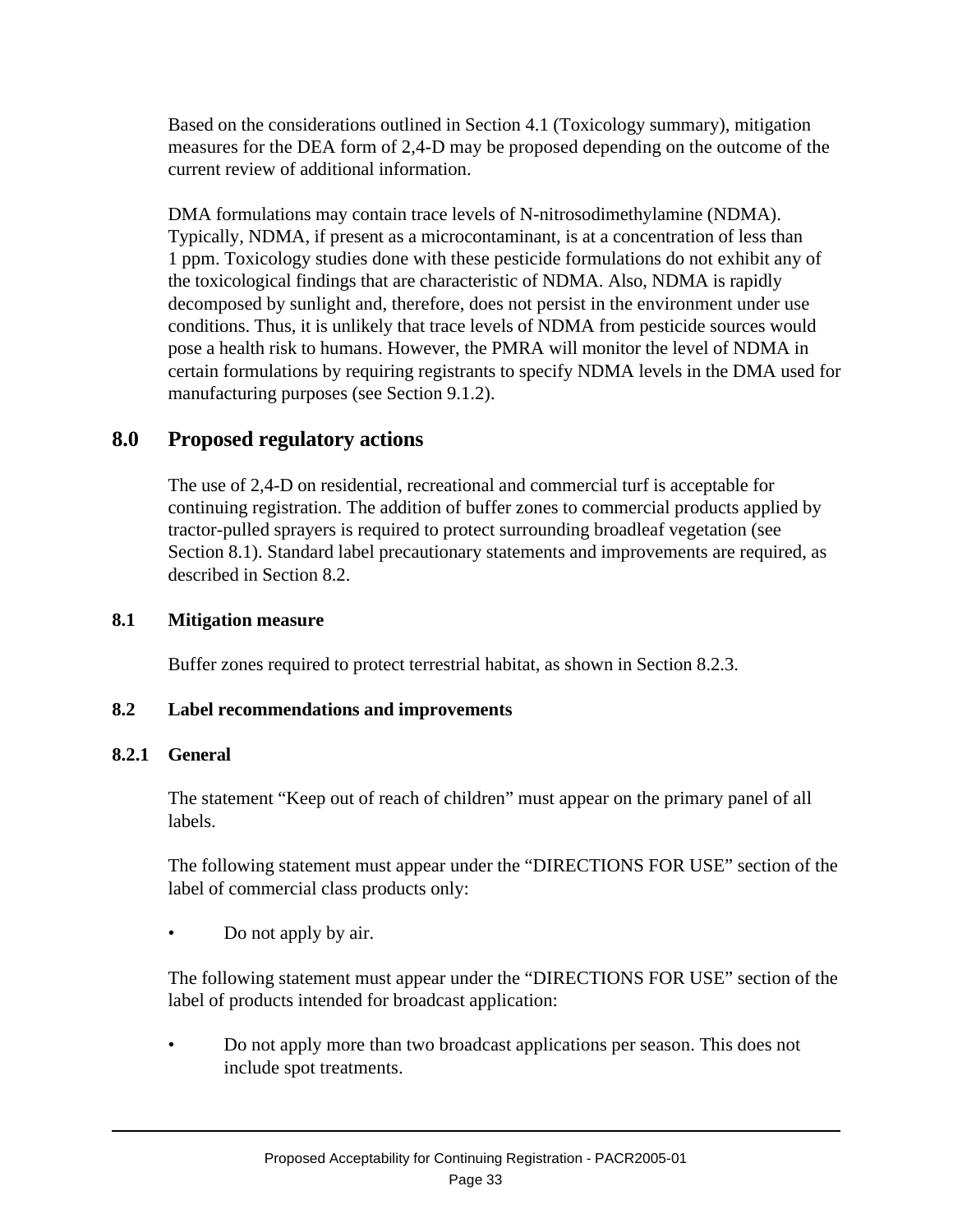Based on the considerations outlined in Section 4.1 (Toxicology summary), mitigation measures for the DEA form of 2,4-D may be proposed depending on the outcome of the current review of additional information.

DMA formulations may contain trace levels of N-nitrosodimethylamine (NDMA). Typically, NDMA, if present as a microcontaminant, is at a concentration of less than 1 ppm. Toxicology studies done with these pesticide formulations do not exhibit any of the toxicological findings that are characteristic of NDMA. Also, NDMA is rapidly decomposed by sunlight and, therefore, does not persist in the environment under use conditions. Thus, it is unlikely that trace levels of NDMA from pesticide sources would pose a health risk to humans. However, the PMRA will monitor the level of NDMA in certain formulations by requiring registrants to specify NDMA levels in the DMA used for manufacturing purposes (see Section 9.1.2).

## 8.0 Proposed regulatory actions

The use of 2,4-D on residential, recreational and commercial turf is acceptable for continuing registration. The addition of buffer zones to commercial products applied by tractor-pulled sprayers is required to protect surrounding broadleaf vegetation (see Section 8.1). Standard label precautionary statements and improvements are required, as described in Section 8.2.

### 8.1 Mitigation measure

Buffer zones required to protect terrestrial habitat, as shown in Section 8.2.3.

### 8.2 Label recommendations and improvements

#### 8.2.1 General

The statement “Keep out of reach of children” must appear on the primary panel of all labels.

The following statement must appear under the “DIRECTIONS FOR USE” section of the label of commercial class products only:

- Do not apply by air.

The following statement must appear under the “DIRECTIONS FOR USE” section of the label of products intended for broadcast application:

- Do not apply more than two broadcast applications per season. This does not include spot treatments.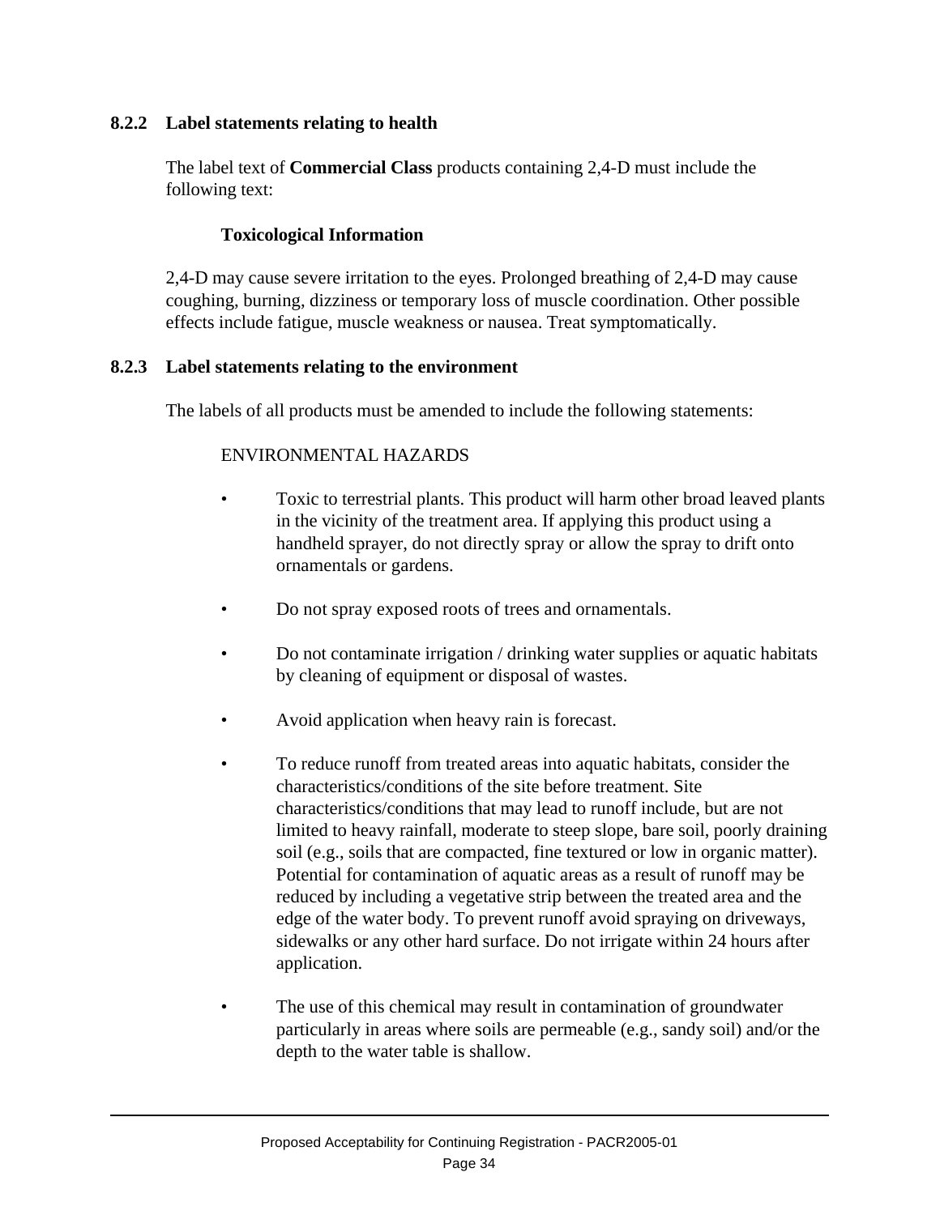### 8.2.2 Label statements relating to health

The label text of **Commercial Class** products containing 2,4-D must include the following text:

**Toxicological Information**

2,4-D may cause severe irritation to the eyes. Prolonged breathing of 2,4-D may cause coughing, burning, dizziness or temporary loss of muscle coordination. Other possible effects include fatigue, muscle weakness or nausea. Treat symptomatically.

### 8.2.3 Label statements relating to the environment

The labels of all products must be amended to include the following statements:

ENVIRONMENTAL HAZARDS

- Toxic to terrestrial plants. This product will harm other broad leaved plants in the vicinity of the treatment area. If applying this product using a handheld sprayer, do not directly spray or allow the spray to drift onto ornamentals or gardens.
- Do not spray exposed roots of trees and ornamentals.
- Do not contaminate irrigation / drinking water supplies or aquatic habitats by cleaning of equipment or disposal of wastes.
- Avoid application when heavy rain is forecast.
- To reduce runoff from treated areas into aquatic habitats, consider the characteristics/conditions of the site before treatment. Site characteristics/conditions that may lead to runoff include, but are not limited to heavy rainfall, moderate to steep slope, bare soil, poorly draining soil (e.g., soils that are compacted, fine textured or low in organic matter). Potential for contamination of aquatic areas as a result of runoff may be reduced by including a vegetative strip between the treated area and the edge of the water body. To prevent runoff avoid spraying on driveways, sidewalks or any other hard surface. Do not irrigate within 24 hours after application.
- The use of this chemical may result in contamination of groundwater particularly in areas where soils are permeable (e.g., sandy soil) and/or the depth to the water table is shallow.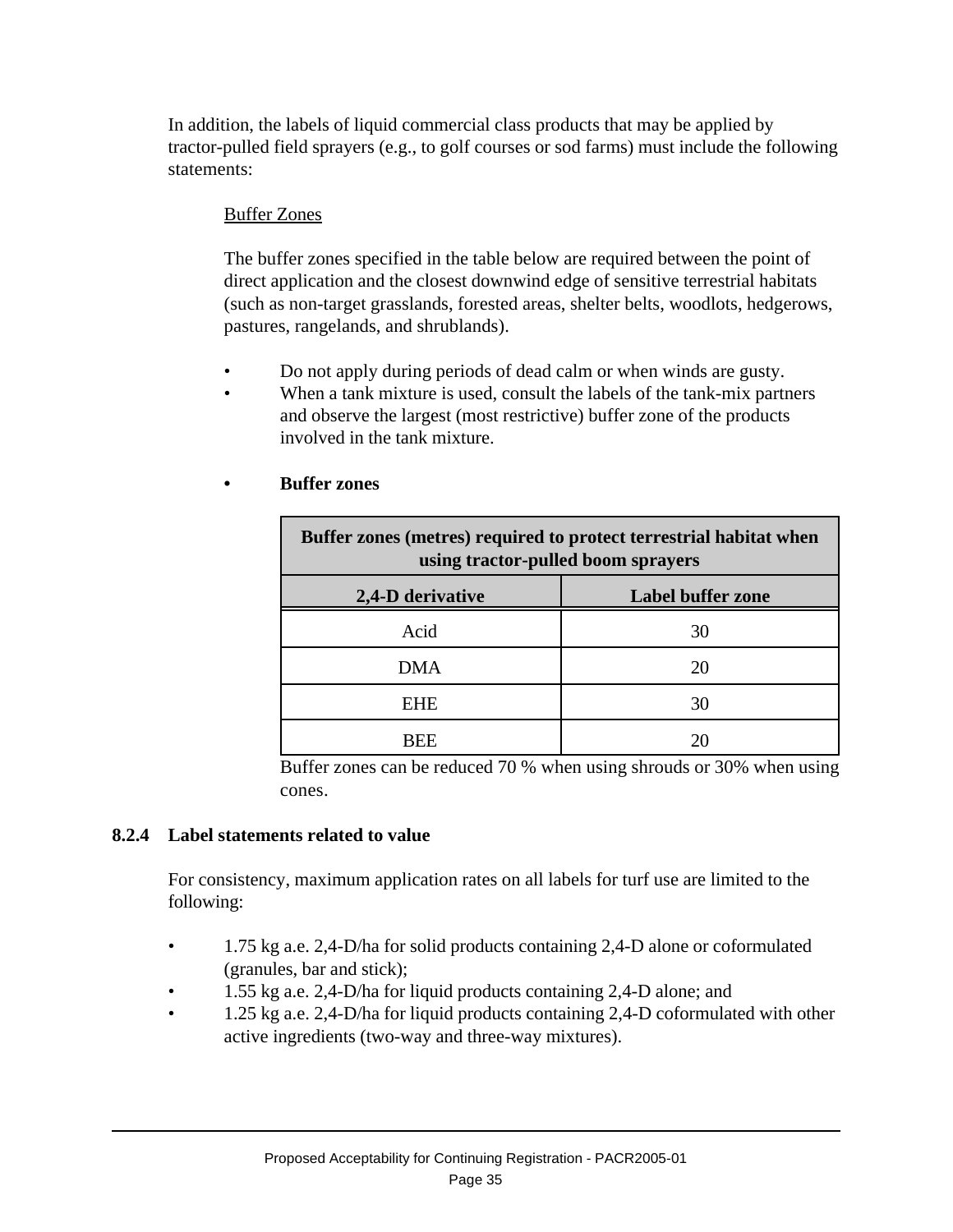In addition, the labels of liquid commercial class products that may be applied by tractor-pulled field sprayers (e.g., to golf courses or sod farms) must include the following statements:

Buffer Zones

The buffer zones specified in the table below are required between the point of direct application and the closest downwind edge of sensitive terrestrial habitats (such as non-target grasslands, forested areas, shelter belts, woodlots, hedgerows, pastures, rangelands, and shrublands).

- Do not apply during periods of dead calm or when winds are gusty.
- When a tank mixture is used, consult the labels of the tank-mix partners and observe the largest (most restrictive) buffer zone of the products involved in the tank mixture.

- **Buffer zones**

| **Buffer zones (metres) required to protect terrestrial habitat when using tractor-pulled boom sprayers** | |
|---|---|
| **2,4-D derivative** | **Label buffer zone** |
| Acid | 30 |
| DMA | 20 |
| EHE | 30 |
| BEE | 20 |

Buffer zones can be reduced 70 % when using shrouds or 30% when using cones.

### 8.2.4 Label statements related to value

For consistency, maximum application rates on all labels for turf use are limited to the following:

- 1.75 kg a.e. 2,4-D/ha for solid products containing 2,4-D alone or coformulated (granules, bar and stick);
- 1.55 kg a.e. 2,4-D/ha for liquid products containing 2,4-D alone; and
- 1.25 kg a.e. 2,4-D/ha for liquid products containing 2,4-D coformulated with other active ingredients (two-way and three-way mixtures).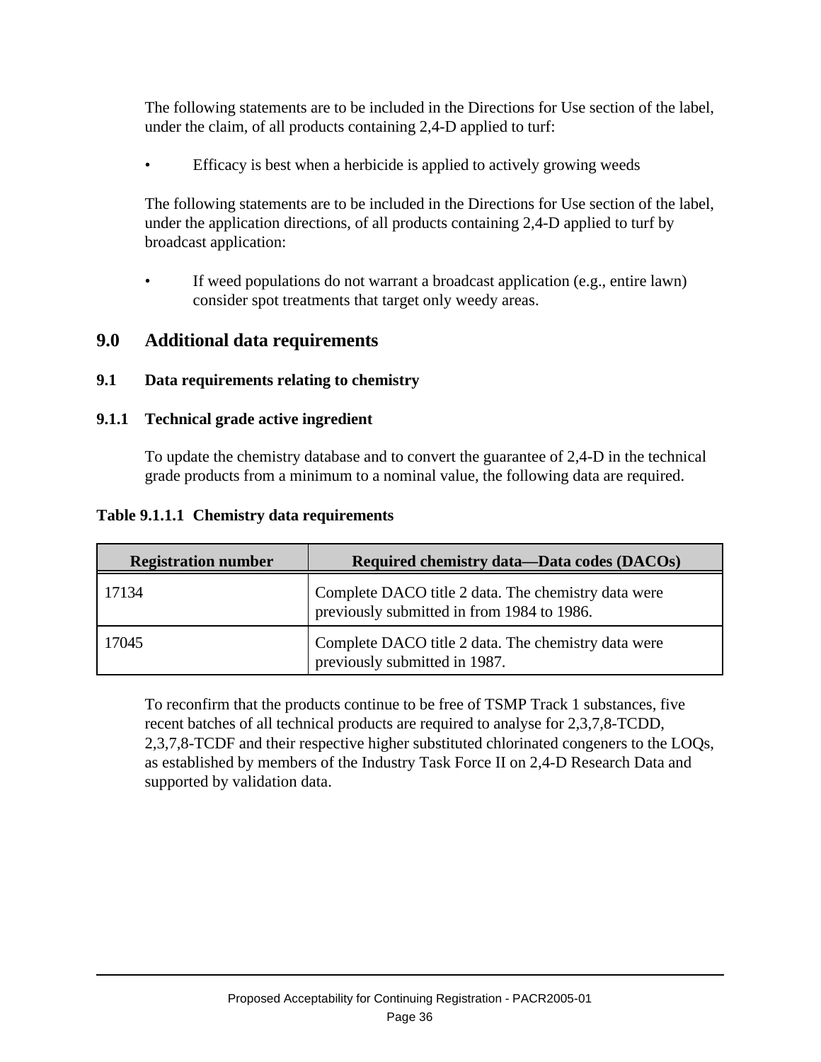The following statements are to be included in the Directions for Use section of the label, under the claim, of all products containing 2,4-D applied to turf:

- Efficacy is best when a herbicide is applied to actively growing weeds

The following statements are to be included in the Directions for Use section of the label, under the application directions, of all products containing 2,4-D applied to turf by broadcast application:

- If weed populations do not warrant a broadcast application (e.g., entire lawn) consider spot treatments that target only weedy areas.

# 9.0 Additional data requirements

## 9.1 Data requirements relating to chemistry

### 9.1.1 Technical grade active ingredient

To update the chemistry database and to convert the guarantee of 2,4-D in the technical grade products from a minimum to a nominal value, the following data are required.

**Table 9.1.1.1 Chemistry data requirements**

| Registration number | Required chemistry data—Data codes (DACOs) |
|---|---|
| 17134 | Complete DACO title 2 data. The chemistry data were previously submitted in from 1984 to 1986. |
| 17045 | Complete DACO title 2 data. The chemistry data were previously submitted in 1987. |

To reconfirm that the products continue to be free of TSMP Track 1 substances, five recent batches of all technical products are required to analyse for 2,3,7,8-TCDD, 2,3,7,8-TCDF and their respective higher substituted chlorinated congeners to the LOQs, as established by members of the Industry Task Force II on 2,4-D Research Data and supported by validation data.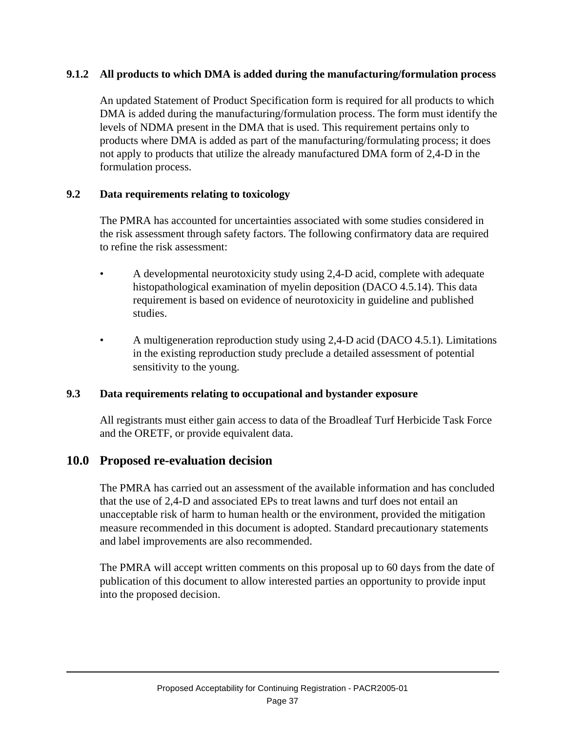### 9.1.2 All products to which DMA is added during the manufacturing/formulation process

An updated Statement of Product Specification form is required for all products to which DMA is added during the manufacturing/formulation process. The form must identify the levels of NDMA present in the DMA that is used. This requirement pertains only to products where DMA is added as part of the manufacturing/formulating process; it does not apply to products that utilize the already manufactured DMA form of 2,4-D in the formulation process.

### 9.2 Data requirements relating to toxicology

The PMRA has accounted for uncertainties associated with some studies considered in the risk assessment through safety factors. The following confirmatory data are required to refine the risk assessment:

- A developmental neurotoxicity study using 2,4-D acid, complete with adequate histopathological examination of myelin deposition (DACO 4.5.14). This data requirement is based on evidence of neurotoxicity in guideline and published studies.

- A multigeneration reproduction study using 2,4-D acid (DACO 4.5.1). Limitations in the existing reproduction study preclude a detailed assessment of potential sensitivity to the young.

### 9.3 Data requirements relating to occupational and bystander exposure

All registrants must either gain access to data of the Broadleaf Turf Herbicide Task Force and the ORETF, or provide equivalent data.

## 10.0 Proposed re-evaluation decision

The PMRA has carried out an assessment of the available information and has concluded that the use of 2,4-D and associated EPs to treat lawns and turf does not entail an unacceptable risk of harm to human health or the environment, provided the mitigation measure recommended in this document is adopted. Standard precautionary statements and label improvements are also recommended.

The PMRA will accept written comments on this proposal up to 60 days from the date of publication of this document to allow interested parties an opportunity to provide input into the proposed decision.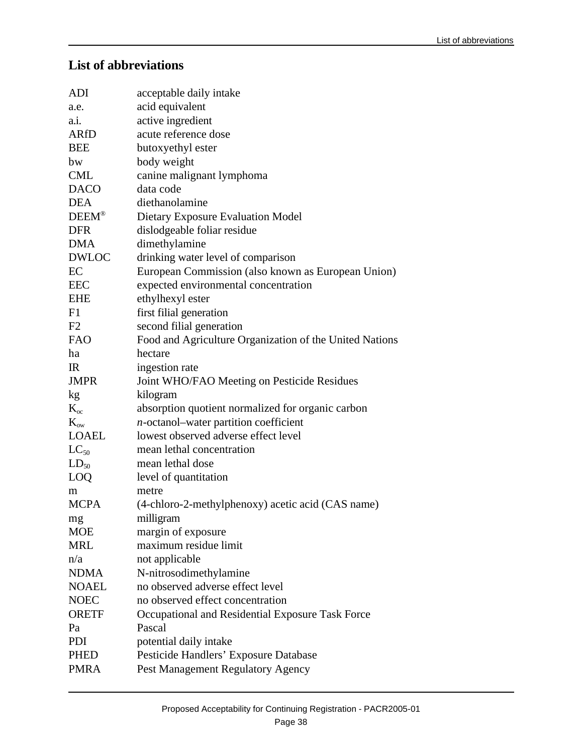## List of abbreviations

| | |
|---|---|
| ADI | acceptable daily intake |
| a.e. | acid equivalent |
| a.i. | active ingredient |
| ARfD | acute reference dose |
| BEE | butoxyethyl ester |
| bw | body weight |
| CML | canine malignant lymphoma |
| DACO | data code |
| DEA | diethanolamine |
| DEEM® | Dietary Exposure Evaluation Model |
| DFR | dislodgeable foliar residue |
| DMA | dimethylamine |
| DWLOC | drinking water level of comparison |
| EC | European Commission (also known as European Union) |
| EEC | expected environmental concentration |
| EHE | ethylhexyl ester |
| F1 | first filial generation |
| F2 | second filial generation |
| FAO | Food and Agriculture Organization of the United Nations |
| ha | hectare |
| IR | ingestion rate |
| JMPR | Joint WHO/FAO Meeting on Pesticide Residues |
| kg | kilogram |
| $K_{oc}$ | absorption quotient normalized for organic carbon |
| $K_{ow}$ | *n*-octanol–water partition coefficient |
| LOAEL | lowest observed adverse effect level |
| $LC_{50}$ | mean lethal concentration |
| $LD_{50}$ | mean lethal dose |
| LOQ | level of quantitation |
| m | metre |
| MCPA | (4-chloro-2-methylphenoxy) acetic acid (CAS name) |
| mg | milligram |
| MOE | margin of exposure |
| MRL | maximum residue limit |
| n/a | not applicable |
| NDMA | N-nitrosodimethylamine |
| NOAEL | no observed adverse effect level |
| NOEC | no observed effect concentration |
| ORETF | Occupational and Residential Exposure Task Force |
| Pa | Pascal |
| PDI | potential daily intake |
| PHED | Pesticide Handlers' Exposure Database |
| PMRA | Pest Management Regulatory Agency |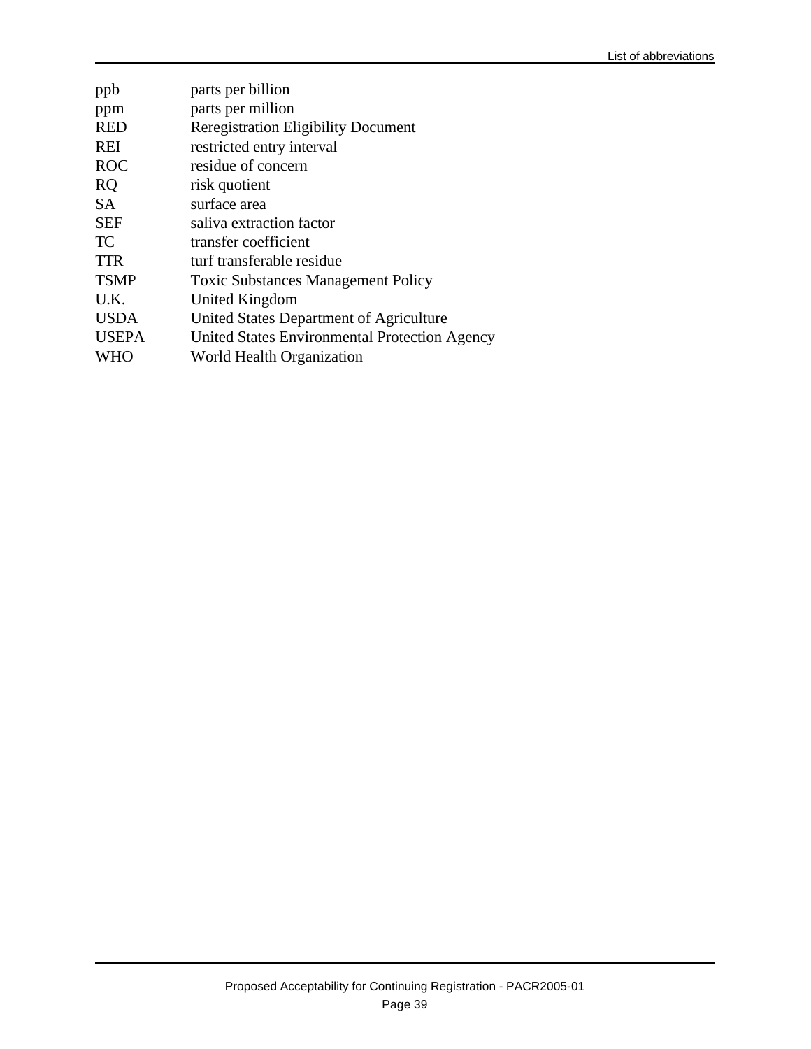| | |
|---|---|
| ppb | parts per billion |
| ppm | parts per million |
| RED | Reregistration Eligibility Document |
| REI | restricted entry interval |
| ROC | residue of concern |
| RQ | risk quotient |
| SA | surface area |
| SEF | saliva extraction factor |
| TC | transfer coefficient |
| TTR | turf transferable residue |
| TSMP | Toxic Substances Management Policy |
| U.K. | United Kingdom |
| USDA | United States Department of Agriculture |
| USEPA | United States Environmental Protection Agency |
| WHO | World Health Organization |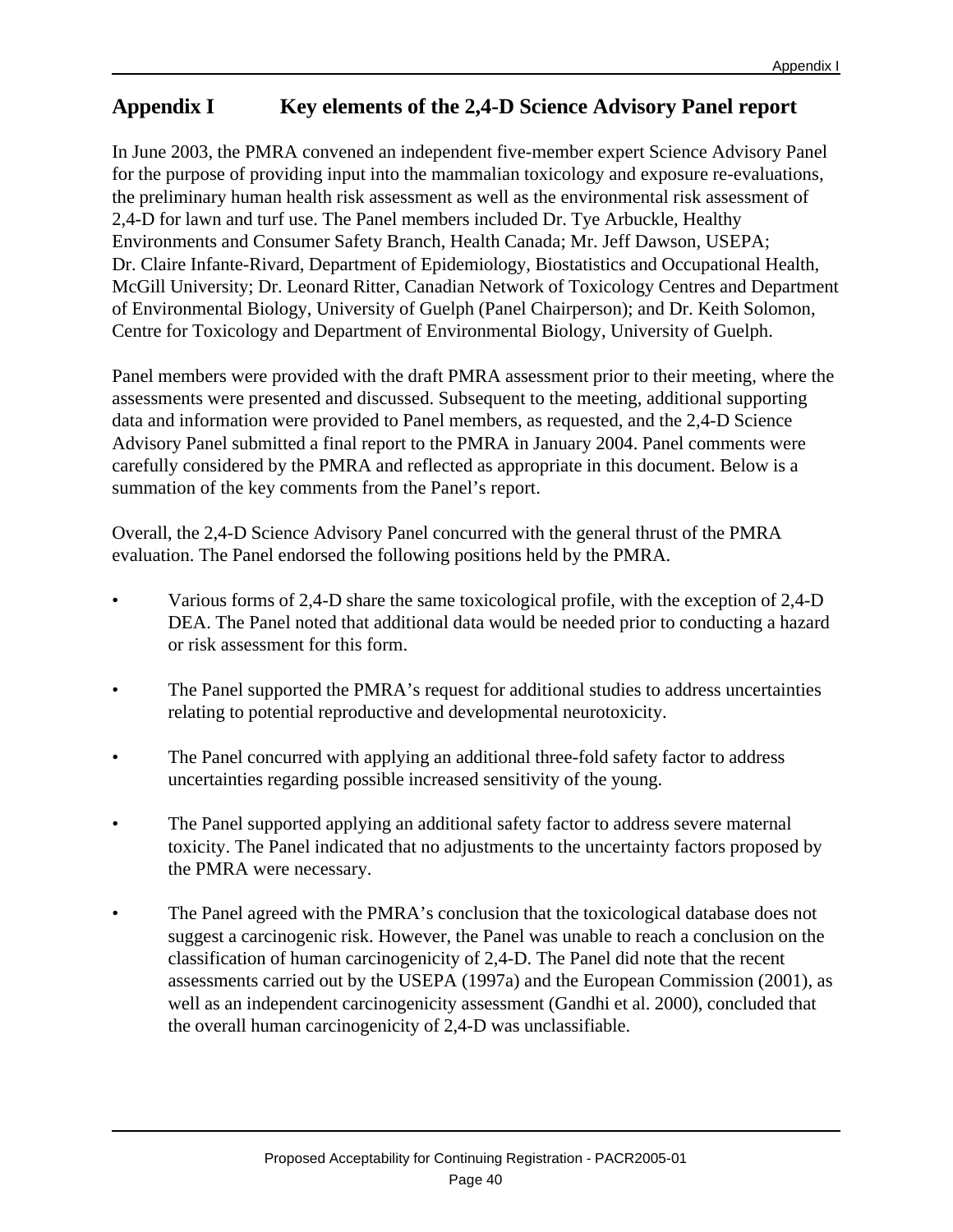# Appendix I Key elements of the 2,4-D Science Advisory Panel report

In June 2003, the PMRA convened an independent five-member expert Science Advisory Panel for the purpose of providing input into the mammalian toxicology and exposure re-evaluations, the preliminary human health risk assessment as well as the environmental risk assessment of 2,4-D for lawn and turf use. The Panel members included Dr. Tye Arbuckle, Healthy Environments and Consumer Safety Branch, Health Canada; Mr. Jeff Dawson, USEPA; Dr. Claire Infante-Rivard, Department of Epidemiology, Biostatistics and Occupational Health, McGill University; Dr. Leonard Ritter, Canadian Network of Toxicology Centres and Department of Environmental Biology, University of Guelph (Panel Chairperson); and Dr. Keith Solomon, Centre for Toxicology and Department of Environmental Biology, University of Guelph.

Panel members were provided with the draft PMRA assessment prior to their meeting, where the assessments were presented and discussed. Subsequent to the meeting, additional supporting data and information were provided to Panel members, as requested, and the 2,4-D Science Advisory Panel submitted a final report to the PMRA in January 2004. Panel comments were carefully considered by the PMRA and reflected as appropriate in this document. Below is a summation of the key comments from the Panel's report.

Overall, the 2,4-D Science Advisory Panel concurred with the general thrust of the PMRA evaluation. The Panel endorsed the following positions held by the PMRA.

- Various forms of 2,4-D share the same toxicological profile, with the exception of 2,4-D DEA. The Panel noted that additional data would be needed prior to conducting a hazard or risk assessment for this form.

- The Panel supported the PMRA's request for additional studies to address uncertainties relating to potential reproductive and developmental neurotoxicity.

- The Panel concurred with applying an additional three-fold safety factor to address uncertainties regarding possible increased sensitivity of the young.

- The Panel supported applying an additional safety factor to address severe maternal toxicity. The Panel indicated that no adjustments to the uncertainty factors proposed by the PMRA were necessary.

- The Panel agreed with the PMRA's conclusion that the toxicological database does not suggest a carcinogenic risk. However, the Panel was unable to reach a conclusion on the classification of human carcinogenicity of 2,4-D. The Panel did note that the recent assessments carried out by the USEPA (1997a) and the European Commission (2001), as well as an independent carcinogenicity assessment (Gandhi et al. 2000), concluded that the overall human carcinogenicity of 2,4-D was unclassifiable.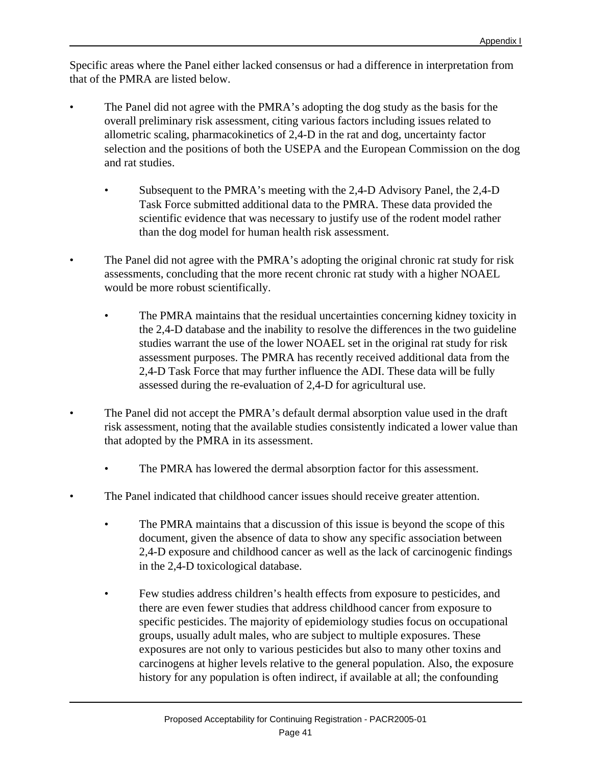Specific areas where the Panel either lacked consensus or had a difference in interpretation from that of the PMRA are listed below.

- The Panel did not agree with the PMRA's adopting the dog study as the basis for the overall preliminary risk assessment, citing various factors including issues related to allometric scaling, pharmacokinetics of 2,4-D in the rat and dog, uncertainty factor selection and the positions of both the USEPA and the European Commission on the dog and rat studies.
    - Subsequent to the PMRA's meeting with the 2,4-D Advisory Panel, the 2,4-D Task Force submitted additional data to the PMRA. These data provided the scientific evidence that was necessary to justify use of the rodent model rather than the dog model for human health risk assessment.
- The Panel did not agree with the PMRA's adopting the original chronic rat study for risk assessments, concluding that the more recent chronic rat study with a higher NOAEL would be more robust scientifically.
    - The PMRA maintains that the residual uncertainties concerning kidney toxicity in the 2,4-D database and the inability to resolve the differences in the two guideline studies warrant the use of the lower NOAEL set in the original rat study for risk assessment purposes. The PMRA has recently received additional data from the 2,4-D Task Force that may further influence the ADI. These data will be fully assessed during the re-evaluation of 2,4-D for agricultural use.
- The Panel did not accept the PMRA's default dermal absorption value used in the draft risk assessment, noting that the available studies consistently indicated a lower value than that adopted by the PMRA in its assessment.
    - The PMRA has lowered the dermal absorption factor for this assessment.
- The Panel indicated that childhood cancer issues should receive greater attention.
    - The PMRA maintains that a discussion of this issue is beyond the scope of this document, given the absence of data to show any specific association between 2,4-D exposure and childhood cancer as well as the lack of carcinogenic findings in the 2,4-D toxicological database.
    - Few studies address children's health effects from exposure to pesticides, and there are even fewer studies that address childhood cancer from exposure to specific pesticides. The majority of epidemiology studies focus on occupational groups, usually adult males, who are subject to multiple exposures. These exposures are not only to various pesticides but also to many other toxins and carcinogens at higher levels relative to the general population. Also, the exposure history for any population is often indirect, if available at all; the confounding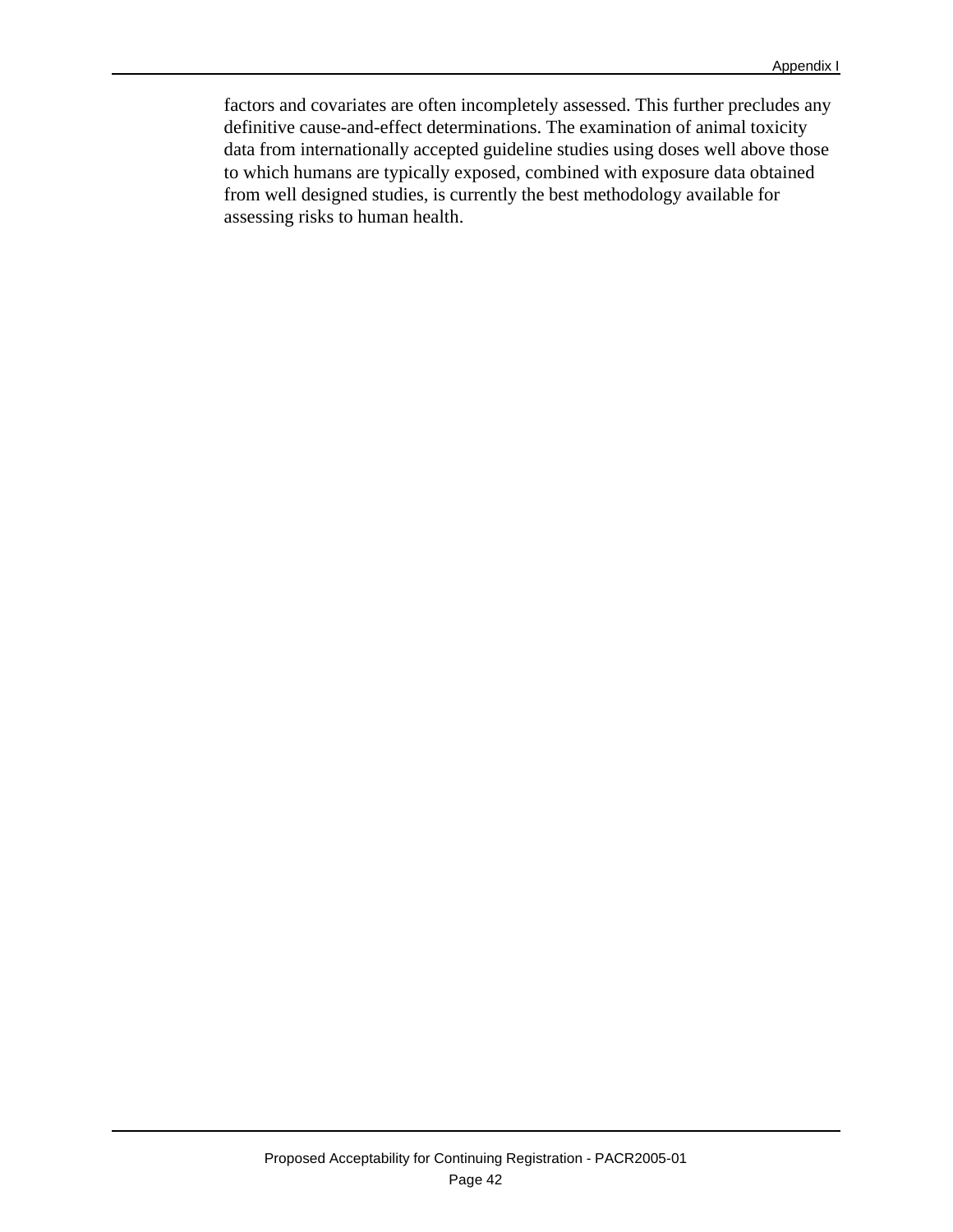factors and covariates are often incompletely assessed. This further precludes any definitive cause-and-effect determinations. The examination of animal toxicity data from internationally accepted guideline studies using doses well above those to which humans are typically exposed, combined with exposure data obtained from well designed studies, is currently the best methodology available for assessing risks to human health.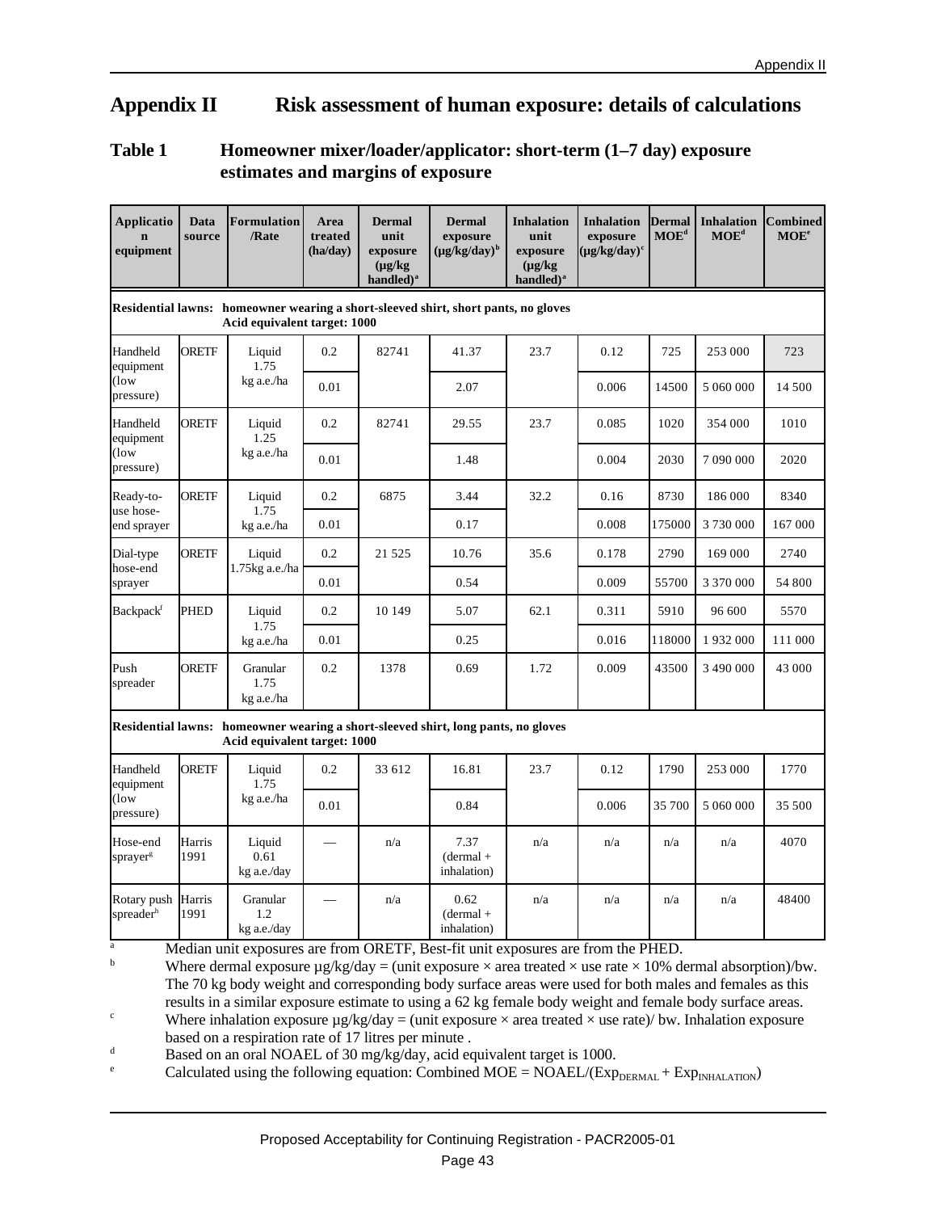# Appendix II Risk assessment of human exposure: details of calculations

## Table 1 Homeowner mixer/loader/applicator: short-term (1–7 day) exposure estimates and margins of exposure

| Application equipment | Data source | Formulation /Rate | Area treated (ha/day) | Dermal unit exposure (µg/kg handled)[a] | Dermal exposure (µg/kg/day)[b] | Inhalation unit exposure (µg/kg handled)[a] | Inhalation exposure (µg/kg/day)[c] | Dermal MOE[d] | Inhalation MOE[d] | Combined MOE[e] |
|---|---|---|---|---|---|---|---|---|---|---|
| **Residential lawns: homeowner wearing a short-sleeved shirt, short pants, no gloves — Acid equivalent target: 1000** | | | | | | | | | | |
| Handheld equipment (low pressure) | ORETF | Liquid 1.75 kg a.e./ha | 0.2 | 82741 | 41.37 | 23.7 | 0.12 | 725 | 253 000 | 723 |
| | | | 0.01 | | 2.07 | | 0.006 | 14500 | 5 060 000 | 14 500 |
| Handheld equipment (low pressure) | ORETF | Liquid 1.25 kg a.e./ha | 0.2 | 82741 | 29.55 | 23.7 | 0.085 | 1020 | 354 000 | 1010 |
| | | | 0.01 | | 1.48 | | 0.004 | 2030 | 7 090 000 | 2020 |
| Ready-to-use hose-end sprayer | ORETF | Liquid 1.75 kg a.e./ha | 0.2 | 6875 | 3.44 | 32.2 | 0.16 | 8730 | 186 000 | 8340 |
| | | | 0.01 | | 0.17 | | 0.008 | 175000 | 3 730 000 | 167 000 |
| Dial-type hose-end sprayer | ORETF | Liquid 1.75kg a.e./ha | 0.2 | 21 525 | 10.76 | 35.6 | 0.178 | 2790 | 169 000 | 2740 |
| | | | 0.01 | | 0.54 | | 0.009 | 55700 | 3 370 000 | 54 800 |
| Backpack[f] | PHED | Liquid 1.75 kg a.e./ha | 0.2 | 10 149 | 5.07 | 62.1 | 0.311 | 5910 | 96 600 | 5570 |
| | | | 0.01 | | 0.25 | | 0.016 | 118000 | 1 932 000 | 111 000 |
| Push spreader | ORETF | Granular 1.75 kg a.e./ha | 0.2 | 1378 | 0.69 | 1.72 | 0.009 | 43500 | 3 490 000 | 43 000 |
| **Residential lawns: homeowner wearing a short-sleeved shirt, long pants, no gloves — Acid equivalent target: 1000** | | | | | | | | | | |
| Handheld equipment (low pressure) | ORETF | Liquid 1.75 kg a.e./ha | 0.2 | 33 612 | 16.81 | 23.7 | 0.12 | 1790 | 253 000 | 1770 |
| | | | 0.01 | | 0.84 | | 0.006 | 35 700 | 5 060 000 | 35 500 |
| Hose-end sprayer[g] | Harris 1991 | Liquid 0.61 kg a.e./day | — | n/a | 7.37 (dermal + inhalation) | n/a | n/a | n/a | n/a | 4070 |
| Rotary push spreader[h] | Harris 1991 | Granular 1.2 kg a.e./day | — | n/a | 0.62 (dermal + inhalation) | n/a | n/a | n/a | n/a | 48400 |

[a] Median unit exposures are from ORETF, Best-fit unit exposures are from the PHED.

[b] Where dermal exposure µg/kg/day = (unit exposure × area treated × use rate × 10% dermal absorption)/bw. The 70 kg body weight and corresponding body surface areas were used for both males and females as this results in a similar exposure estimate to using a 62 kg female body weight and female body surface areas.

[c] Where inhalation exposure µg/kg/day = (unit exposure × area treated × use rate)/ bw. Inhalation exposure based on a respiration rate of 17 litres per minute .

[d] Based on an oral NOAEL of 30 mg/kg/day, acid equivalent target is 1000.

[e] Calculated using the following equation: Combined MOE = NOAEL/($Exp_{DERMAL}$ + $Exp_{INHALATION}$)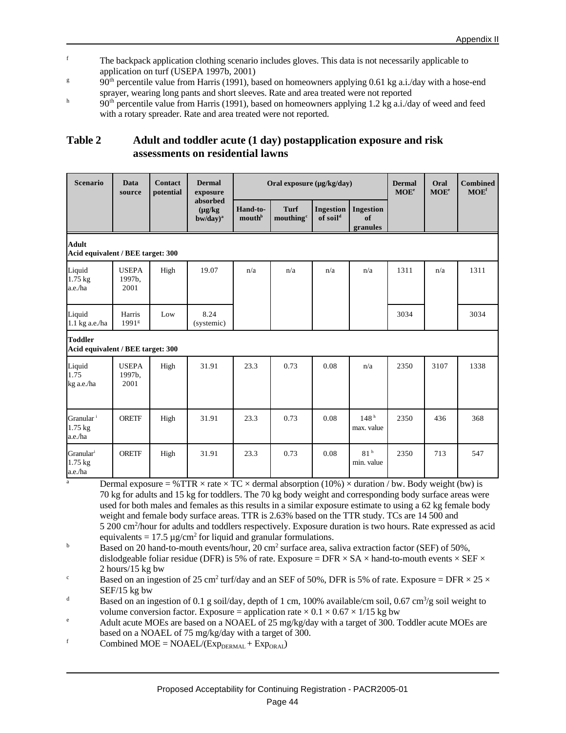[f] The backpack application clothing scenario includes gloves. This data is not necessarily applicable to application on turf (USEPA 1997b, 2001)

[g] 90th percentile value from Harris (1991), based on homeowners applying 0.61 kg a.i./day with a hose-end sprayer, wearing long pants and short sleeves. Rate and area treated were not reported

[h] 90th percentile value from Harris (1991), based on homeowners applying 1.2 kg a.i./day of weed and feed with a rotary spreader. Rate and area treated were not reported.

## Table 2 Adult and toddler acute (1 day) postapplication exposure and risk assessments on residential lawns

| Scenario | Data source | Contact potential | Dermal exposure absorbed (µg/kg bw/day)[a] | Oral exposure (µg/kg/day) | | | | Dermal MOE[e] | Oral MOE[e] | Combined MOE[f] |
|---|---|---|---|---|---|---|---|---|---|---|
| | | | | Hand-to-mouth[b] | Turf mouthing[c] | Ingestion of soil[d] | Ingestion of granules | | | |
| **Adult Acid equivalent / BEE target: 300** | | | | | | | | | | |
| Liquid 1.75 kg a.e./ha | USEPA 1997b, 2001 | High | 19.07 | n/a | n/a | n/a | n/a | 1311 | n/a | 1311 |
| Liquid 1.1 kg a.e./ha | Harris 1991[g] | Low | 8.24 (systemic) | | | | | 3034 | | 3034 |
| **Toddler Acid equivalent / BEE target: 300** | | | | | | | | | | |
| Liquid 1.75 kg a.e./ha | USEPA 1997b, 2001 | High | 31.91 | 23.3 | 0.73 | 0.08 | n/a | 2350 | 3107 | 1338 |
| Granular[i] 1.75 kg a.e./ha | ORETF | High | 31.91 | 23.3 | 0.73 | 0.08 | 148[h] max. value | 2350 | 436 | 368 |
| Granular[i] 1.75 kg a.e./ha | ORETF | High | 31.91 | 23.3 | 0.73 | 0.08 | 81[h] min. value | 2350 | 713 | 547 |

[a] Dermal exposure = %TTR × rate × TC × dermal absorption (10%) × duration / bw. Body weight (bw) is 70 kg for adults and 15 kg for toddlers. The 70 kg body weight and corresponding body surface areas were used for both males and females as this results in a similar exposure estimate to using a 62 kg female body weight and female body surface areas. TTR is 2.63% based on the TTR study. TCs are 14 500 and 5 200 $cm^2$/hour for adults and toddlers respectively. Exposure duration is two hours. Rate expressed as acid equivalents = 17.5 µg/$cm^2$ for liquid and granular formulations.

[b] Based on 20 hand-to-mouth events/hour, 20 $cm^2$ surface area, saliva extraction factor (SEF) of 50%, dislodgeable foliar residue (DFR) is 5% of rate. Exposure = DFR × SA × hand-to-mouth events × SEF × 2 hours/15 kg bw

[c] Based on an ingestion of 25 $cm^2$ turf/day and an SEF of 50%, DFR is 5% of rate. Exposure = DFR × 25 × SEF/15 kg bw

[d] Based on an ingestion of 0.1 g soil/day, depth of 1 cm, 100% available/cm soil, 0.67 $cm^3$/g soil weight to volume conversion factor. Exposure = application rate × 0.1 × 0.67 × 1/15 kg bw

[e] Adult acute MOEs are based on a NOAEL of 25 mg/kg/day with a target of 300. Toddler acute MOEs are based on a NOAEL of 75 mg/kg/day with a target of 300.

[f] Combined MOE = NOAEL/($Exp_{DERMAL}$ + $Exp_{ORAL}$)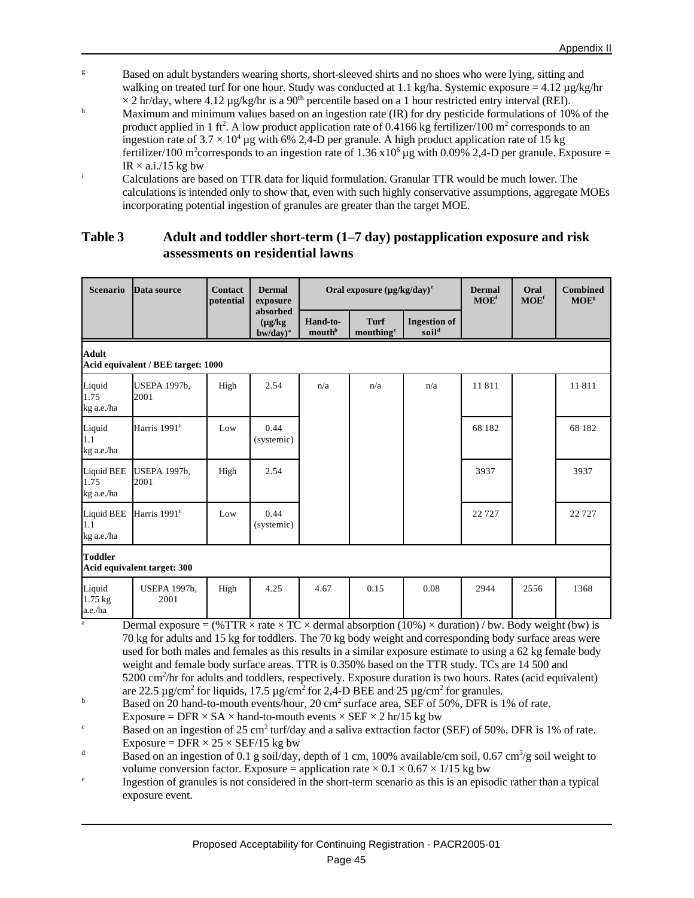[g] Based on adult bystanders wearing shorts, short-sleeved shirts and no shoes who were lying, sitting and walking on treated turf for one hour. Study was conducted at 1.1 kg/ha. Systemic exposure = 4.12 µg/kg/hr × 2 hr/day, where 4.12 µg/kg/hr is a 90[th] percentile based on a 1 hour restricted entry interval (REI).

[h] Maximum and minimum values based on an ingestion rate (IR) for dry pesticide formulations of 10% of the product applied in 1 $ft^2$. A low product application rate of 0.4166 kg fertilizer/100 $m^2$ corresponds to an ingestion rate of $3.7 \times 10^4$ µg with 6% 2,4-D per granule. A high product application rate of 15 kg fertilizer/100 $m^2$ corresponds to an ingestion rate of $1.36 \times 10^6$ µg with 0.09% 2,4-D per granule. Exposure = IR × a.i./15 kg bw

[i] Calculations are based on TTR data for liquid formulation. Granular TTR would be much lower. The calculations is intended only to show that, even with such highly conservative assumptions, aggregate MOEs incorporating potential ingestion of granules are greater than the target MOE.

## Table 3 Adult and toddler short-term (1–7 day) postapplication exposure and risk assessments on residential lawns

| Scenario | Data source | Contact potential | Dermal exposure absorbed (µg/kg bw/day)[a] | Oral exposure (µg/kg/day)[e] | | | Dermal MOE[f] | Oral MOE[f] | Combined MOE[g] |
|---|---|---|---|---|---|---|---|---|---|
| | | | | Hand-to-mouth[b] | Turf mouthing[c] | Ingestion of soil[d] | | | |
| **Adult** Acid equivalent / BEE target: 1000 | | | | | | | | | |
| Liquid 1.75 kg a.e./ha | USEPA 1997b, 2001 | High | 2.54 | n/a | n/a | n/a | 11 811 | | 11 811 |
| Liquid 1.1 kg a.e./ha | Harris 1991[h] | Low | 0.44 (systemic) | | | | 68 182 | | 68 182 |
| Liquid BEE 1.75 kg a.e./ha | USEPA 1997b, 2001 | High | 2.54 | | | | 3937 | | 3937 |
| Liquid BEE 1.1 kg a.e./ha | Harris 1991[h] | Low | 0.44 (systemic) | | | | 22 727 | | 22 727 |
| **Toddler** Acid equivalent target: 300 | | | | | | | | | |
| Liquid 1.75 kg a.e./ha | USEPA 1997b, 2001 | High | 4.25 | 4.67 | 0.15 | 0.08 | 2944 | 2556 | 1368 |

[a] Dermal exposure = (%TTR × rate × TC × dermal absorption (10%) × duration) / bw. Body weight (bw) is 70 kg for adults and 15 kg for toddlers. The 70 kg body weight and corresponding body surface areas were used for both males and females as this results in a similar exposure estimate to using a 62 kg female body weight and female body surface areas. TTR is 0.350% based on the TTR study. TCs are 14 500 and 5200 $cm^2$/hr for adults and toddlers, respectively. Exposure duration is two hours. Rates (acid equivalent) are 22.5 µg/$cm^2$ for liquids, 17.5 µg/$cm^2$ for 2,4-D BEE and 25 µg/$cm^2$ for granules.

[b] Based on 20 hand-to-mouth events/hour, 20 $cm^2$ surface area, SEF of 50%, DFR is 1% of rate. Exposure = DFR × SA × hand-to-mouth events × SEF × 2 hr/15 kg bw

[c] Based on an ingestion of 25 $cm^2$ turf/day and a saliva extraction factor (SEF) of 50%, DFR is 1% of rate. Exposure = DFR × 25 × SEF/15 kg bw

[d] Based on an ingestion of 0.1 g soil/day, depth of 1 cm, 100% available/cm soil, 0.67 $cm^3$/g soil weight to volume conversion factor. Exposure = application rate × 0.1 × 0.67 × 1/15 kg bw

[e] Ingestion of granules is not considered in the short-term scenario as this is an episodic rather than a typical exposure event.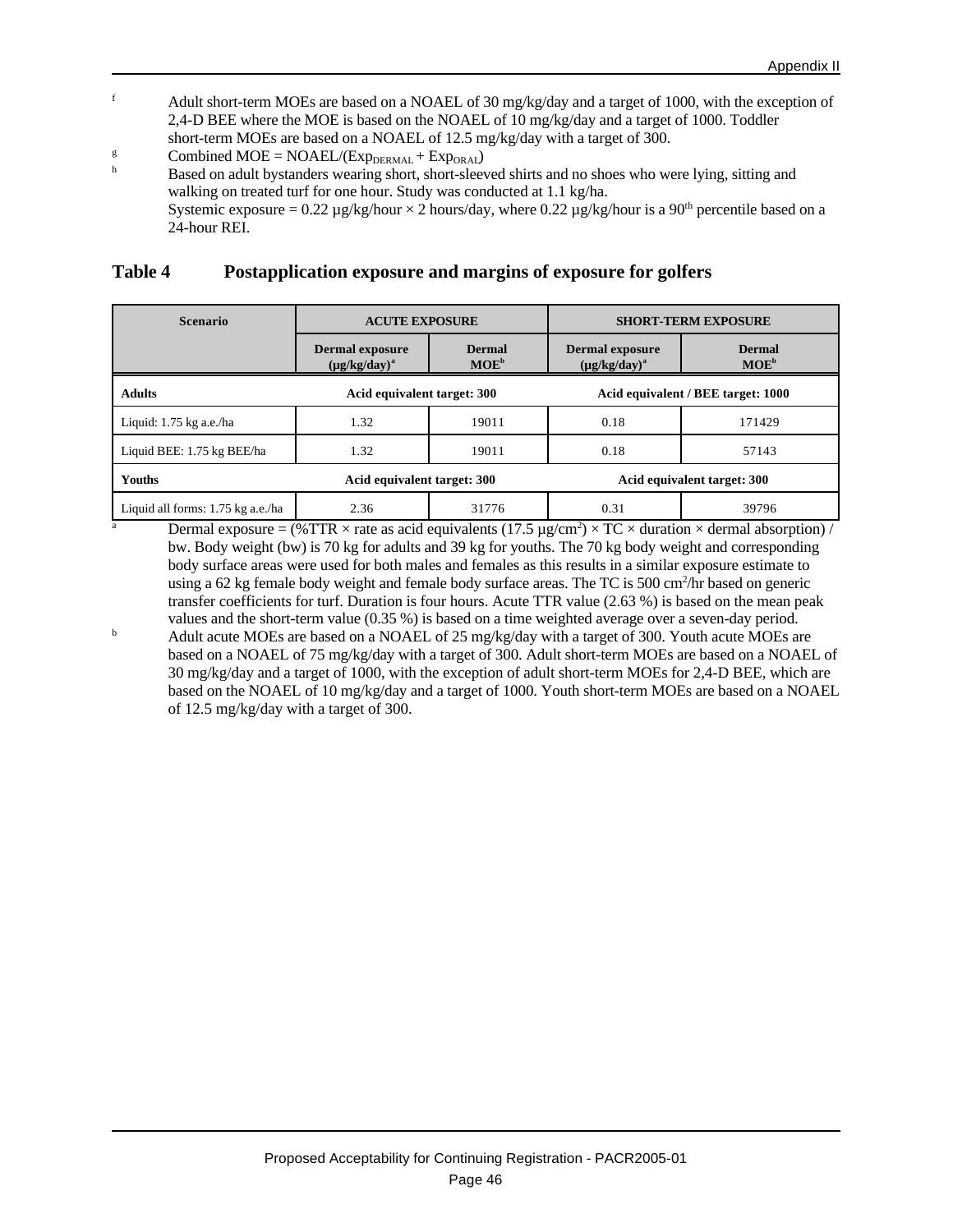[f] Adult short-term MOEs are based on a NOAEL of 30 mg/kg/day and a target of 1000, with the exception of 2,4-D BEE where the MOE is based on the NOAEL of 10 mg/kg/day and a target of 1000. Toddler short-term MOEs are based on a NOAEL of 12.5 mg/kg/day with a target of 300.

[g] Combined MOE = NOAEL/($Exp_{DERMAL}$ + $Exp_{ORAL}$)

[h] Based on adult bystanders wearing short, short-sleeved shirts and no shoes who were lying, sitting and walking on treated turf for one hour. Study was conducted at 1.1 kg/ha.
Systemic exposure = 0.22 µg/kg/hour × 2 hours/day, where 0.22 µg/kg/hour is a 90[th] percentile based on a 24-hour REI.

## Table 4 Postapplication exposure and margins of exposure for golfers

| Scenario | ACUTE EXPOSURE | | SHORT-TERM EXPOSURE | |
|---|---|---|---|---|
| | Dermal exposure (µg/kg/day)[a] | Dermal MOE[b] | Dermal exposure (µg/kg/day)[a] | Dermal MOE[b] |
| **Adults** | Acid equivalent target: 300 | | Acid equivalent / BEE target: 1000 | |
| Liquid: 1.75 kg a.e./ha | 1.32 | 19011 | 0.18 | 171429 |
| Liquid BEE: 1.75 kg BEE/ha | 1.32 | 19011 | 0.18 | 57143 |
| **Youths** | Acid equivalent target: 300 | | Acid equivalent target: 300 | |
| Liquid all forms: 1.75 kg a.e./ha | 2.36 | 31776 | 0.31 | 39796 |

[a] Dermal exposure = (%TTR × rate as acid equivalents (17.5 µg/cm$^2$) × TC × duration × dermal absorption) / bw. Body weight (bw) is 70 kg for adults and 39 kg for youths. The 70 kg body weight and corresponding body surface areas were used for both males and females as this results in a similar exposure estimate to using a 62 kg female body weight and female body surface areas. The TC is 500 cm$^2$/hr based on generic transfer coefficients for turf. Duration is four hours. Acute TTR value (2.63 %) is based on the mean peak values and the short-term value (0.35 %) is based on a time weighted average over a seven-day period.

[b] Adult acute MOEs are based on a NOAEL of 25 mg/kg/day with a target of 300. Youth acute MOEs are based on a NOAEL of 75 mg/kg/day with a target of 300. Adult short-term MOEs are based on a NOAEL of 30 mg/kg/day and a target of 1000, with the exception of adult short-term MOEs for 2,4-D BEE, which are based on the NOAEL of 10 mg/kg/day and a target of 1000. Youth short-term MOEs are based on a NOAEL of 12.5 mg/kg/day with a target of 300.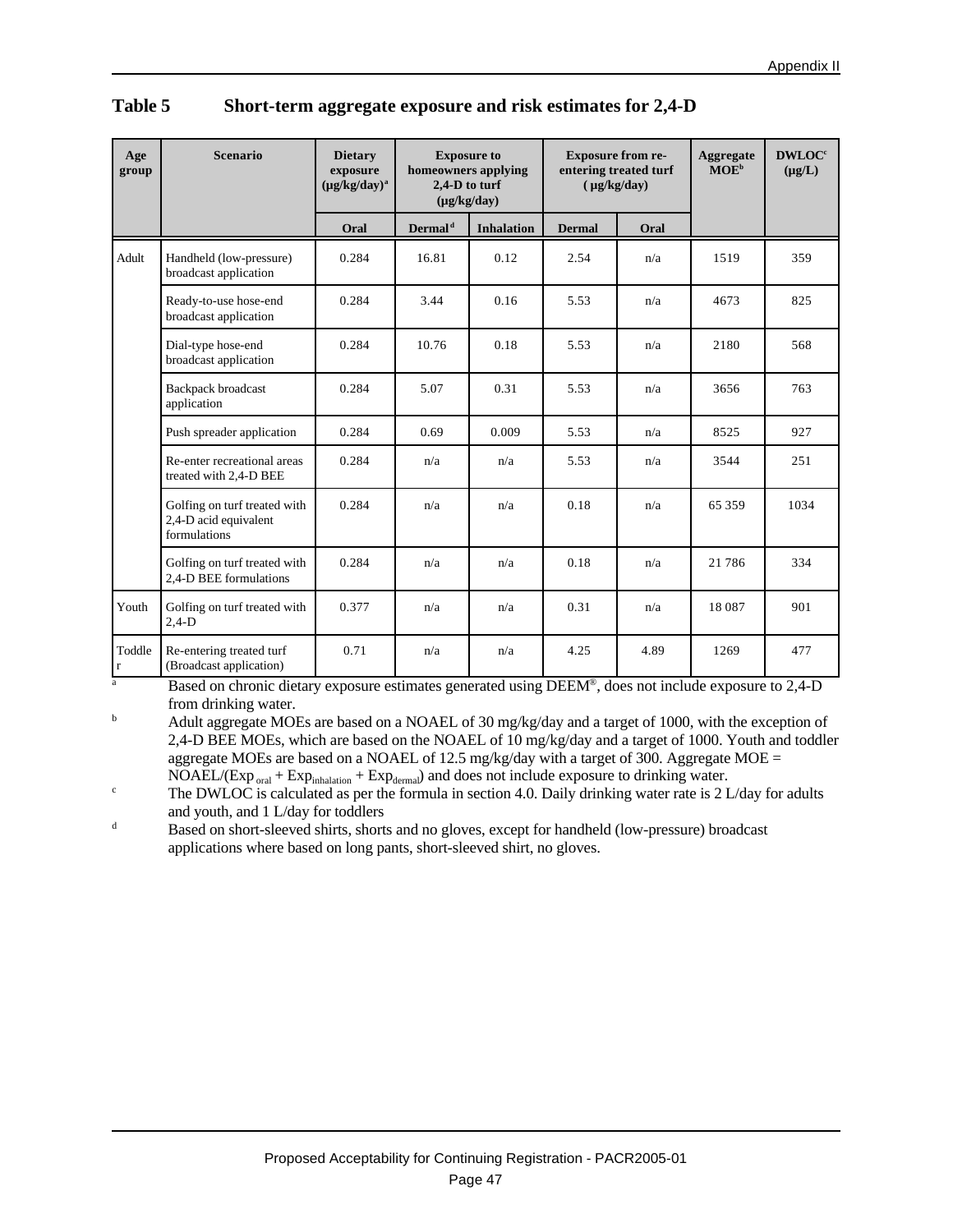## Table 5 Short-term aggregate exposure and risk estimates for 2,4-D

| Age group | Scenario | Dietary exposure (µg/kg/day)[a] | Exposure to homeowners applying 2,4-D to turf (µg/kg/day) | | Exposure from re-entering treated turf (µg/kg/day) | | Aggregate MOE[b] | DWLOC[c] (µg/L) |
|---|---|---|---|---|---|---|---|---|
| | | Oral | Dermal[d] | Inhalation | Dermal | Oral | | |
| Adult | Handheld (low-pressure) broadcast application | 0.284 | 16.81 | 0.12 | 2.54 | n/a | 1519 | 359 |
| | Ready-to-use hose-end broadcast application | 0.284 | 3.44 | 0.16 | 5.53 | n/a | 4673 | 825 |
| | Dial-type hose-end broadcast application | 0.284 | 10.76 | 0.18 | 5.53 | n/a | 2180 | 568 |
| | Backpack broadcast application | 0.284 | 5.07 | 0.31 | 5.53 | n/a | 3656 | 763 |
| | Push spreader application | 0.284 | 0.69 | 0.009 | 5.53 | n/a | 8525 | 927 |
| | Re-enter recreational areas treated with 2,4-D BEE | 0.284 | n/a | n/a | 5.53 | n/a | 3544 | 251 |
| | Golfing on turf treated with 2,4-D acid equivalent formulations | 0.284 | n/a | n/a | 0.18 | n/a | 65 359 | 1034 |
| | Golfing on turf treated with 2,4-D BEE formulations | 0.284 | n/a | n/a | 0.18 | n/a | 21 786 | 334 |
| Youth | Golfing on turf treated with 2,4-D | 0.377 | n/a | n/a | 0.31 | n/a | 18 087 | 901 |
| Toddler | Re-entering treated turf (Broadcast application) | 0.71 | n/a | n/a | 4.25 | 4.89 | 1269 | 477 |

[a] Based on chronic dietary exposure estimates generated using DEEM®, does not include exposure to 2,4-D from drinking water.

[b] Adult aggregate MOEs are based on a NOAEL of 30 mg/kg/day and a target of 1000, with the exception of 2,4-D BEE MOEs, which are based on the NOAEL of 10 mg/kg/day and a target of 1000. Youth and toddler aggregate MOEs are based on a NOAEL of 12.5 mg/kg/day with a target of 300. Aggregate MOE = NOAEL/($Exp_{oral}$ + $Exp_{inhalation}$ + $Exp_{dermal}$) and does not include exposure to drinking water.

[c] The DWLOC is calculated as per the formula in section 4.0. Daily drinking water rate is 2 L/day for adults and youth, and 1 L/day for toddlers

[d] Based on short-sleeved shirts, shorts and no gloves, except for handheld (low-pressure) broadcast applications where based on long pants, short-sleeved shirt, no gloves.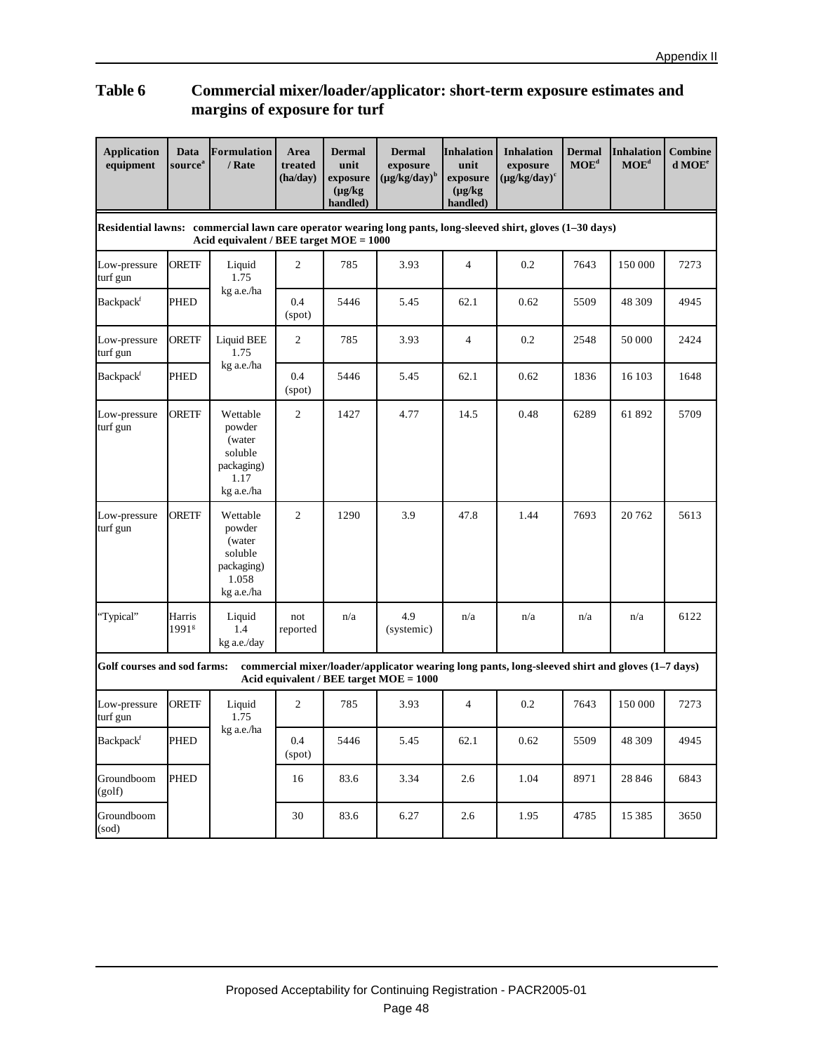## Table 6 Commercial mixer/loader/applicator: short-term exposure estimates and margins of exposure for turf

| Application equipment | Data source[a] | Formulation / Rate | Area treated (ha/day) | Dermal unit exposure (µg/kg handled) | Dermal exposure (µg/kg/day)[b] | Inhalation unit exposure (µg/kg handled) | Inhalation exposure (µg/kg/day)[c] | Dermal MOE[d] | Inhalation MOE[d] | Combined MOE[e] |
|---|---|---|---|---|---|---|---|---|---|---|
| **Residential lawns: commercial lawn care operator wearing long pants, long-sleeved shirt, gloves (1–30 days) Acid equivalent / BEE target MOE = 1000** | | | | | | | | | | |
| Low-pressure turf gun | ORETF | Liquid 1.75 kg a.e./ha | 2 | 785 | 3.93 | 4 | 0.2 | 7643 | 150 000 | 7273 |
| Backpack[f] | PHED | | 0.4 (spot) | 5446 | 5.45 | 62.1 | 0.62 | 5509 | 48 309 | 4945 |
| Low-pressure turf gun | ORETF | Liquid BEE 1.75 kg a.e./ha | 2 | 785 | 3.93 | 4 | 0.2 | 2548 | 50 000 | 2424 |
| Backpack[f] | PHED | | 0.4 (spot) | 5446 | 5.45 | 62.1 | 0.62 | 1836 | 16 103 | 1648 |
| Low-pressure turf gun | ORETF | Wettable powder (water soluble packaging) 1.17 kg a.e./ha | 2 | 1427 | 4.77 | 14.5 | 0.48 | 6289 | 61 892 | 5709 |
| Low-pressure turf gun | ORETF | Wettable powder (water soluble packaging) 1.058 kg a.e./ha | 2 | 1290 | 3.9 | 47.8 | 1.44 | 7693 | 20 762 | 5613 |
| "Typical" | Harris 1991[g] | Liquid 1.4 kg a.e./day | not reported | n/a | 4.9 (systemic) | n/a | n/a | n/a | n/a | 6122 |
| **Golf courses and sod farms: commercial mixer/loader/applicator wearing long pants, long-sleeved shirt and gloves (1–7 days) Acid equivalent / BEE target MOE = 1000** | | | | | | | | | | |
| Low-pressure turf gun | ORETF | Liquid 1.75 kg a.e./ha | 2 | 785 | 3.93 | 4 | 0.2 | 7643 | 150 000 | 7273 |
| Backpack[f] | PHED | | 0.4 (spot) | 5446 | 5.45 | 62.1 | 0.62 | 5509 | 48 309 | 4945 |
| Groundboom (golf) | PHED | | 16 | 83.6 | 3.34 | 2.6 | 1.04 | 8971 | 28 846 | 6843 |
| Groundboom (sod) | | | 30 | 83.6 | 6.27 | 2.6 | 1.95 | 4785 | 15 385 | 3650 |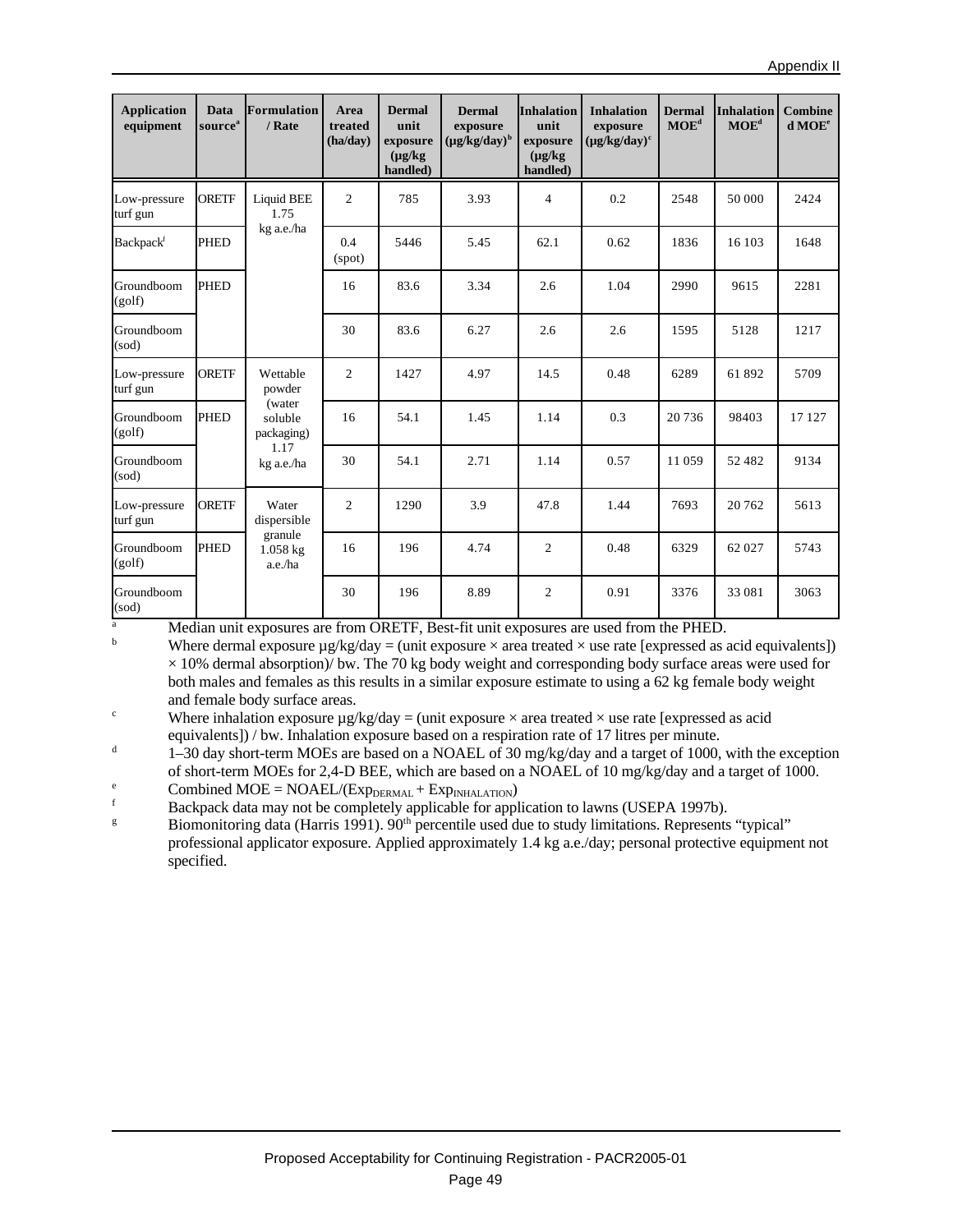| Application equipment | Data source[a] | Formulation / Rate | Area treated (ha/day) | Dermal unit exposure (µg/kg handled) | Dermal exposure (µg/kg/day)[b] | Inhalation unit exposure (µg/kg handled) | Inhalation exposure (µg/kg/day)[c] | Dermal MOE[d] | Inhalation MOE[d] | Combined MOE[e] |
|---|---|---|---|---|---|---|---|---|---|---|
| Low-pressure turf gun | ORETF | Liquid BEE 1.75 kg a.e./ha | 2 | 785 | 3.93 | 4 | 0.2 | 2548 | 50 000 | 2424 |
| Backpack[f] | PHED | | 0.4 (spot) | 5446 | 5.45 | 62.1 | 0.62 | 1836 | 16 103 | 1648 |
| Groundboom (golf) | PHED | | 16 | 83.6 | 3.34 | 2.6 | 1.04 | 2990 | 9615 | 2281 |
| Groundboom (sod) | | | 30 | 83.6 | 6.27 | 2.6 | 2.6 | 1595 | 5128 | 1217 |
| Low-pressure turf gun | ORETF | Wettable powder (water soluble packaging) 1.17 kg a.e./ha | 2 | 1427 | 4.97 | 14.5 | 0.48 | 6289 | 61 892 | 5709 |
| Groundboom (golf) | PHED | | 16 | 54.1 | 1.45 | 1.14 | 0.3 | 20 736 | 98403 | 17 127 |
| Groundboom (sod) | | | 30 | 54.1 | 2.71 | 1.14 | 0.57 | 11 059 | 52 482 | 9134 |
| Low-pressure turf gun | ORETF | Water dispersible granule 1.058 kg a.e./ha | 2 | 1290 | 3.9 | 47.8 | 1.44 | 7693 | 20 762 | 5613 |
| Groundboom (golf) | PHED | | 16 | 196 | 4.74 | 2 | 0.48 | 6329 | 62 027 | 5743 |
| Groundboom (sod) | | | 30 | 196 | 8.89 | 2 | 0.91 | 3376 | 33 081 | 3063 |

[a] Median unit exposures are from ORETF, Best-fit unit exposures are used from the PHED.

[b] Where dermal exposure µg/kg/day = (unit exposure × area treated × use rate [expressed as acid equivalents]) × 10% dermal absorption)/ bw. The 70 kg body weight and corresponding body surface areas were used for both males and females as this results in a similar exposure estimate to using a 62 kg female body weight and female body surface areas.

[c] Where inhalation exposure µg/kg/day = (unit exposure × area treated × use rate [expressed as acid equivalents]) / bw. Inhalation exposure based on a respiration rate of 17 litres per minute.

[d] 1–30 day short-term MOEs are based on a NOAEL of 30 mg/kg/day and a target of 1000, with the exception of short-term MOEs for 2,4-D BEE, which are based on a NOAEL of 10 mg/kg/day and a target of 1000.

[e] Combined MOE = NOAEL/($Exp_{DERMAL}$ + $Exp_{INHALATION}$)

[f] Backpack data may not be completely applicable for application to lawns (USEPA 1997b).

[g] Biomonitoring data (Harris 1991). 90th percentile used due to study limitations. Represents "typical" professional applicator exposure. Applied approximately 1.4 kg a.e./day; personal protective equipment not specified.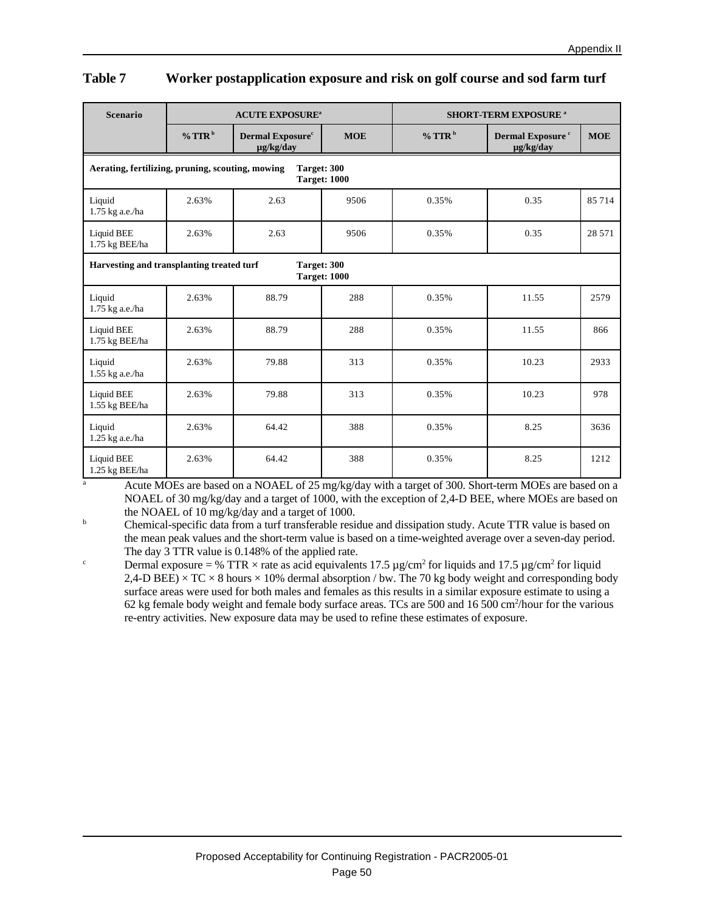## Table 7 Worker postapplication exposure and risk on golf course and sod farm turf

| Scenario | ACUTE EXPOSURE[a] | | | SHORT-TERM EXPOSURE [a] | | |
|---|---|---|---|---|---|---|
| | % TTR [b] | Dermal Exposure[c] µg/kg/day | MOE | % TTR [b] | Dermal Exposure [c] µg/kg/day | MOE |
| **Aerating, fertilizing, pruning, scouting, mowing** | **Target: 300** | | | **Target: 1000** | | |
| Liquid 1.75 kg a.e./ha | 2.63% | 2.63 | 9506 | 0.35% | 0.35 | 85 714 |
| Liquid BEE 1.75 kg BEE/ha | 2.63% | 2.63 | 9506 | 0.35% | 0.35 | 28 571 |
| **Harvesting and transplanting treated turf** | **Target: 300** | | | **Target: 1000** | | |
| Liquid 1.75 kg a.e./ha | 2.63% | 88.79 | 288 | 0.35% | 11.55 | 2579 |
| Liquid BEE 1.75 kg BEE/ha | 2.63% | 88.79 | 288 | 0.35% | 11.55 | 866 |
| Liquid 1.55 kg a.e./ha | 2.63% | 79.88 | 313 | 0.35% | 10.23 | 2933 |
| Liquid BEE 1.55 kg BEE/ha | 2.63% | 79.88 | 313 | 0.35% | 10.23 | 978 |
| Liquid 1.25 kg a.e./ha | 2.63% | 64.42 | 388 | 0.35% | 8.25 | 3636 |
| Liquid BEE 1.25 kg BEE/ha | 2.63% | 64.42 | 388 | 0.35% | 8.25 | 1212 |

[a] Acute MOEs are based on a NOAEL of 25 mg/kg/day with a target of 300. Short-term MOEs are based on a NOAEL of 30 mg/kg/day and a target of 1000, with the exception of 2,4-D BEE, where MOEs are based on the NOAEL of 10 mg/kg/day and a target of 1000.

[b] Chemical-specific data from a turf transferable residue and dissipation study. Acute TTR value is based on the mean peak values and the short-term value is based on a time-weighted average over a seven-day period. The day 3 TTR value is 0.148% of the applied rate.

[c] Dermal exposure = % TTR × rate as acid equivalents 17.5 µg/cm$^2$ for liquids and 17.5 µg/cm$^2$ for liquid 2,4-D BEE) × TC × 8 hours × 10% dermal absorption / bw. The 70 kg body weight and corresponding body surface areas were used for both males and females as this results in a similar exposure estimate to using a 62 kg female body weight and female body surface areas. TCs are 500 and 16 500 cm$^2$/hour for the various re-entry activities. New exposure data may be used to refine these estimates of exposure.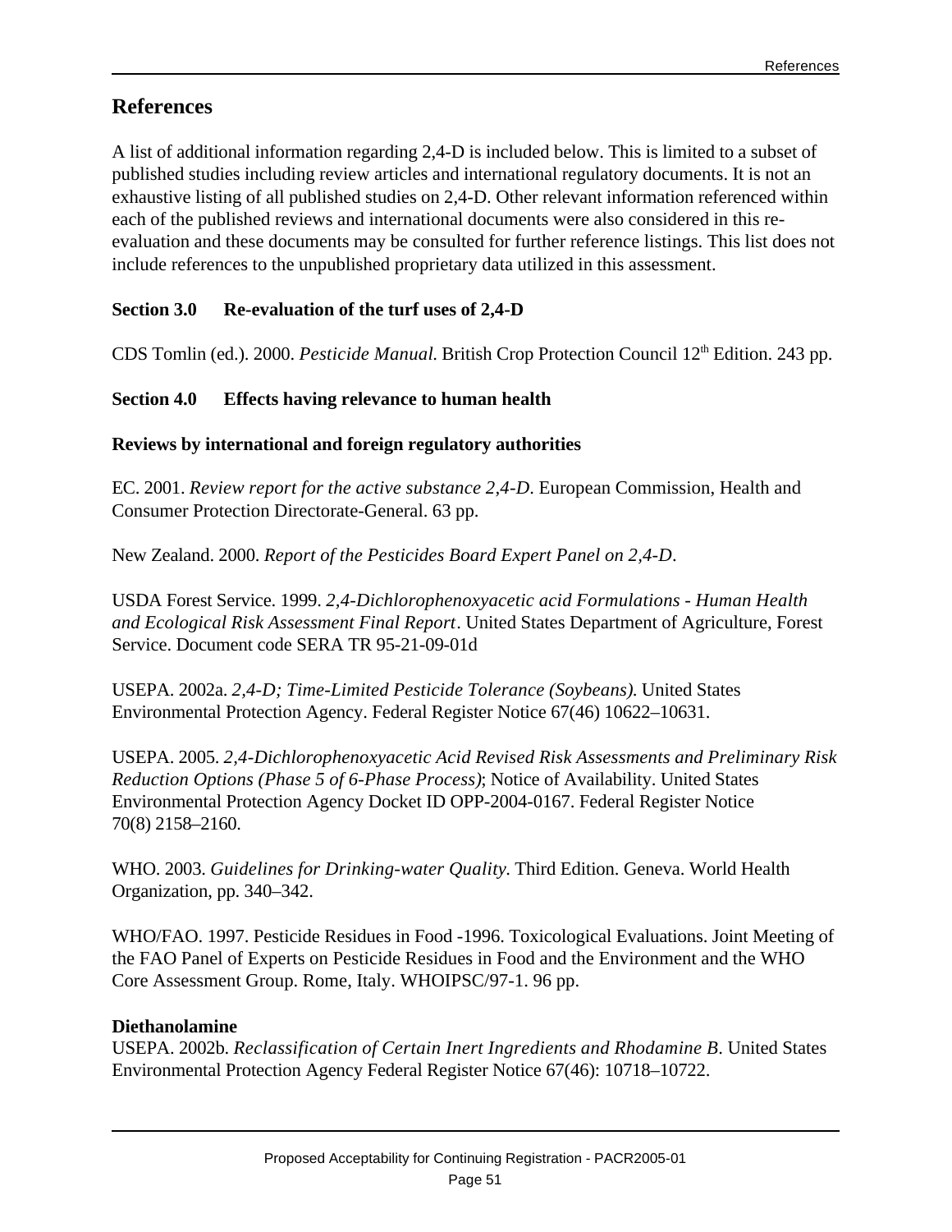## References

A list of additional information regarding 2,4-D is included below. This is limited to a subset of published studies including review articles and international regulatory documents. It is not an exhaustive listing of all published studies on 2,4-D. Other relevant information referenced within each of the published reviews and international documents were also considered in this re-evaluation and these documents may be consulted for further reference listings. This list does not include references to the unpublished proprietary data utilized in this assessment.

**Section 3.0 Re-evaluation of the turf uses of 2,4-D**

CDS Tomlin (ed.). 2000. *Pesticide Manual.* British Crop Protection Council 12th Edition. 243 pp.

**Section 4.0 Effects having relevance to human health**

**Reviews by international and foreign regulatory authorities**

EC. 2001. *Review report for the active substance 2,4-D.* European Commission, Health and Consumer Protection Directorate-General. 63 pp.

New Zealand. 2000. *Report of the Pesticides Board Expert Panel on 2,4-D*.

USDA Forest Service. 1999. *2,4-Dichlorophenoxyacetic acid Formulations - Human Health and Ecological Risk Assessment Final Report*. United States Department of Agriculture, Forest Service. Document code SERA TR 95-21-09-01d

USEPA. 2002a. *2,4-D; Time-Limited Pesticide Tolerance (Soybeans).* United States Environmental Protection Agency. Federal Register Notice 67(46) 10622–10631.

USEPA. 2005. *2,4-Dichlorophenoxyacetic Acid Revised Risk Assessments and Preliminary Risk Reduction Options (Phase 5 of 6-Phase Process)*; Notice of Availability. United States Environmental Protection Agency Docket ID OPP-2004-0167. Federal Register Notice 70(8) 2158–2160.

WHO. 2003. *Guidelines for Drinking-water Quality.* Third Edition. Geneva. World Health Organization, pp. 340–342.

WHO/FAO. 1997. Pesticide Residues in Food -1996. Toxicological Evaluations. Joint Meeting of the FAO Panel of Experts on Pesticide Residues in Food and the Environment and the WHO Core Assessment Group. Rome, Italy. WHOIPSC/97-1. 96 pp.

**Diethanolamine**

USEPA. 2002b. *Reclassification of Certain Inert Ingredients and Rhodamine B.* United States Environmental Protection Agency Federal Register Notice 67(46): 10718–10722.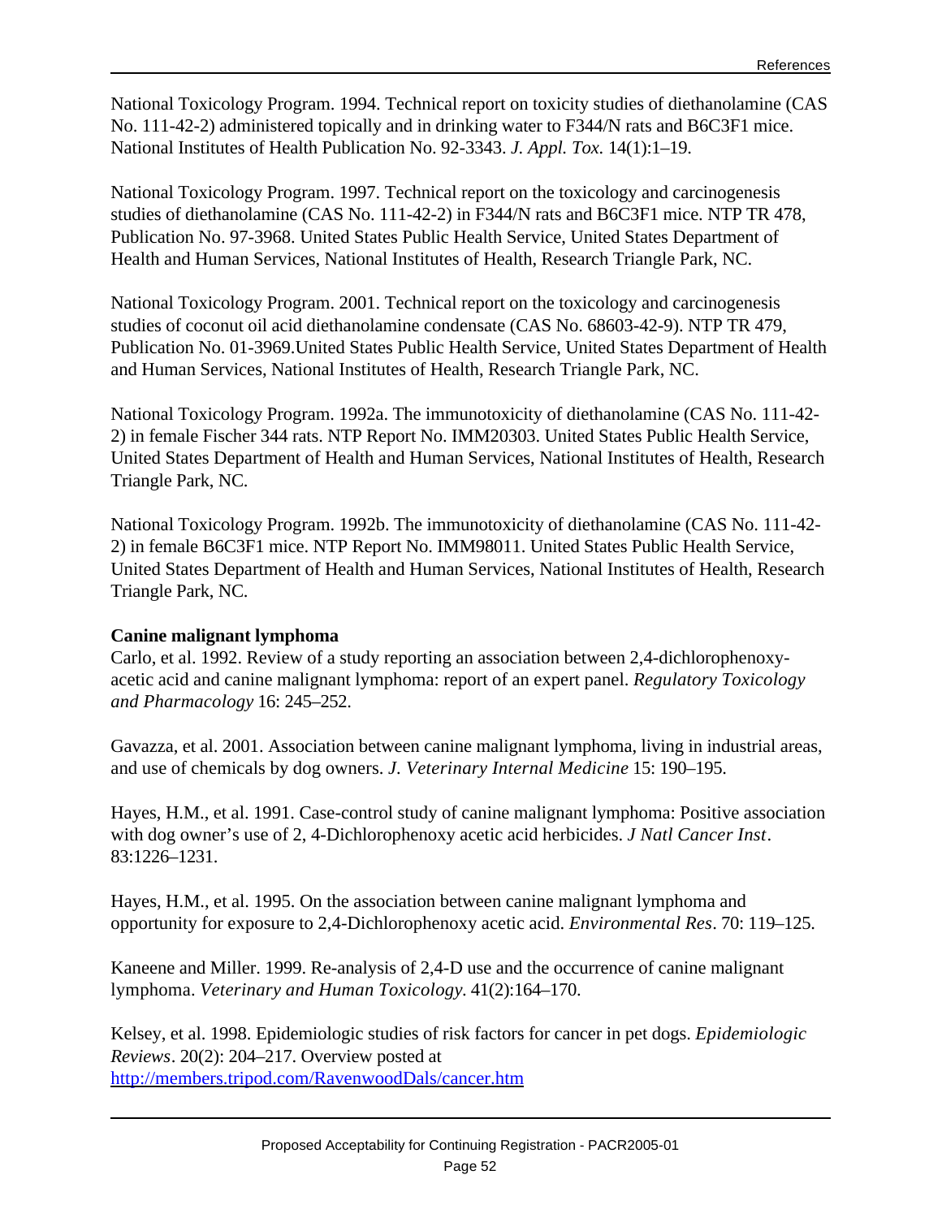National Toxicology Program. 1994. Technical report on toxicity studies of diethanolamine (CAS No. 111-42-2) administered topically and in drinking water to F344/N rats and B6C3F1 mice. National Institutes of Health Publication No. 92-3343. *J. Appl. Tox.* 14(1):1–19.

National Toxicology Program. 1997. Technical report on the toxicology and carcinogenesis studies of diethanolamine (CAS No. 111-42-2) in F344/N rats and B6C3F1 mice. NTP TR 478, Publication No. 97-3968. United States Public Health Service, United States Department of Health and Human Services, National Institutes of Health, Research Triangle Park, NC.

National Toxicology Program. 2001. Technical report on the toxicology and carcinogenesis studies of coconut oil acid diethanolamine condensate (CAS No. 68603-42-9). NTP TR 479, Publication No. 01-3969.United States Public Health Service, United States Department of Health and Human Services, National Institutes of Health, Research Triangle Park, NC.

National Toxicology Program. 1992a. The immunotoxicity of diethanolamine (CAS No. 111-42-2) in female Fischer 344 rats. NTP Report No. IMM20303. United States Public Health Service, United States Department of Health and Human Services, National Institutes of Health, Research Triangle Park, NC.

National Toxicology Program. 1992b. The immunotoxicity of diethanolamine (CAS No. 111-42-2) in female B6C3F1 mice. NTP Report No. IMM98011. United States Public Health Service, United States Department of Health and Human Services, National Institutes of Health, Research Triangle Park, NC.

**Canine malignant lymphoma**

Carlo, et al. 1992. Review of a study reporting an association between 2,4-dichlorophenoxy-acetic acid and canine malignant lymphoma: report of an expert panel. *Regulatory Toxicology and Pharmacology* 16: 245–252.

Gavazza, et al. 2001. Association between canine malignant lymphoma, living in industrial areas, and use of chemicals by dog owners. *J. Veterinary Internal Medicine* 15: 190–195.

Hayes, H.M., et al. 1991. Case-control study of canine malignant lymphoma: Positive association with dog owner's use of 2, 4-Dichlorophenoxy acetic acid herbicides. *J Natl Cancer Inst*. 83:1226–1231.

Hayes, H.M., et al. 1995. On the association between canine malignant lymphoma and opportunity for exposure to 2,4-Dichlorophenoxy acetic acid. *Environmental Res*. 70: 119–125.

Kaneene and Miller. 1999. Re-analysis of 2,4-D use and the occurrence of canine malignant lymphoma. *Veterinary and Human Toxicology.* 41(2):164–170.

Kelsey, et al. 1998. Epidemiologic studies of risk factors for cancer in pet dogs. *Epidemiologic Reviews*. 20(2): 204–217. Overview posted at http://members.tripod.com/RavenwoodDals/cancer.htm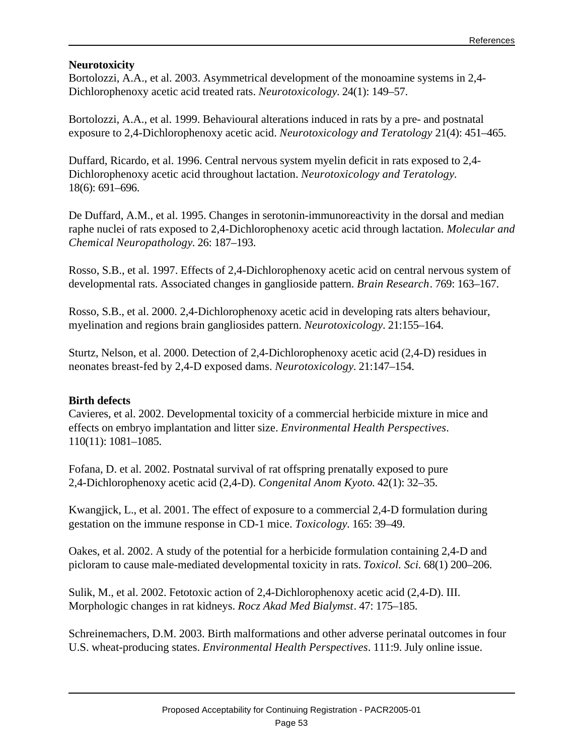**Neurotoxicity**

Bortolozzi, A.A., et al. 2003. Asymmetrical development of the monoamine systems in 2,4-Dichlorophenoxy acetic acid treated rats. *Neurotoxicology.* 24(1): 149–57.

Bortolozzi, A.A., et al. 1999. Behavioural alterations induced in rats by a pre- and postnatal exposure to 2,4-Dichlorophenoxy acetic acid. *Neurotoxicology and Teratology* 21(4): 451–465.

Duffard, Ricardo, et al. 1996. Central nervous system myelin deficit in rats exposed to 2,4-Dichlorophenoxy acetic acid throughout lactation. *Neurotoxicology and Teratology.* 18(6): 691–696.

De Duffard, A.M., et al. 1995. Changes in serotonin-immunoreactivity in the dorsal and median raphe nuclei of rats exposed to 2,4-Dichlorophenoxy acetic acid through lactation. *Molecular and Chemical Neuropathology.* 26: 187–193.

Rosso, S.B., et al. 1997. Effects of 2,4-Dichlorophenoxy acetic acid on central nervous system of developmental rats. Associated changes in ganglioside pattern. *Brain Research*. 769: 163–167.

Rosso, S.B., et al. 2000. 2,4-Dichlorophenoxy acetic acid in developing rats alters behaviour, myelination and regions brain gangliosides pattern. *Neurotoxicology*. 21:155–164.

Sturtz, Nelson, et al. 2000. Detection of 2,4-Dichlorophenoxy acetic acid (2,4-D) residues in neonates breast-fed by 2,4-D exposed dams. *Neurotoxicology.* 21:147–154.

**Birth defects**

Cavieres, et al. 2002. Developmental toxicity of a commercial herbicide mixture in mice and effects on embryo implantation and litter size. *Environmental Health Perspectives*. 110(11): 1081–1085.

Fofana, D. et al. 2002. Postnatal survival of rat offspring prenatally exposed to pure 2,4-Dichlorophenoxy acetic acid (2,4-D). *Congenital Anom Kyoto.* 42(1): 32–35.

Kwangjick, L., et al. 2001. The effect of exposure to a commercial 2,4-D formulation during gestation on the immune response in CD-1 mice. *Toxicology.* 165: 39–49.

Oakes, et al. 2002. A study of the potential for a herbicide formulation containing 2,4-D and picloram to cause male-mediated developmental toxicity in rats. *Toxicol. Sci.* 68(1) 200–206.

Sulik, M., et al. 2002. Fetotoxic action of 2,4-Dichlorophenoxy acetic acid (2,4-D). III. Morphologic changes in rat kidneys. *Rocz Akad Med Bialymst*. 47: 175–185.

Schreinemachers, D.M. 2003. Birth malformations and other adverse perinatal outcomes in four U.S. wheat-producing states. *Environmental Health Perspectives*. 111:9. July online issue.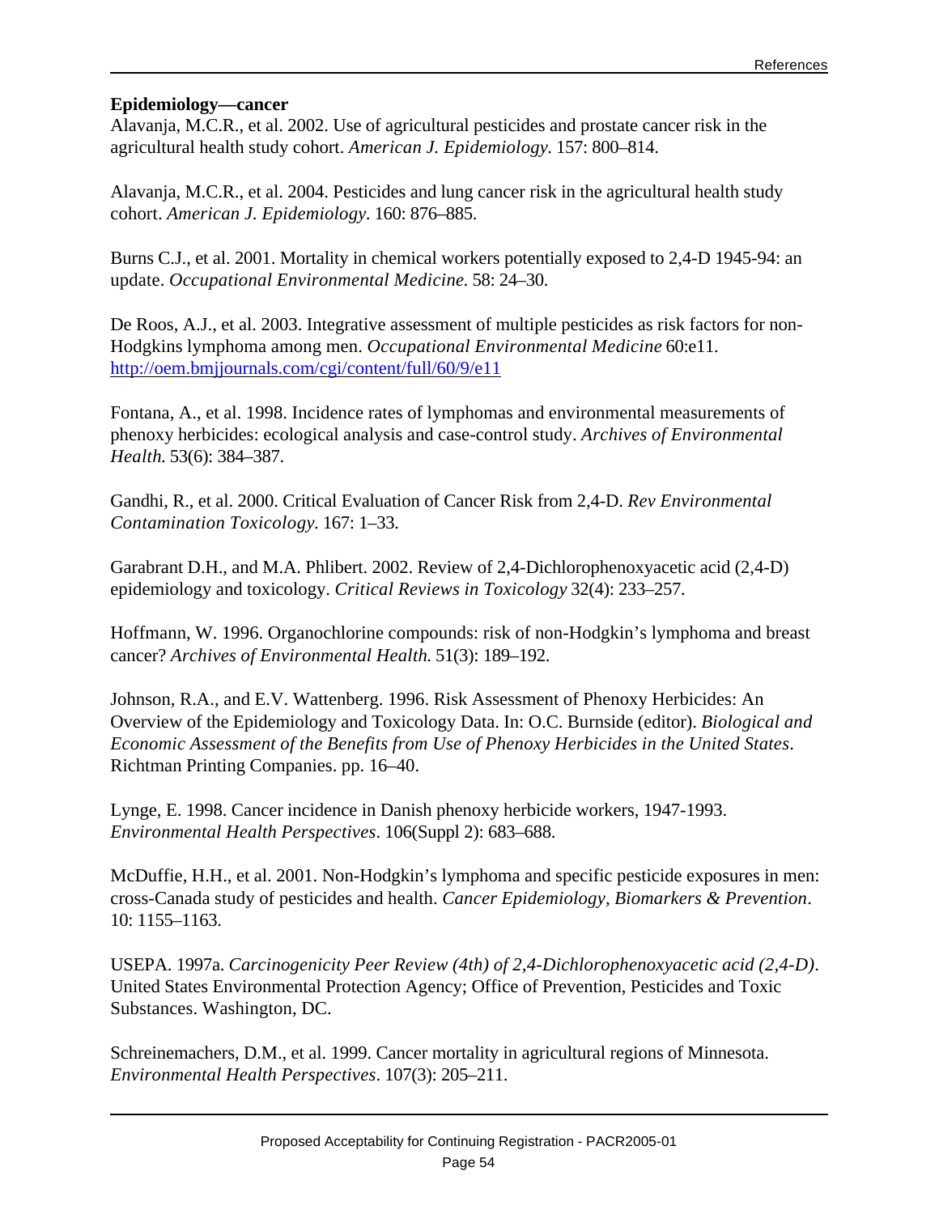**Epidemiology—cancer**

Alavanja, M.C.R., et al. 2002. Use of agricultural pesticides and prostate cancer risk in the agricultural health study cohort. *American J. Epidemiology.* 157: 800–814.

Alavanja, M.C.R., et al. 2004. Pesticides and lung cancer risk in the agricultural health study cohort. *American J. Epidemiology.* 160: 876–885.

Burns C.J., et al. 2001. Mortality in chemical workers potentially exposed to 2,4-D 1945-94: an update. *Occupational Environmental Medicine.* 58: 24–30.

De Roos, A.J., et al. 2003. Integrative assessment of multiple pesticides as risk factors for non-Hodgkins lymphoma among men. *Occupational Environmental Medicine* 60:e11. http://oem.bmjjournals.com/cgi/content/full/60/9/e11

Fontana, A., et al. 1998. Incidence rates of lymphomas and environmental measurements of phenoxy herbicides: ecological analysis and case-control study. *Archives of Environmental Health.* 53(6): 384–387.

Gandhi, R., et al. 2000. Critical Evaluation of Cancer Risk from 2,4-D. *Rev Environmental Contamination Toxicology.* 167: 1–33.

Garabrant D.H., and M.A. Phlibert. 2002. Review of 2,4-Dichlorophenoxyacetic acid (2,4-D) epidemiology and toxicology. *Critical Reviews in Toxicology* 32(4): 233–257.

Hoffmann, W. 1996. Organochlorine compounds: risk of non-Hodgkin's lymphoma and breast cancer? *Archives of Environmental Health.* 51(3): 189–192.

Johnson, R.A., and E.V. Wattenberg. 1996. Risk Assessment of Phenoxy Herbicides: An Overview of the Epidemiology and Toxicology Data. In: O.C. Burnside (editor). *Biological and Economic Assessment of the Benefits from Use of Phenoxy Herbicides in the United States*. Richtman Printing Companies. pp. 16–40.

Lynge, E. 1998. Cancer incidence in Danish phenoxy herbicide workers, 1947-1993. *Environmental Health Perspectives*. 106(Suppl 2): 683–688.

McDuffie, H.H., et al. 2001. Non-Hodgkin's lymphoma and specific pesticide exposures in men: cross-Canada study of pesticides and health. *Cancer Epidemiology, Biomarkers & Prevention*. 10: 1155–1163.

USEPA. 1997a. *Carcinogenicity Peer Review (4th) of 2,4-Dichlorophenoxyacetic acid (2,4-D)*. United States Environmental Protection Agency; Office of Prevention, Pesticides and Toxic Substances. Washington, DC.

Schreinemachers, D.M., et al. 1999. Cancer mortality in agricultural regions of Minnesota. *Environmental Health Perspectives*. 107(3): 205–211.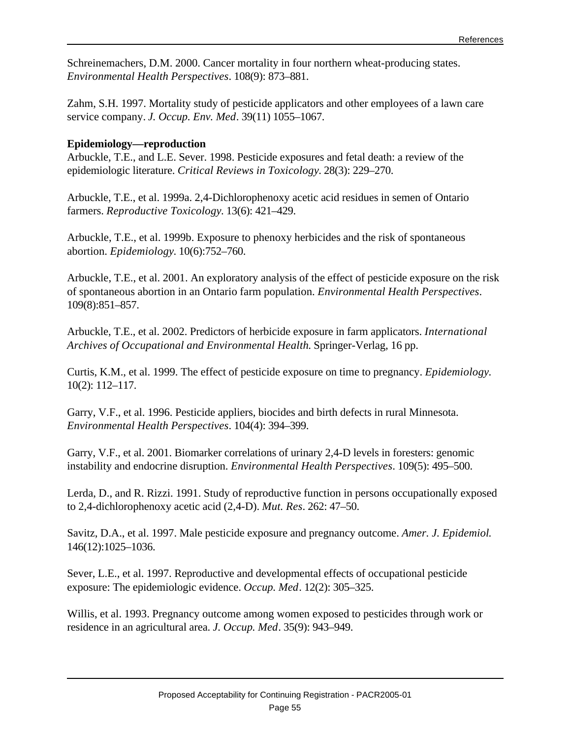Schreinemachers, D.M. 2000. Cancer mortality in four northern wheat-producing states. *Environmental Health Perspectives*. 108(9): 873–881.

Zahm, S.H. 1997. Mortality study of pesticide applicators and other employees of a lawn care service company. *J. Occup. Env. Med*. 39(11) 1055–1067.

**Epidemiology—reproduction**

Arbuckle, T.E., and L.E. Sever. 1998. Pesticide exposures and fetal death: a review of the epidemiologic literature. *Critical Reviews in Toxicology.* 28(3): 229–270.

Arbuckle, T.E., et al. 1999a. 2,4-Dichlorophenoxy acetic acid residues in semen of Ontario farmers. *Reproductive Toxicology.* 13(6): 421–429.

Arbuckle, T.E., et al. 1999b. Exposure to phenoxy herbicides and the risk of spontaneous abortion. *Epidemiology.* 10(6):752–760.

Arbuckle, T.E., et al. 2001. An exploratory analysis of the effect of pesticide exposure on the risk of spontaneous abortion in an Ontario farm population. *Environmental Health Perspectives*. 109(8):851–857.

Arbuckle, T.E., et al. 2002. Predictors of herbicide exposure in farm applicators. *International Archives of Occupational and Environmental Health.* Springer-Verlag, 16 pp.

Curtis, K.M., et al. 1999. The effect of pesticide exposure on time to pregnancy. *Epidemiology.* 10(2): 112–117.

Garry, V.F., et al. 1996. Pesticide appliers, biocides and birth defects in rural Minnesota. *Environmental Health Perspectives*. 104(4): 394–399.

Garry, V.F., et al. 2001. Biomarker correlations of urinary 2,4-D levels in foresters: genomic instability and endocrine disruption. *Environmental Health Perspectives*. 109(5): 495–500.

Lerda, D., and R. Rizzi. 1991. Study of reproductive function in persons occupationally exposed to 2,4-dichlorophenoxy acetic acid (2,4-D). *Mut. Res*. 262: 47–50.

Savitz, D.A., et al. 1997. Male pesticide exposure and pregnancy outcome. *Amer. J. Epidemiol.* 146(12):1025–1036.

Sever, L.E., et al. 1997. Reproductive and developmental effects of occupational pesticide exposure: The epidemiologic evidence. *Occup. Med*. 12(2): 305–325.

Willis, et al. 1993. Pregnancy outcome among women exposed to pesticides through work or residence in an agricultural area. *J. Occup. Med*. 35(9): 943–949.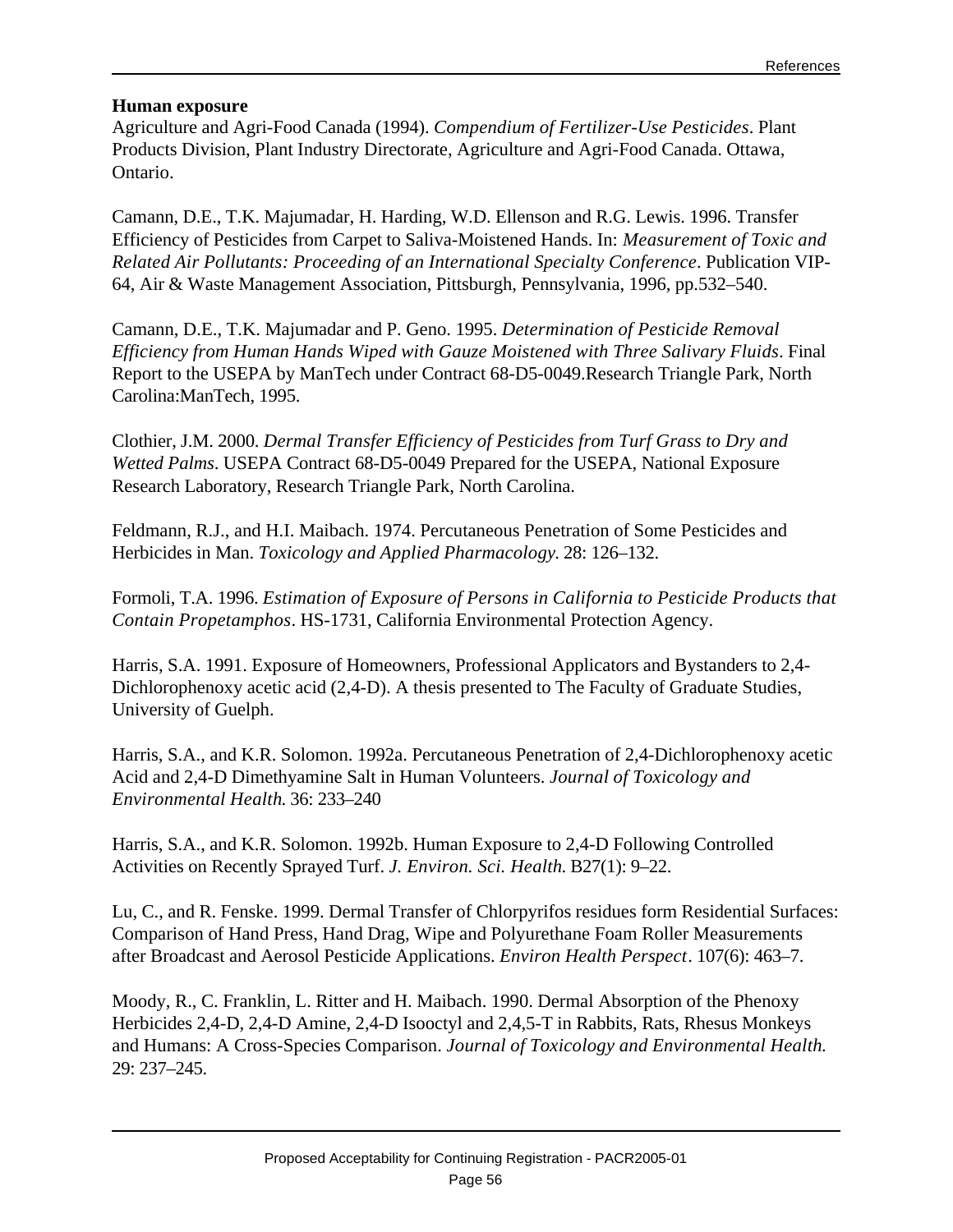**Human exposure**

Agriculture and Agri-Food Canada (1994). *Compendium of Fertilizer-Use Pesticides*. Plant Products Division, Plant Industry Directorate, Agriculture and Agri-Food Canada. Ottawa, Ontario.

Camann, D.E., T.K. Majumadar, H. Harding, W.D. Ellenson and R.G. Lewis. 1996. Transfer Efficiency of Pesticides from Carpet to Saliva-Moistened Hands. In: *Measurement of Toxic and Related Air Pollutants: Proceeding of an International Specialty Conference*. Publication VIP-64, Air & Waste Management Association, Pittsburgh, Pennsylvania, 1996, pp.532–540.

Camann, D.E., T.K. Majumadar and P. Geno. 1995. *Determination of Pesticide Removal Efficiency from Human Hands Wiped with Gauze Moistened with Three Salivary Fluids*. Final Report to the USEPA by ManTech under Contract 68-D5-0049.Research Triangle Park, North Carolina:ManTech, 1995.

Clothier, J.M. 2000. *Dermal Transfer Efficiency of Pesticides from Turf Grass to Dry and Wetted Palms*. USEPA Contract 68-D5-0049 Prepared for the USEPA, National Exposure Research Laboratory, Research Triangle Park, North Carolina.

Feldmann, R.J., and H.I. Maibach. 1974. Percutaneous Penetration of Some Pesticides and Herbicides in Man. *Toxicology and Applied Pharmacology.* 28: 126–132.

Formoli, T.A. 1996. *Estimation of Exposure of Persons in California to Pesticide Products that Contain Propetamphos*. HS-1731, California Environmental Protection Agency.

Harris, S.A. 1991. Exposure of Homeowners, Professional Applicators and Bystanders to 2,4-Dichlorophenoxy acetic acid (2,4-D). A thesis presented to The Faculty of Graduate Studies, University of Guelph.

Harris, S.A., and K.R. Solomon. 1992a. Percutaneous Penetration of 2,4-Dichlorophenoxy acetic Acid and 2,4-D Dimethyamine Salt in Human Volunteers. *Journal of Toxicology and Environmental Health.* 36: 233–240

Harris, S.A., and K.R. Solomon. 1992b. Human Exposure to 2,4-D Following Controlled Activities on Recently Sprayed Turf. *J. Environ. Sci. Health.* B27(1): 9–22.

Lu, C., and R. Fenske. 1999. Dermal Transfer of Chlorpyrifos residues form Residential Surfaces: Comparison of Hand Press, Hand Drag, Wipe and Polyurethane Foam Roller Measurements after Broadcast and Aerosol Pesticide Applications. *Environ Health Perspect*. 107(6): 463–7.

Moody, R., C. Franklin, L. Ritter and H. Maibach. 1990. Dermal Absorption of the Phenoxy Herbicides 2,4-D, 2,4-D Amine, 2,4-D Isooctyl and 2,4,5-T in Rabbits, Rats, Rhesus Monkeys and Humans: A Cross-Species Comparison. *Journal of Toxicology and Environmental Health.* 29: 237–245.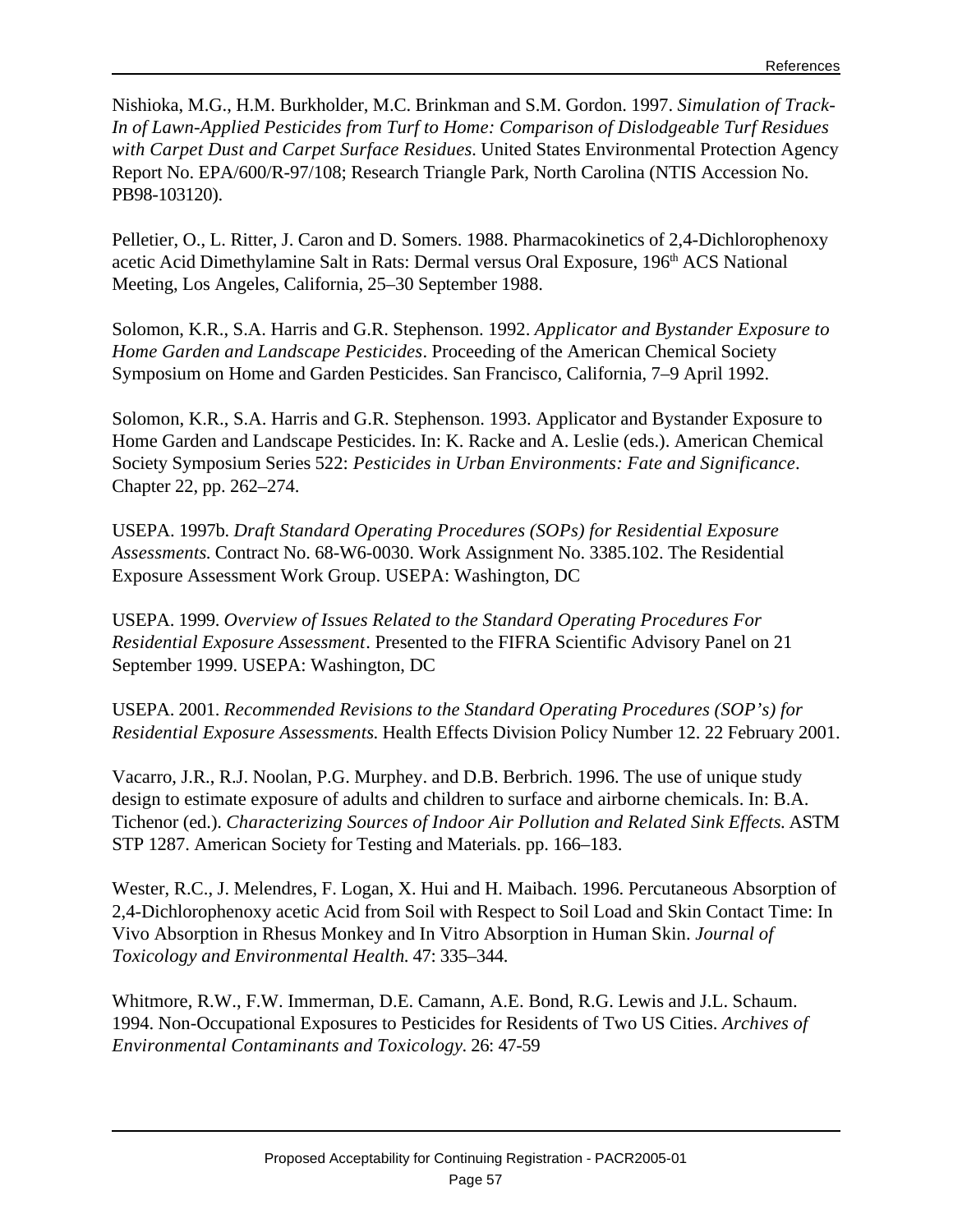Nishioka, M.G., H.M. Burkholder, M.C. Brinkman and S.M. Gordon. 1997. *Simulation of Track-In of Lawn-Applied Pesticides from Turf to Home: Comparison of Dislodgeable Turf Residues with Carpet Dust and Carpet Surface Residues*. United States Environmental Protection Agency Report No. EPA/600/R-97/108; Research Triangle Park, North Carolina (NTIS Accession No. PB98-103120).

Pelletier, O., L. Ritter, J. Caron and D. Somers. 1988. Pharmacokinetics of 2,4-Dichlorophenoxy acetic Acid Dimethylamine Salt in Rats: Dermal versus Oral Exposure, 196th ACS National Meeting, Los Angeles, California, 25–30 September 1988.

Solomon, K.R., S.A. Harris and G.R. Stephenson. 1992. *Applicator and Bystander Exposure to Home Garden and Landscape Pesticides*. Proceeding of the American Chemical Society Symposium on Home and Garden Pesticides. San Francisco, California, 7–9 April 1992.

Solomon, K.R., S.A. Harris and G.R. Stephenson. 1993. Applicator and Bystander Exposure to Home Garden and Landscape Pesticides. In: K. Racke and A. Leslie (eds.). American Chemical Society Symposium Series 522: *Pesticides in Urban Environments: Fate and Significance*. Chapter 22, pp. 262–274.

USEPA. 1997b. *Draft Standard Operating Procedures (SOPs) for Residential Exposure Assessments.* Contract No. 68-W6-0030. Work Assignment No. 3385.102. The Residential Exposure Assessment Work Group. USEPA: Washington, DC

USEPA. 1999. *Overview of Issues Related to the Standard Operating Procedures For Residential Exposure Assessment*. Presented to the FIFRA Scientific Advisory Panel on 21 September 1999. USEPA: Washington, DC

USEPA. 2001. *Recommended Revisions to the Standard Operating Procedures (SOP's) for Residential Exposure Assessments.* Health Effects Division Policy Number 12. 22 February 2001.

Vacarro, J.R., R.J. Noolan, P.G. Murphey. and D.B. Berbrich. 1996. The use of unique study design to estimate exposure of adults and children to surface and airborne chemicals. In: B.A. Tichenor (ed.). *Characterizing Sources of Indoor Air Pollution and Related Sink Effects.* ASTM STP 1287. American Society for Testing and Materials. pp. 166–183.

Wester, R.C., J. Melendres, F. Logan, X. Hui and H. Maibach. 1996. Percutaneous Absorption of 2,4-Dichlorophenoxy acetic Acid from Soil with Respect to Soil Load and Skin Contact Time: In Vivo Absorption in Rhesus Monkey and In Vitro Absorption in Human Skin. *Journal of Toxicology and Environmental Health.* 47: 335–344.

Whitmore, R.W., F.W. Immerman, D.E. Camann, A.E. Bond, R.G. Lewis and J.L. Schaum. 1994. Non-Occupational Exposures to Pesticides for Residents of Two US Cities. *Archives of Environmental Contaminants and Toxicology.* 26: 47-59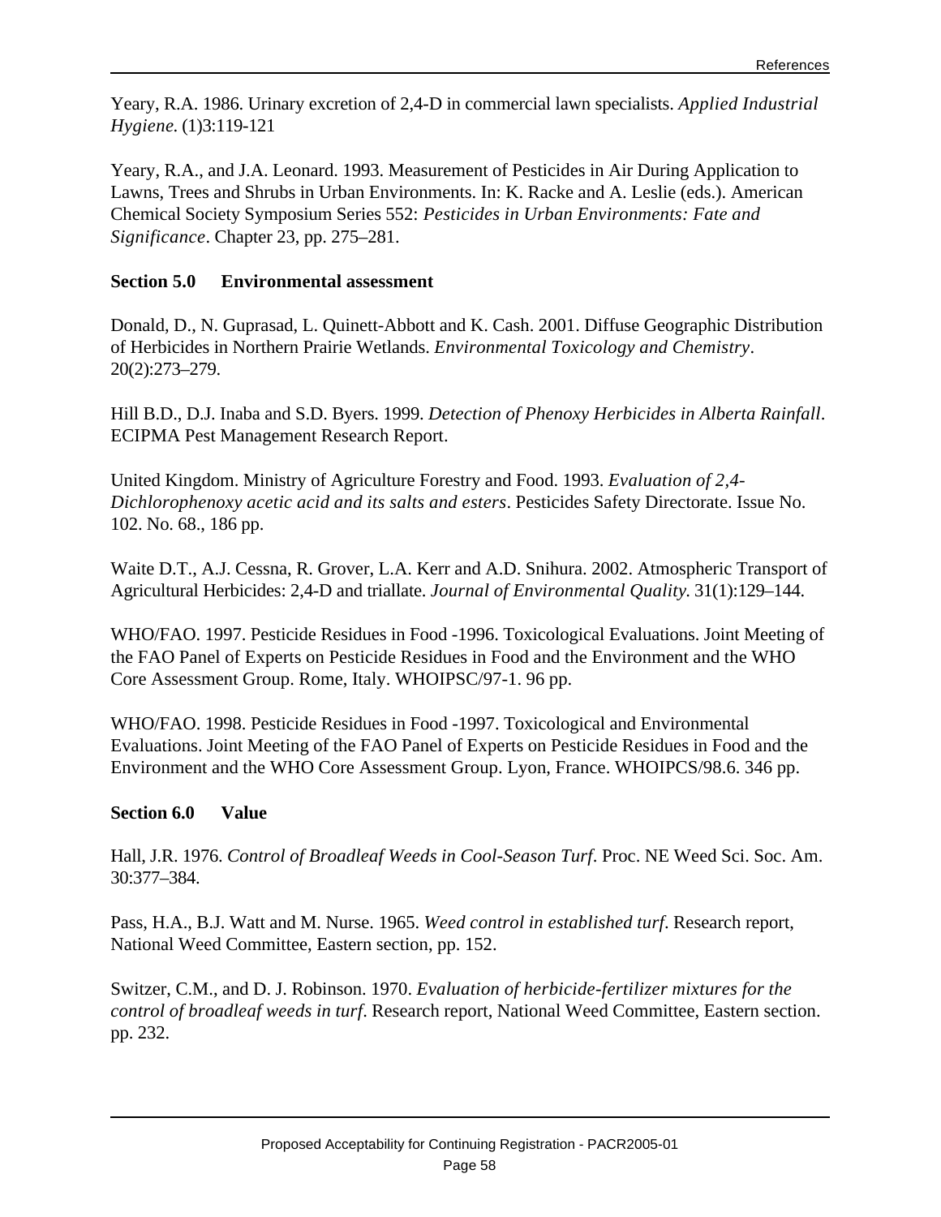Yeary, R.A. 1986. Urinary excretion of 2,4-D in commercial lawn specialists. *Applied Industrial Hygiene.* (1)3:119-121

Yeary, R.A., and J.A. Leonard. 1993. Measurement of Pesticides in Air During Application to Lawns, Trees and Shrubs in Urban Environments. In: K. Racke and A. Leslie (eds.). American Chemical Society Symposium Series 552: *Pesticides in Urban Environments: Fate and Significance*. Chapter 23, pp. 275–281.

**Section 5.0 Environmental assessment**

Donald, D., N. Guprasad, L. Quinett-Abbott and K. Cash. 2001. Diffuse Geographic Distribution of Herbicides in Northern Prairie Wetlands. *Environmental Toxicology and Chemistry*. 20(2):273–279.

Hill B.D., D.J. Inaba and S.D. Byers. 1999. *Detection of Phenoxy Herbicides in Alberta Rainfall*. ECIPMA Pest Management Research Report.

United Kingdom. Ministry of Agriculture Forestry and Food. 1993. *Evaluation of 2,4-Dichlorophenoxy acetic acid and its salts and esters*. Pesticides Safety Directorate. Issue No. 102. No. 68., 186 pp.

Waite D.T., A.J. Cessna, R. Grover, L.A. Kerr and A.D. Snihura. 2002. Atmospheric Transport of Agricultural Herbicides: 2,4-D and triallate. *Journal of Environmental Quality.* 31(1):129–144.

WHO/FAO. 1997. Pesticide Residues in Food -1996. Toxicological Evaluations. Joint Meeting of the FAO Panel of Experts on Pesticide Residues in Food and the Environment and the WHO Core Assessment Group. Rome, Italy. WHOIPSC/97-1. 96 pp.

WHO/FAO. 1998. Pesticide Residues in Food -1997. Toxicological and Environmental Evaluations. Joint Meeting of the FAO Panel of Experts on Pesticide Residues in Food and the Environment and the WHO Core Assessment Group. Lyon, France. WHOIPCS/98.6. 346 pp.

**Section 6.0 Value**

Hall, J.R. 1976. *Control of Broadleaf Weeds in Cool-Season Turf*. Proc. NE Weed Sci. Soc. Am. 30:377–384.

Pass, H.A., B.J. Watt and M. Nurse. 1965. *Weed control in established turf*. Research report, National Weed Committee, Eastern section, pp. 152.

Switzer, C.M., and D. J. Robinson. 1970. *Evaluation of herbicide-fertilizer mixtures for the control of broadleaf weeds in turf*. Research report, National Weed Committee, Eastern section. pp. 232.